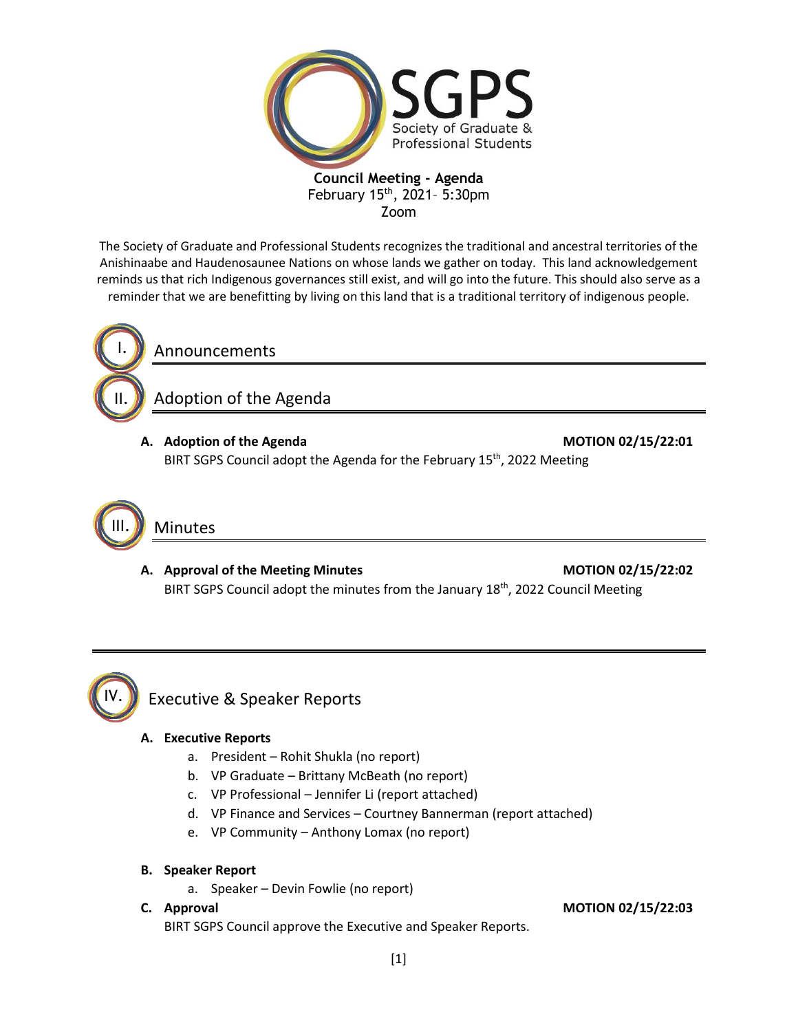SGPS
Society of Graduate & Professional Students

**Council Meeting - Agenda**
February 15th, 2021– 5:30pm
Zoom

The Society of Graduate and Professional Students recognizes the traditional and ancestral territories of the Anishinaabe and Haudenosaunee Nations on whose lands we gather on today. This land acknowledgement reminds us that rich Indigenous governances still exist, and will go into the future. This should also serve as a reminder that we are benefitting by living on this land that is a traditional territory of indigenous people.

## I. Announcements

## II. Adoption of the Agenda

**A. Adoption of the Agenda** **MOTION 02/15/22:01**
BIRT SGPS Council adopt the Agenda for the February 15th, 2022 Meeting

## III. Minutes

**A. Approval of the Meeting Minutes** **MOTION 02/15/22:02**
BIRT SGPS Council adopt the minutes from the January 18th, 2022 Council Meeting

## IV. Executive & Speaker Reports

**A. Executive Reports**

a. President – Rohit Shukla (no report)
b. VP Graduate – Brittany McBeath (no report)
c. VP Professional – Jennifer Li (report attached)
d. VP Finance and Services – Courtney Bannerman (report attached)
e. VP Community – Anthony Lomax (no report)

**B. Speaker Report**

a. Speaker – Devin Fowlie (no report)

**C. Approval** **MOTION 02/15/22:03**
BIRT SGPS Council approve the Executive and Speaker Reports.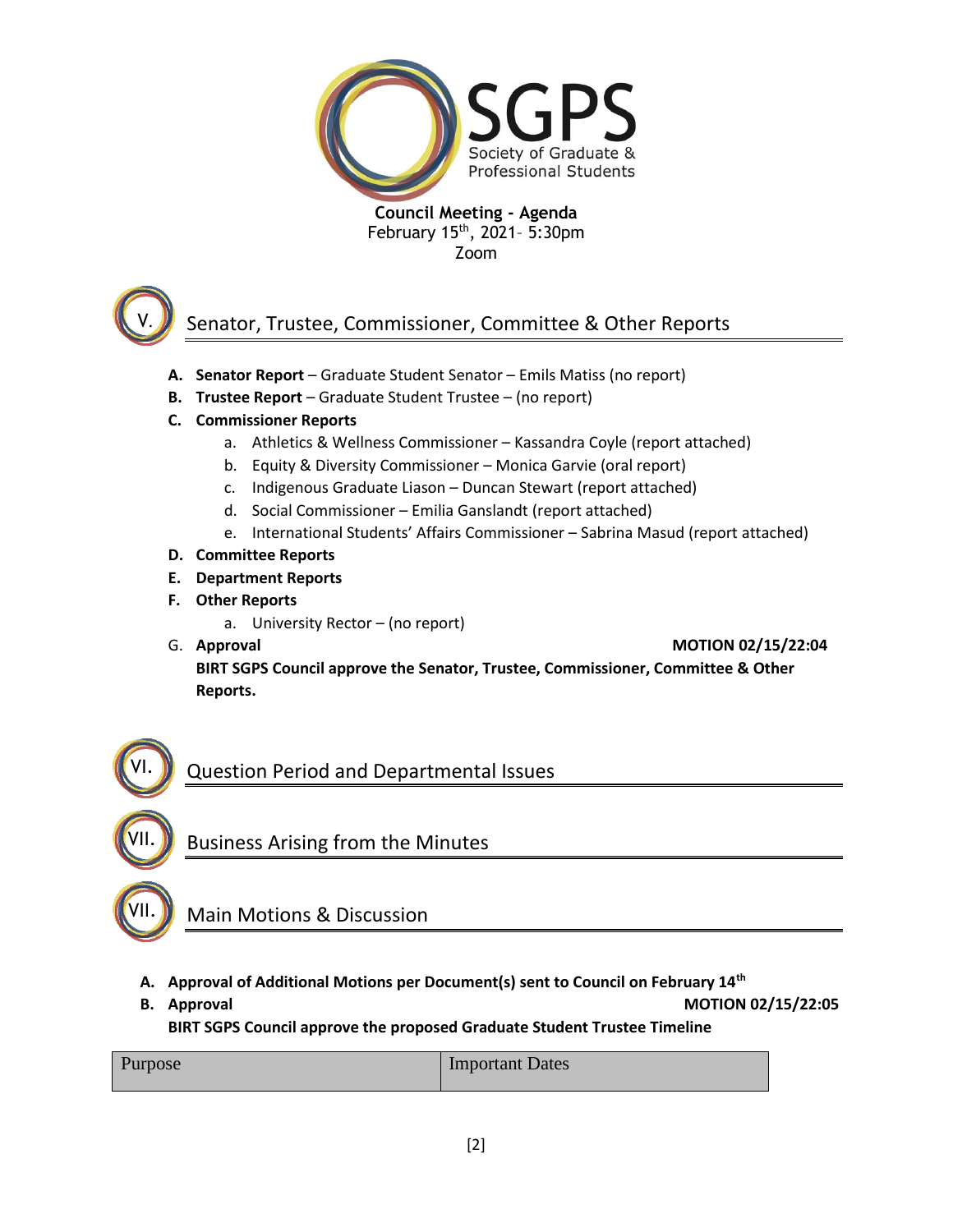SGPS
Society of Graduate & Professional Students

**Council Meeting - Agenda**
February 15th, 2021– 5:30pm
Zoom

## V. Senator, Trustee, Commissioner, Committee & Other Reports

- **A. Senator Report** – Graduate Student Senator – Emils Matiss (no report)
- **B. Trustee Report** – Graduate Student Trustee – (no report)
- **C. Commissioner Reports**
  - a. Athletics & Wellness Commissioner – Kassandra Coyle (report attached)
  - b. Equity & Diversity Commissioner – Monica Garvie (oral report)
  - c. Indigenous Graduate Liason – Duncan Stewart (report attached)
  - d. Social Commissioner – Emilia Ganslandt (report attached)
  - e. International Students' Affairs Commissioner – Sabrina Masud (report attached)
- **D. Committee Reports**
- **E. Department Reports**
- **F. Other Reports**
  - a. University Rector – (no report)
- G. **Approval** **MOTION 02/15/22:04**

  **BIRT SGPS Council approve the Senator, Trustee, Commissioner, Committee & Other Reports.**

## VI. Question Period and Departmental Issues

## VII. Business Arising from the Minutes

## VII. Main Motions & Discussion

- **A. Approval of Additional Motions per Document(s) sent to Council on February 14th**
- **B. Approval** **MOTION 02/15/22:05**

  **BIRT SGPS Council approve the proposed Graduate Student Trustee Timeline**

| Purpose | Important Dates |
| --- | --- |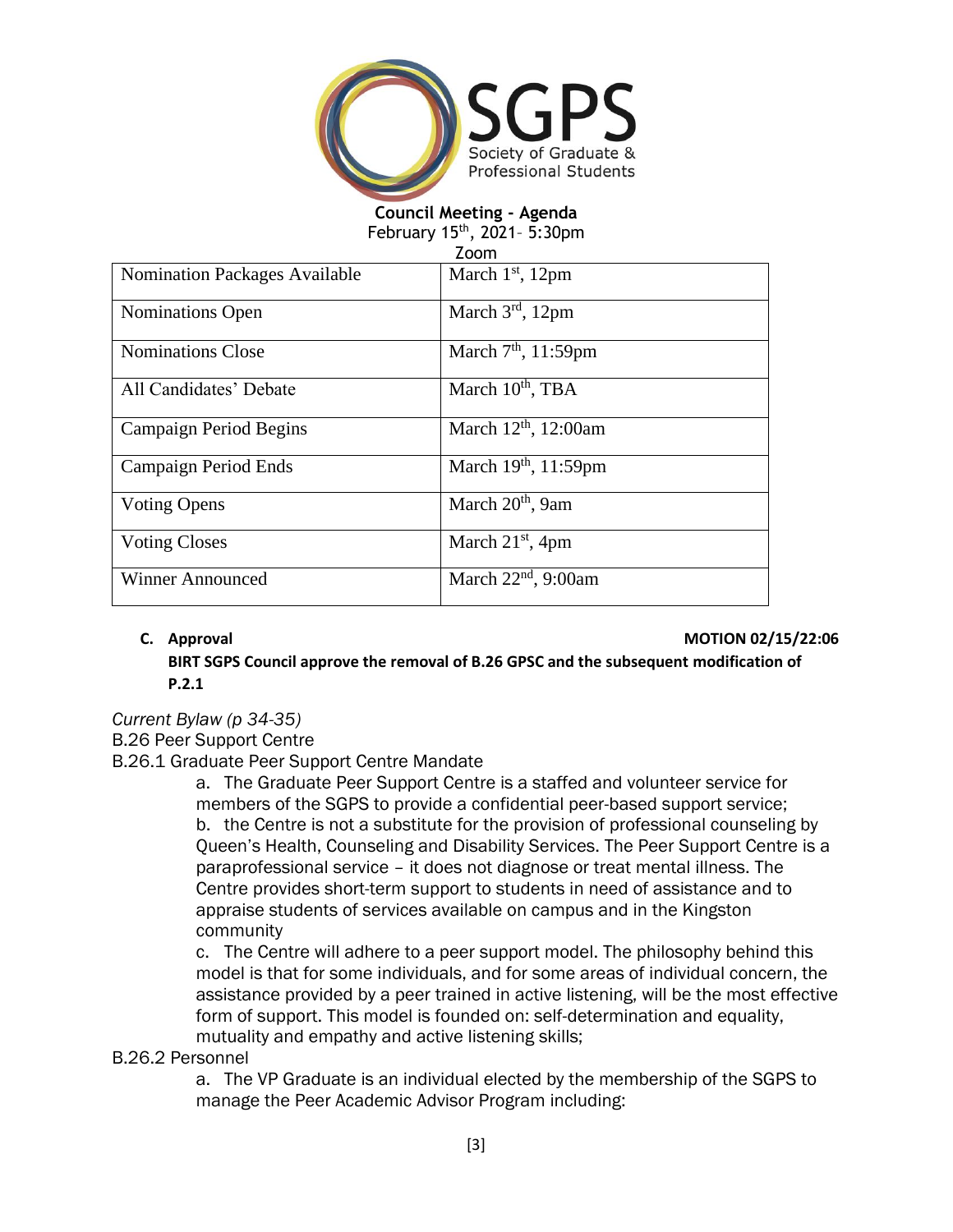**SGPS**
Society of Graduate & Professional Students

**Council Meeting - Agenda**
February 15th, 2021– 5:30pm
Zoom

| | |
|---|---|
| Nomination Packages Available | March 1st, 12pm |
| Nominations Open | March 3rd, 12pm |
| Nominations Close | March 7th, 11:59pm |
| All Candidates' Debate | March 10th, TBA |
| Campaign Period Begins | March 12th, 12:00am |
| Campaign Period Ends | March 19th, 11:59pm |
| Voting Opens | March 20th, 9am |
| Voting Closes | March 21st, 4pm |
| Winner Announced | March 22nd, 9:00am |

**C. Approval** **MOTION 02/15/22:06**

**BIRT SGPS Council approve the removal of B.26 GPSC and the subsequent modification of P.2.1**

*Current Bylaw (p 34-35)*

B.26 Peer Support Centre

B.26.1 Graduate Peer Support Centre Mandate

a. The Graduate Peer Support Centre is a staffed and volunteer service for members of the SGPS to provide a confidential peer-based support service;

b. the Centre is not a substitute for the provision of professional counseling by Queen's Health, Counseling and Disability Services. The Peer Support Centre is a paraprofessional service – it does not diagnose or treat mental illness. The Centre provides short-term support to students in need of assistance and to appraise students of services available on campus and in the Kingston community

c. The Centre will adhere to a peer support model. The philosophy behind this model is that for some individuals, and for some areas of individual concern, the assistance provided by a peer trained in active listening, will be the most effective form of support. This model is founded on: self-determination and equality, mutuality and empathy and active listening skills;

B.26.2 Personnel

a. The VP Graduate is an individual elected by the membership of the SGPS to manage the Peer Academic Advisor Program including: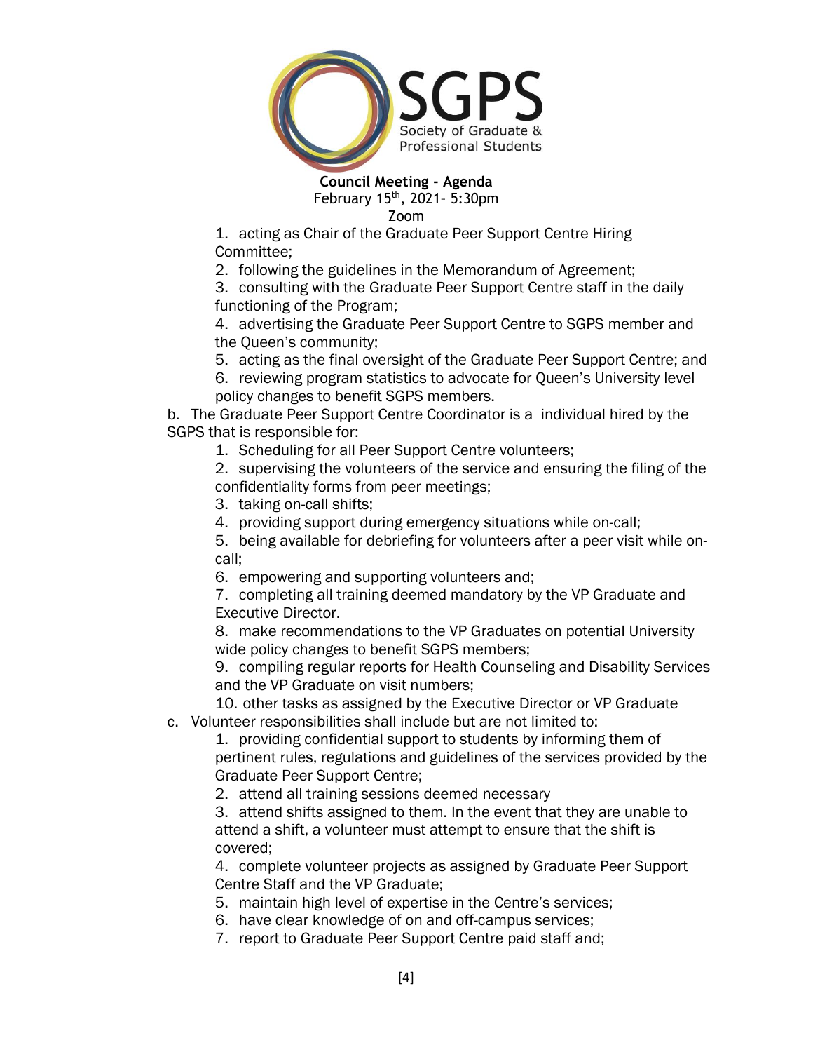1. acting as Chair of the Graduate Peer Support Centre Hiring Committee;
2. following the guidelines in the Memorandum of Agreement;
3. consulting with the Graduate Peer Support Centre staff in the daily functioning of the Program;
4. advertising the Graduate Peer Support Centre to SGPS member and the Queen's community;
5. acting as the final oversight of the Graduate Peer Support Centre; and
6. reviewing program statistics to advocate for Queen's University level policy changes to benefit SGPS members.

b. The Graduate Peer Support Centre Coordinator is a individual hired by the SGPS that is responsible for:

1. Scheduling for all Peer Support Centre volunteers;
2. supervising the volunteers of the service and ensuring the filing of the confidentiality forms from peer meetings;
3. taking on-call shifts;
4. providing support during emergency situations while on-call;
5. being available for debriefing for volunteers after a peer visit while on-call;
6. empowering and supporting volunteers and;
7. completing all training deemed mandatory by the VP Graduate and Executive Director.
8. make recommendations to the VP Graduates on potential University wide policy changes to benefit SGPS members;
9. compiling regular reports for Health Counseling and Disability Services and the VP Graduate on visit numbers;
10. other tasks as assigned by the Executive Director or VP Graduate

c. Volunteer responsibilities shall include but are not limited to:

1. providing confidential support to students by informing them of pertinent rules, regulations and guidelines of the services provided by the Graduate Peer Support Centre;
2. attend all training sessions deemed necessary
3. attend shifts assigned to them. In the event that they are unable to attend a shift, a volunteer must attempt to ensure that the shift is covered;
4. complete volunteer projects as assigned by Graduate Peer Support Centre Staff and the VP Graduate;
5. maintain high level of expertise in the Centre's services;
6. have clear knowledge of on and off-campus services;
7. report to Graduate Peer Support Centre paid staff and;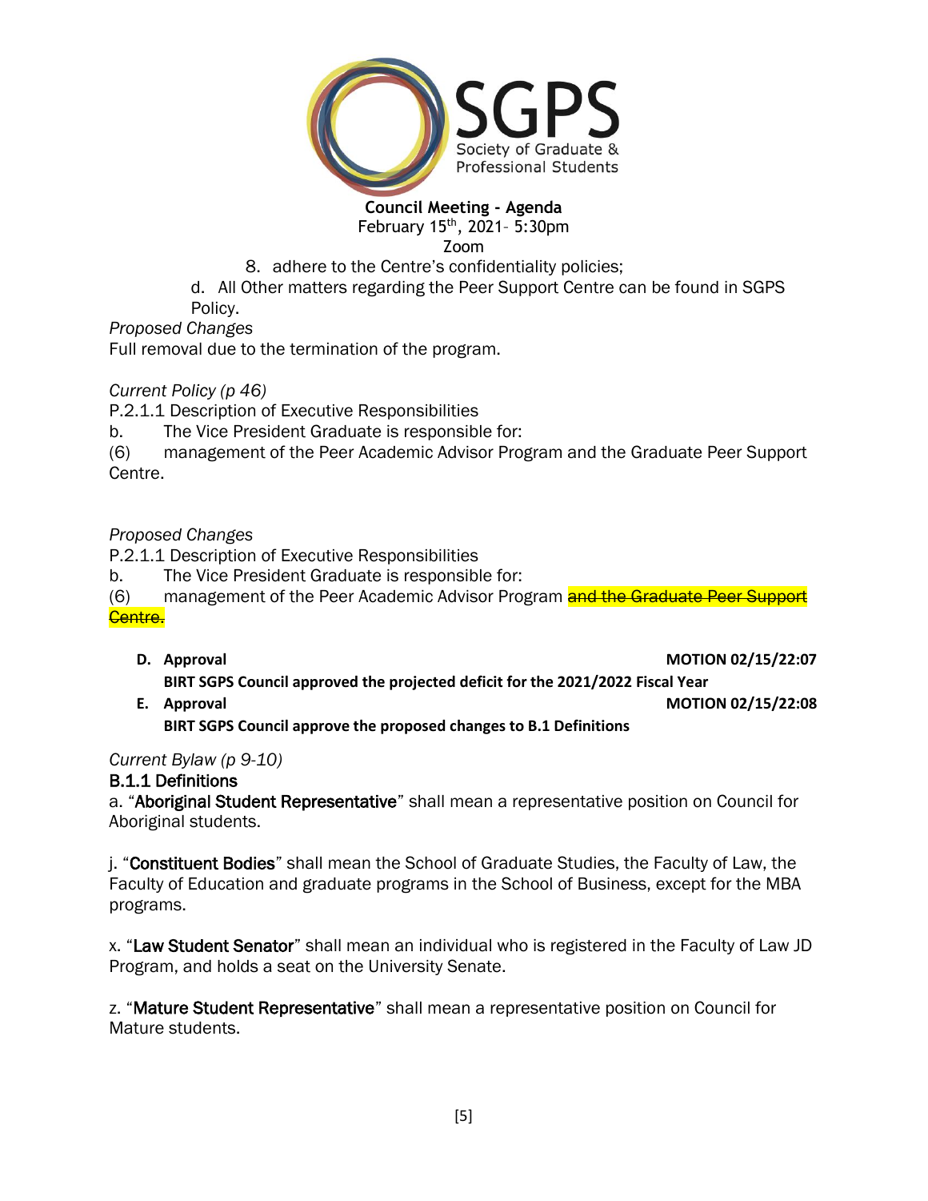**Council Meeting - Agenda**
February 15th, 2021– 5:30pm
Zoom

8. adhere to the Centre's confidentiality policies;

d. All Other matters regarding the Peer Support Centre can be found in SGPS Policy.

*Proposed Changes*
Full removal due to the termination of the program.

*Current Policy (p 46)*
P.2.1.1 Description of Executive Responsibilities
b. The Vice President Graduate is responsible for:
(6) management of the Peer Academic Advisor Program and the Graduate Peer Support Centre.

*Proposed Changes*
P.2.1.1 Description of Executive Responsibilities
b. The Vice President Graduate is responsible for:
(6) management of the Peer Academic Advisor Program ~~and the Graduate Peer Support Centre.~~

**D. Approval** **MOTION 02/15/22:07**
**BIRT SGPS Council approved the projected deficit for the 2021/2022 Fiscal Year**

**E. Approval** **MOTION 02/15/22:08**
**BIRT SGPS Council approve the proposed changes to B.1 Definitions**

*Current Bylaw (p 9-10)*

**B.1.1 Definitions**

a. "**Aboriginal Student Representative**" shall mean a representative position on Council for Aboriginal students.

j. "**Constituent Bodies**" shall mean the School of Graduate Studies, the Faculty of Law, the Faculty of Education and graduate programs in the School of Business, except for the MBA programs.

x. "**Law Student Senator**" shall mean an individual who is registered in the Faculty of Law JD Program, and holds a seat on the University Senate.

z. "**Mature Student Representative**" shall mean a representative position on Council for Mature students.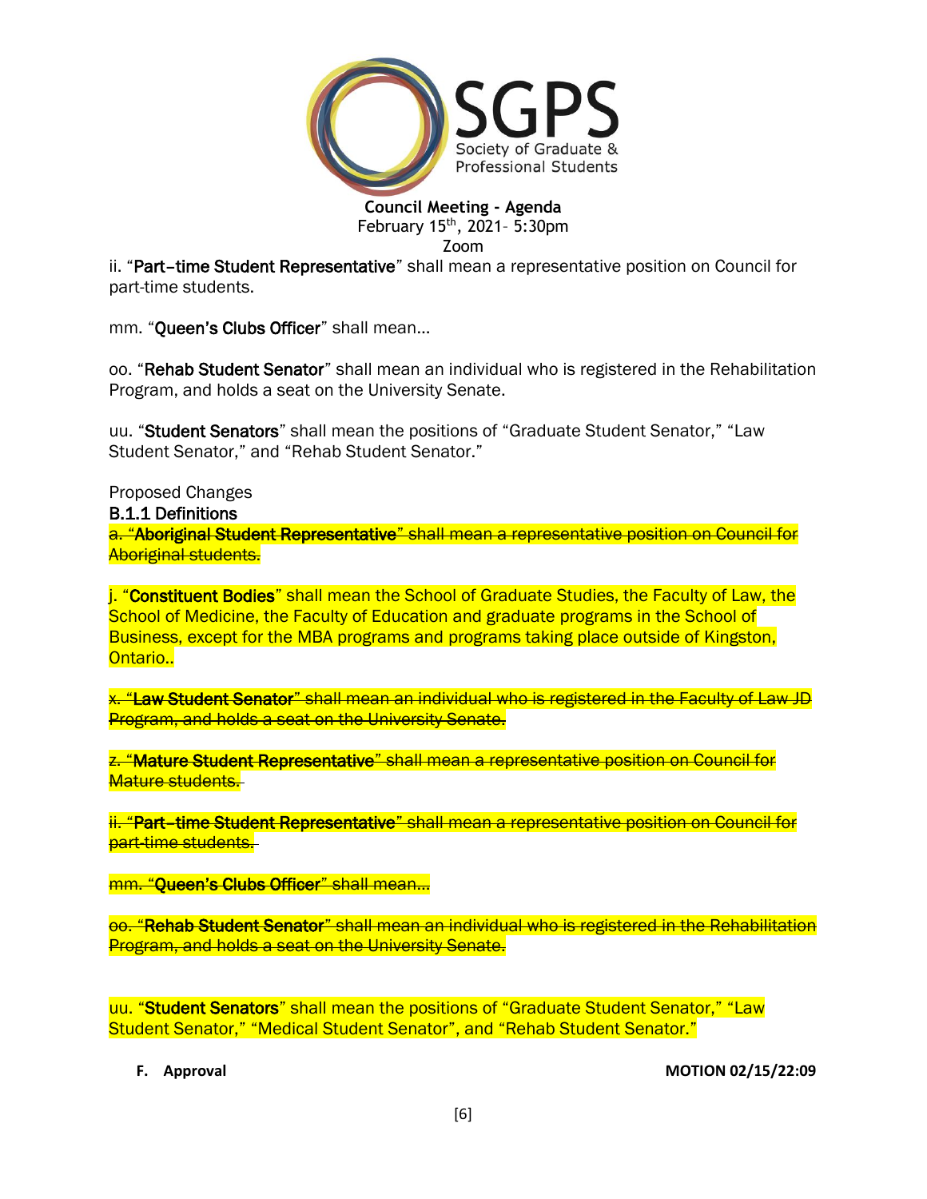ii. "**Part-time Student Representative**" shall mean a representative position on Council for part-time students.

mm. "**Queen's Clubs Officer**" shall mean…

oo. "**Rehab Student Senator**" shall mean an individual who is registered in the Rehabilitation Program, and holds a seat on the University Senate.

uu. "**Student Senators**" shall mean the positions of "Graduate Student Senator," "Law Student Senator," and "Rehab Student Senator."

Proposed Changes

**B.1.1 Definitions**

~~a. "**Aboriginal Student Representative**" shall mean a representative position on Council for Aboriginal students.~~

j. "**Constituent Bodies**" shall mean the School of Graduate Studies, the Faculty of Law, the School of Medicine, the Faculty of Education and graduate programs in the School of Business, except for the MBA programs and programs taking place outside of Kingston, Ontario..

~~x. "**Law Student Senator**" shall mean an individual who is registered in the Faculty of Law JD Program, and holds a seat on the University Senate.~~

~~z. "**Mature Student Representative**" shall mean a representative position on Council for Mature students.~~

~~ii. "**Part-time Student Representative**" shall mean a representative position on Council for part-time students.~~

~~mm. "**Queen's Clubs Officer**" shall mean…~~

~~oo. "**Rehab Student Senator**" shall mean an individual who is registered in the Rehabilitation Program, and holds a seat on the University Senate.~~

uu. "**Student Senators**" shall mean the positions of "Graduate Student Senator," "Law Student Senator," "Medical Student Senator", and "Rehab Student Senator."

**F. Approval** **MOTION 02/15/22:09**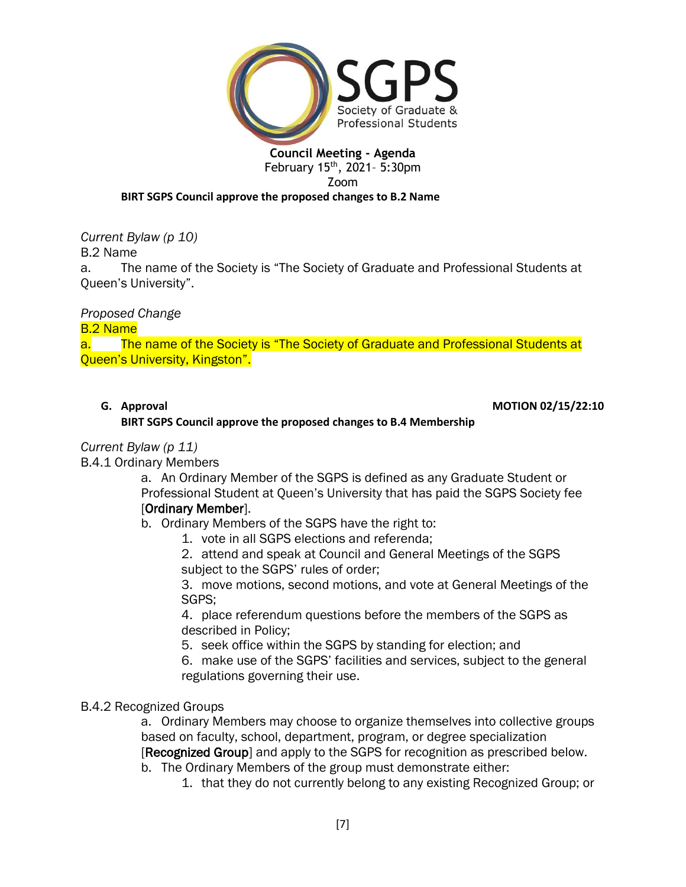**Council Meeting - Agenda**
February 15th, 2021– 5:30pm
Zoom

**BIRT SGPS Council approve the proposed changes to B.2 Name**

*Current Bylaw (p 10)*

B.2 Name

a. The name of the Society is "The Society of Graduate and Professional Students at Queen's University".

*Proposed Change*

B.2 Name

a. The name of the Society is "The Society of Graduate and Professional Students at Queen's University, Kingston".

**G. Approval** **MOTION 02/15/22:10**

**BIRT SGPS Council approve the proposed changes to B.4 Membership**

*Current Bylaw (p 11)*

B.4.1 Ordinary Members

a. An Ordinary Member of the SGPS is defined as any Graduate Student or Professional Student at Queen's University that has paid the SGPS Society fee [**Ordinary Member**].

b. Ordinary Members of the SGPS have the right to:

1. vote in all SGPS elections and referenda;
2. attend and speak at Council and General Meetings of the SGPS subject to the SGPS' rules of order;
3. move motions, second motions, and vote at General Meetings of the SGPS;
4. place referendum questions before the members of the SGPS as described in Policy;
5. seek office within the SGPS by standing for election; and
6. make use of the SGPS' facilities and services, subject to the general regulations governing their use.

B.4.2 Recognized Groups

a. Ordinary Members may choose to organize themselves into collective groups based on faculty, school, department, program, or degree specialization [**Recognized Group**] and apply to the SGPS for recognition as prescribed below.

b. The Ordinary Members of the group must demonstrate either:

1. that they do not currently belong to any existing Recognized Group; or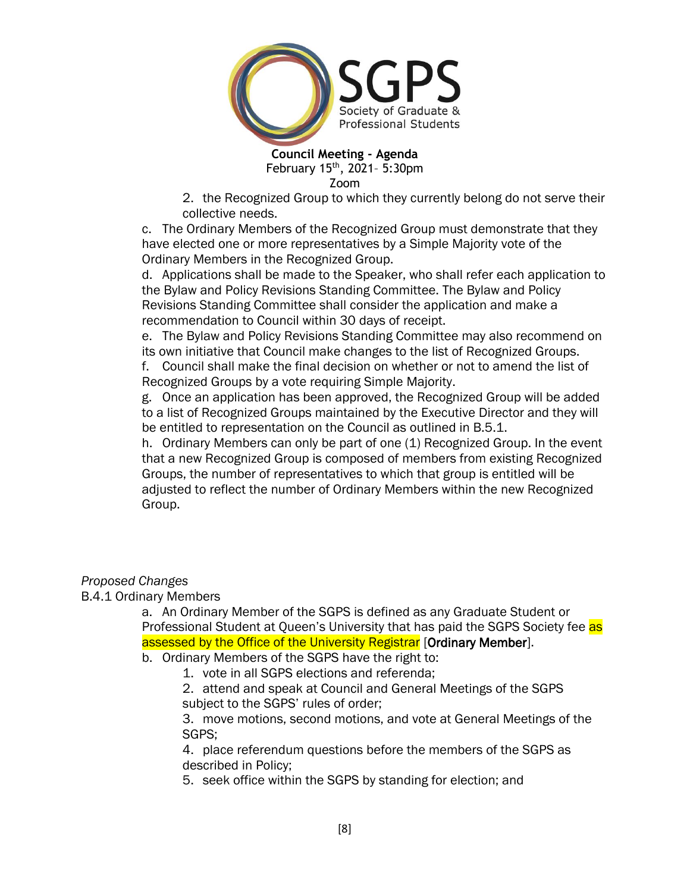2. the Recognized Group to which they currently belong do not serve their collective needs.

c. The Ordinary Members of the Recognized Group must demonstrate that they have elected one or more representatives by a Simple Majority vote of the Ordinary Members in the Recognized Group.

d. Applications shall be made to the Speaker, who shall refer each application to the Bylaw and Policy Revisions Standing Committee. The Bylaw and Policy Revisions Standing Committee shall consider the application and make a recommendation to Council within 30 days of receipt.

e. The Bylaw and Policy Revisions Standing Committee may also recommend on its own initiative that Council make changes to the list of Recognized Groups.

f. Council shall make the final decision on whether or not to amend the list of Recognized Groups by a vote requiring Simple Majority.

g. Once an application has been approved, the Recognized Group will be added to a list of Recognized Groups maintained by the Executive Director and they will be entitled to representation on the Council as outlined in B.5.1.

h. Ordinary Members can only be part of one (1) Recognized Group. In the event that a new Recognized Group is composed of members from existing Recognized Groups, the number of representatives to which that group is entitled will be adjusted to reflect the number of Ordinary Members within the new Recognized Group.

*Proposed Changes*

B.4.1 Ordinary Members

a. An Ordinary Member of the SGPS is defined as any Graduate Student or Professional Student at Queen's University that has paid the SGPS Society fee as assessed by the Office of the University Registrar [**Ordinary Member**].

b. Ordinary Members of the SGPS have the right to:

1. vote in all SGPS elections and referenda;
2. attend and speak at Council and General Meetings of the SGPS subject to the SGPS' rules of order;
3. move motions, second motions, and vote at General Meetings of the SGPS;
4. place referendum questions before the members of the SGPS as described in Policy;
5. seek office within the SGPS by standing for election; and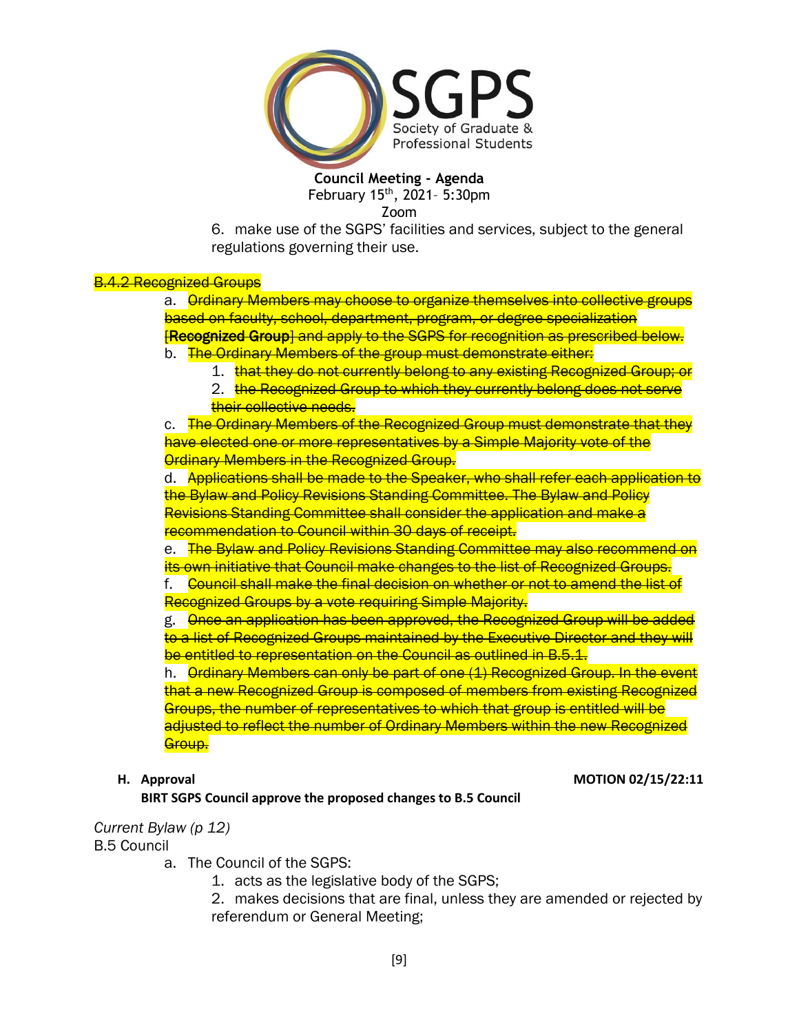6. make use of the SGPS' facilities and services, subject to the general regulations governing their use.

~~B.4.2 Recognized Groups~~

a. ~~Ordinary Members may choose to organize themselves into collective groups based on faculty, school, department, program, or degree specialization [**Recognized Group**] and apply to the SGPS for recognition as prescribed below.~~

b. ~~The Ordinary Members of the group must demonstrate either:~~

1. ~~that they do not currently belong to any existing Recognized Group; or~~
2. ~~the Recognized Group to which they currently belong does not serve their collective needs.~~

c. ~~The Ordinary Members of the Recognized Group must demonstrate that they have elected one or more representatives by a Simple Majority vote of the Ordinary Members in the Recognized Group.~~

d. ~~Applications shall be made to the Speaker, who shall refer each application to the Bylaw and Policy Revisions Standing Committee. The Bylaw and Policy Revisions Standing Committee shall consider the application and make a recommendation to Council within 30 days of receipt.~~

e. ~~The Bylaw and Policy Revisions Standing Committee may also recommend on its own initiative that Council make changes to the list of Recognized Groups.~~

f. ~~Council shall make the final decision on whether or not to amend the list of Recognized Groups by a vote requiring Simple Majority.~~

g. ~~Once an application has been approved, the Recognized Group will be added to a list of Recognized Groups maintained by the Executive Director and they will be entitled to representation on the Council as outlined in B.5.1.~~

h. ~~Ordinary Members can only be part of one (1) Recognized Group. In the event that a new Recognized Group is composed of members from existing Recognized Groups, the number of representatives to which that group is entitled will be adjusted to reflect the number of Ordinary Members within the new Recognized Group.~~

**H. Approval** **MOTION 02/15/22:11**

**BIRT SGPS Council approve the proposed changes to B.5 Council**

*Current Bylaw (p 12)*

B.5 Council

a. The Council of the SGPS:

1. acts as the legislative body of the SGPS;
2. makes decisions that are final, unless they are amended or rejected by referendum or General Meeting;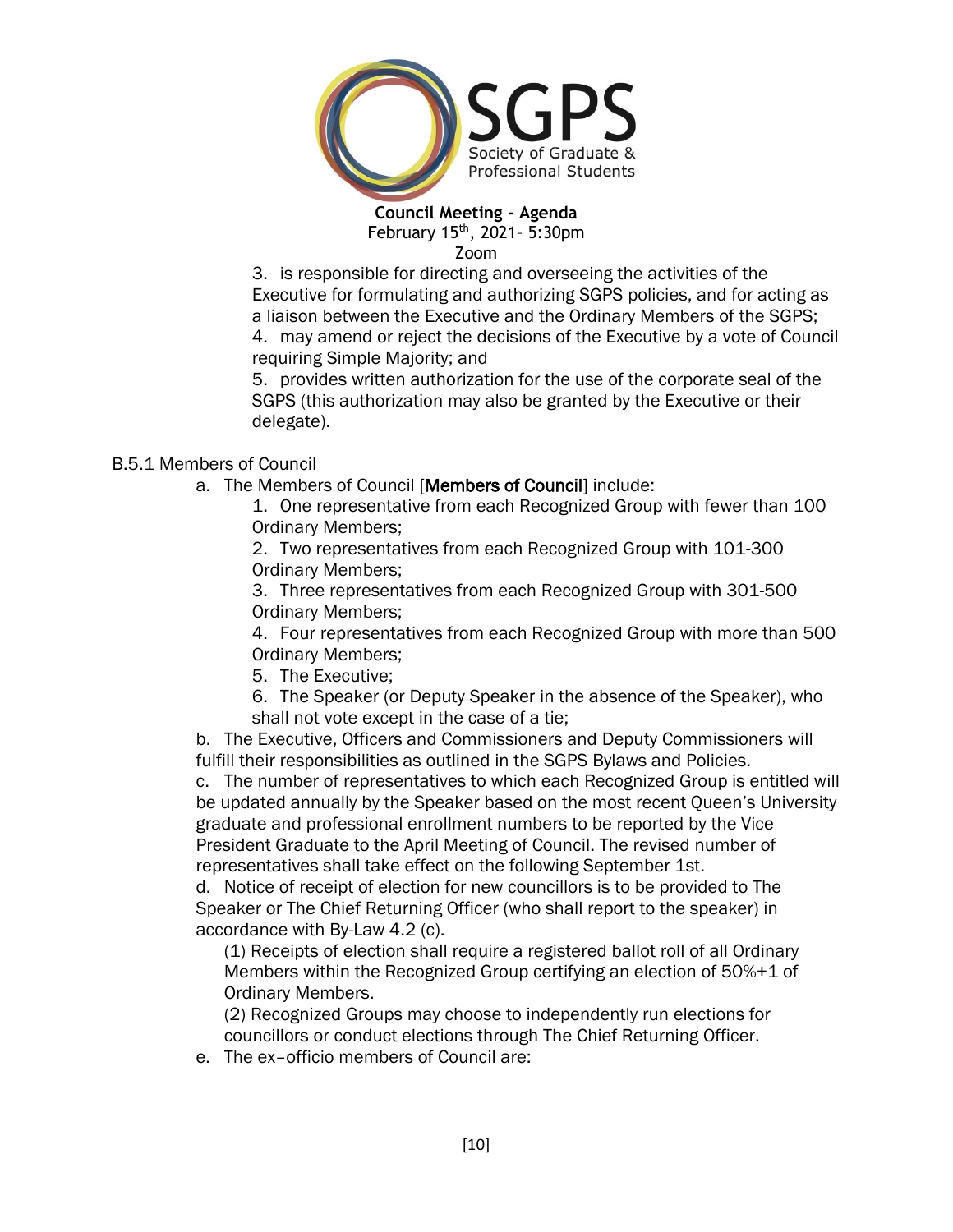3. is responsible for directing and overseeing the activities of the Executive for formulating and authorizing SGPS policies, and for acting as a liaison between the Executive and the Ordinary Members of the SGPS;
4. may amend or reject the decisions of the Executive by a vote of Council requiring Simple Majority; and
5. provides written authorization for the use of the corporate seal of the SGPS (this authorization may also be granted by the Executive or their delegate).

B.5.1 Members of Council

a. The Members of Council [**Members of Council**] include:
   1. One representative from each Recognized Group with fewer than 100 Ordinary Members;
   2. Two representatives from each Recognized Group with 101-300 Ordinary Members;
   3. Three representatives from each Recognized Group with 301-500 Ordinary Members;
   4. Four representatives from each Recognized Group with more than 500 Ordinary Members;
   5. The Executive;
   6. The Speaker (or Deputy Speaker in the absence of the Speaker), who shall not vote except in the case of a tie;

b. The Executive, Officers and Commissioners and Deputy Commissioners will fulfill their responsibilities as outlined in the SGPS Bylaws and Policies.

c. The number of representatives to which each Recognized Group is entitled will be updated annually by the Speaker based on the most recent Queen's University graduate and professional enrollment numbers to be reported by the Vice President Graduate to the April Meeting of Council. The revised number of representatives shall take effect on the following September 1st.

d. Notice of receipt of election for new councillors is to be provided to The Speaker or The Chief Returning Officer (who shall report to the speaker) in accordance with By-Law 4.2 (c).
   (1) Receipts of election shall require a registered ballot roll of all Ordinary Members within the Recognized Group certifying an election of 50%+1 of Ordinary Members.
   (2) Recognized Groups may choose to independently run elections for councillors or conduct elections through The Chief Returning Officer.

e. The ex–officio members of Council are: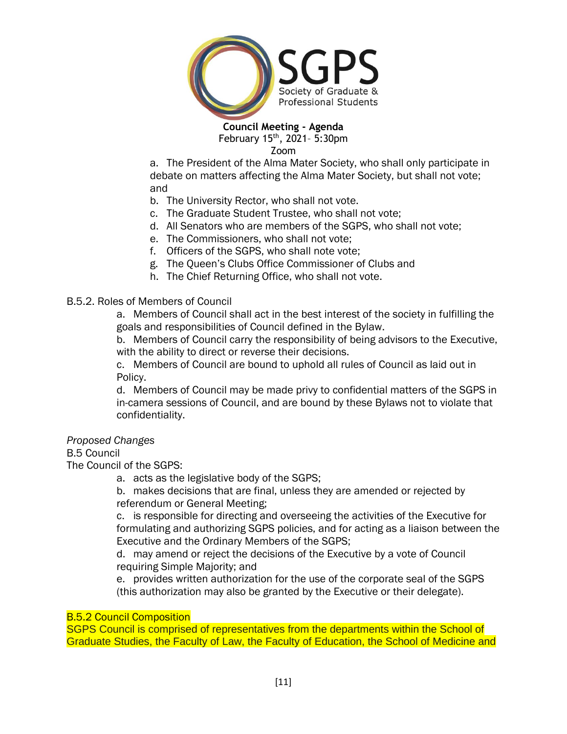a. The President of the Alma Mater Society, who shall only participate in debate on matters affecting the Alma Mater Society, but shall not vote; and
b. The University Rector, who shall not vote.
c. The Graduate Student Trustee, who shall not vote;
d. All Senators who are members of the SGPS, who shall not vote;
e. The Commissioners, who shall not vote;
f. Officers of the SGPS, who shall note vote;
g. The Queen's Clubs Office Commissioner of Clubs and
h. The Chief Returning Office, who shall not vote.

B.5.2. Roles of Members of Council

a. Members of Council shall act in the best interest of the society in fulfilling the goals and responsibilities of Council defined in the Bylaw.

b. Members of Council carry the responsibility of being advisors to the Executive, with the ability to direct or reverse their decisions.

c. Members of Council are bound to uphold all rules of Council as laid out in Policy.

d. Members of Council may be made privy to confidential matters of the SGPS in in-camera sessions of Council, and are bound by these Bylaws not to violate that confidentiality.

*Proposed Changes*

B.5 Council

The Council of the SGPS:

a. acts as the legislative body of the SGPS;

b. makes decisions that are final, unless they are amended or rejected by referendum or General Meeting;

c. is responsible for directing and overseeing the activities of the Executive for formulating and authorizing SGPS policies, and for acting as a liaison between the Executive and the Ordinary Members of the SGPS;

d. may amend or reject the decisions of the Executive by a vote of Council requiring Simple Majority; and

e. provides written authorization for the use of the corporate seal of the SGPS (this authorization may also be granted by the Executive or their delegate).

B.5.2 Council Composition

SGPS Council is comprised of representatives from the departments within the School of Graduate Studies, the Faculty of Law, the Faculty of Education, the School of Medicine and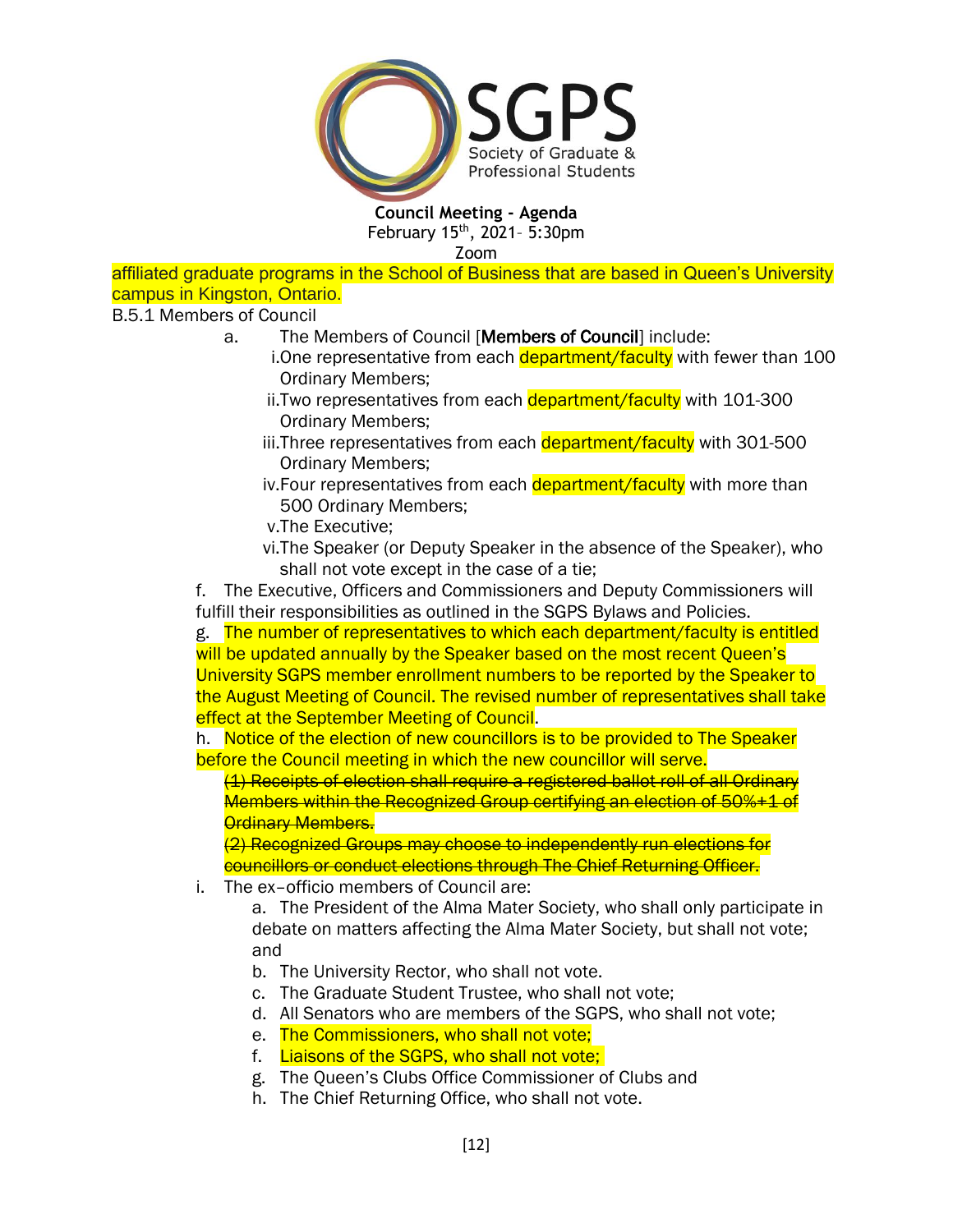affiliated graduate programs in the School of Business that are based in Queen's University campus in Kingston, Ontario.

B.5.1 Members of Council

a. The Members of Council [**Members of Council**] include:

   i. One representative from each department/faculty with fewer than 100 Ordinary Members;

   ii. Two representatives from each department/faculty with 101-300 Ordinary Members;

   iii. Three representatives from each department/faculty with 301-500 Ordinary Members;

   iv. Four representatives from each department/faculty with more than 500 Ordinary Members;

   v. The Executive;

   vi. The Speaker (or Deputy Speaker in the absence of the Speaker), who shall not vote except in the case of a tie;

f. The Executive, Officers and Commissioners and Deputy Commissioners will fulfill their responsibilities as outlined in the SGPS Bylaws and Policies.

g. The number of representatives to which each department/faculty is entitled will be updated annually by the Speaker based on the most recent Queen's University SGPS member enrollment numbers to be reported by the Speaker to the August Meeting of Council. The revised number of representatives shall take effect at the September Meeting of Council.

h. Notice of the election of new councillors is to be provided to The Speaker before the Council meeting in which the new councillor will serve.

   ~~(1) Receipts of election shall require a registered ballot roll of all Ordinary Members within the Recognized Group certifying an election of 50%+1 of Ordinary Members.~~

   ~~(2) Recognized Groups may choose to independently run elections for councillors or conduct elections through The Chief Returning Officer.~~

i. The ex–officio members of Council are:

   a. The President of the Alma Mater Society, who shall only participate in debate on matters affecting the Alma Mater Society, but shall not vote; and

   b. The University Rector, who shall not vote.

   c. The Graduate Student Trustee, who shall not vote;

   d. All Senators who are members of the SGPS, who shall not vote;

   e. The Commissioners, who shall not vote;

   f. Liaisons of the SGPS, who shall not vote;

   g. The Queen's Clubs Office Commissioner of Clubs and

   h. The Chief Returning Office, who shall not vote.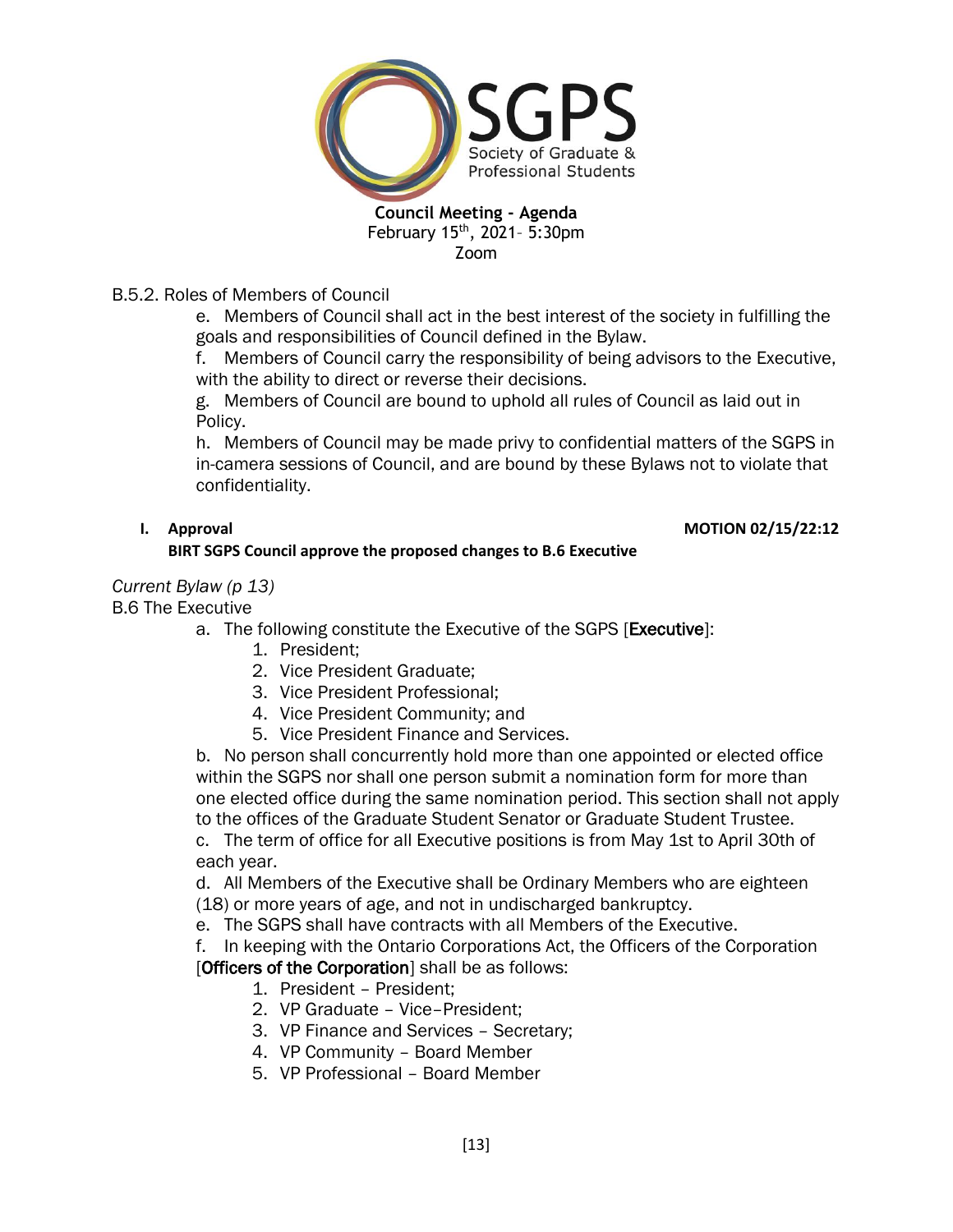**Council Meeting - Agenda**
February 15th, 2021– 5:30pm
Zoom

B.5.2. Roles of Members of Council

e. Members of Council shall act in the best interest of the society in fulfilling the goals and responsibilities of Council defined in the Bylaw.

f. Members of Council carry the responsibility of being advisors to the Executive, with the ability to direct or reverse their decisions.

g. Members of Council are bound to uphold all rules of Council as laid out in Policy.

h. Members of Council may be made privy to confidential matters of the SGPS in in-camera sessions of Council, and are bound by these Bylaws not to violate that confidentiality.

**I. Approval** **MOTION 02/15/22:12**

**BIRT SGPS Council approve the proposed changes to B.6 Executive**

*Current Bylaw (p 13)*

B.6 The Executive

a. The following constitute the Executive of the SGPS [**Executive**]:
1. President;
2. Vice President Graduate;
3. Vice President Professional;
4. Vice President Community; and
5. Vice President Finance and Services.

b. No person shall concurrently hold more than one appointed or elected office within the SGPS nor shall one person submit a nomination form for more than one elected office during the same nomination period. This section shall not apply to the offices of the Graduate Student Senator or Graduate Student Trustee.

c. The term of office for all Executive positions is from May 1st to April 30th of each year.

d. All Members of the Executive shall be Ordinary Members who are eighteen (18) or more years of age, and not in undischarged bankruptcy.

e. The SGPS shall have contracts with all Members of the Executive.

f. In keeping with the Ontario Corporations Act, the Officers of the Corporation [**Officers of the Corporation**] shall be as follows:
1. President – President;
2. VP Graduate – Vice–President;
3. VP Finance and Services – Secretary;
4. VP Community – Board Member
5. VP Professional – Board Member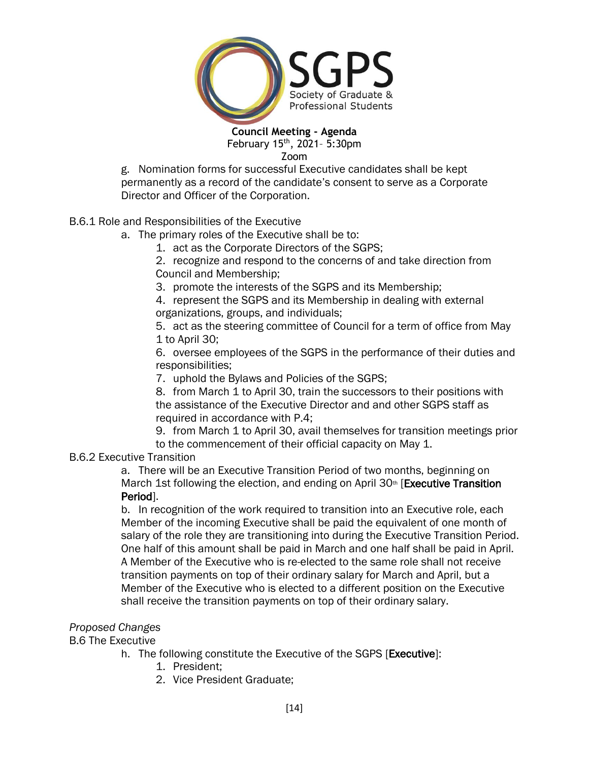g. Nomination forms for successful Executive candidates shall be kept permanently as a record of the candidate's consent to serve as a Corporate Director and Officer of the Corporation.

B.6.1 Role and Responsibilities of the Executive

a. The primary roles of the Executive shall be to:

1. act as the Corporate Directors of the SGPS;
2. recognize and respond to the concerns of and take direction from Council and Membership;
3. promote the interests of the SGPS and its Membership;
4. represent the SGPS and its Membership in dealing with external organizations, groups, and individuals;
5. act as the steering committee of Council for a term of office from May 1 to April 30;
6. oversee employees of the SGPS in the performance of their duties and responsibilities;
7. uphold the Bylaws and Policies of the SGPS;
8. from March 1 to April 30, train the successors to their positions with the assistance of the Executive Director and and other SGPS staff as required in accordance with P.4;
9. from March 1 to April 30, avail themselves for transition meetings prior to the commencement of their official capacity on May 1.

B.6.2 Executive Transition

a. There will be an Executive Transition Period of two months, beginning on March 1st following the election, and ending on April 30th [**Executive Transition Period**].

b. In recognition of the work required to transition into an Executive role, each Member of the incoming Executive shall be paid the equivalent of one month of salary of the role they are transitioning into during the Executive Transition Period. One half of this amount shall be paid in March and one half shall be paid in April. A Member of the Executive who is re-elected to the same role shall not receive transition payments on top of their ordinary salary for March and April, but a Member of the Executive who is elected to a different position on the Executive shall receive the transition payments on top of their ordinary salary.

*Proposed Changes*

B.6 The Executive

h. The following constitute the Executive of the SGPS [**Executive**]:

1. President;
2. Vice President Graduate;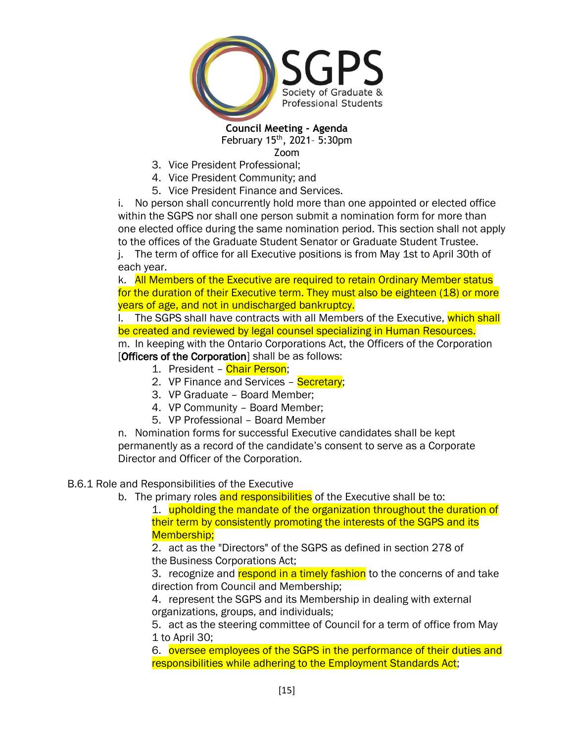3. Vice President Professional;
4. Vice President Community; and
5. Vice President Finance and Services.

i. No person shall concurrently hold more than one appointed or elected office within the SGPS nor shall one person submit a nomination form for more than one elected office during the same nomination period. This section shall not apply to the offices of the Graduate Student Senator or Graduate Student Trustee.

j. The term of office for all Executive positions is from May 1st to April 30th of each year.

k. All Members of the Executive are required to retain Ordinary Member status for the duration of their Executive term. They must also be eighteen (18) or more years of age, and not in undischarged bankruptcy.

l. The SGPS shall have contracts with all Members of the Executive, which shall be created and reviewed by legal counsel specializing in Human Resources.

m. In keeping with the Ontario Corporations Act, the Officers of the Corporation [Officers of the Corporation] shall be as follows:

1. President – Chair Person;
2. VP Finance and Services – Secretary;
3. VP Graduate – Board Member;
4. VP Community – Board Member;
5. VP Professional – Board Member

n. Nomination forms for successful Executive candidates shall be kept permanently as a record of the candidate's consent to serve as a Corporate Director and Officer of the Corporation.

B.6.1 Role and Responsibilities of the Executive

b. The primary roles and responsibilities of the Executive shall be to:

1. upholding the mandate of the organization throughout the duration of their term by consistently promoting the interests of the SGPS and its Membership;
2. act as the "Directors" of the SGPS as defined in section 278 of the Business Corporations Act;
3. recognize and respond in a timely fashion to the concerns of and take direction from Council and Membership;
4. represent the SGPS and its Membership in dealing with external organizations, groups, and individuals;
5. act as the steering committee of Council for a term of office from May 1 to April 30;
6. oversee employees of the SGPS in the performance of their duties and responsibilities while adhering to the Employment Standards Act;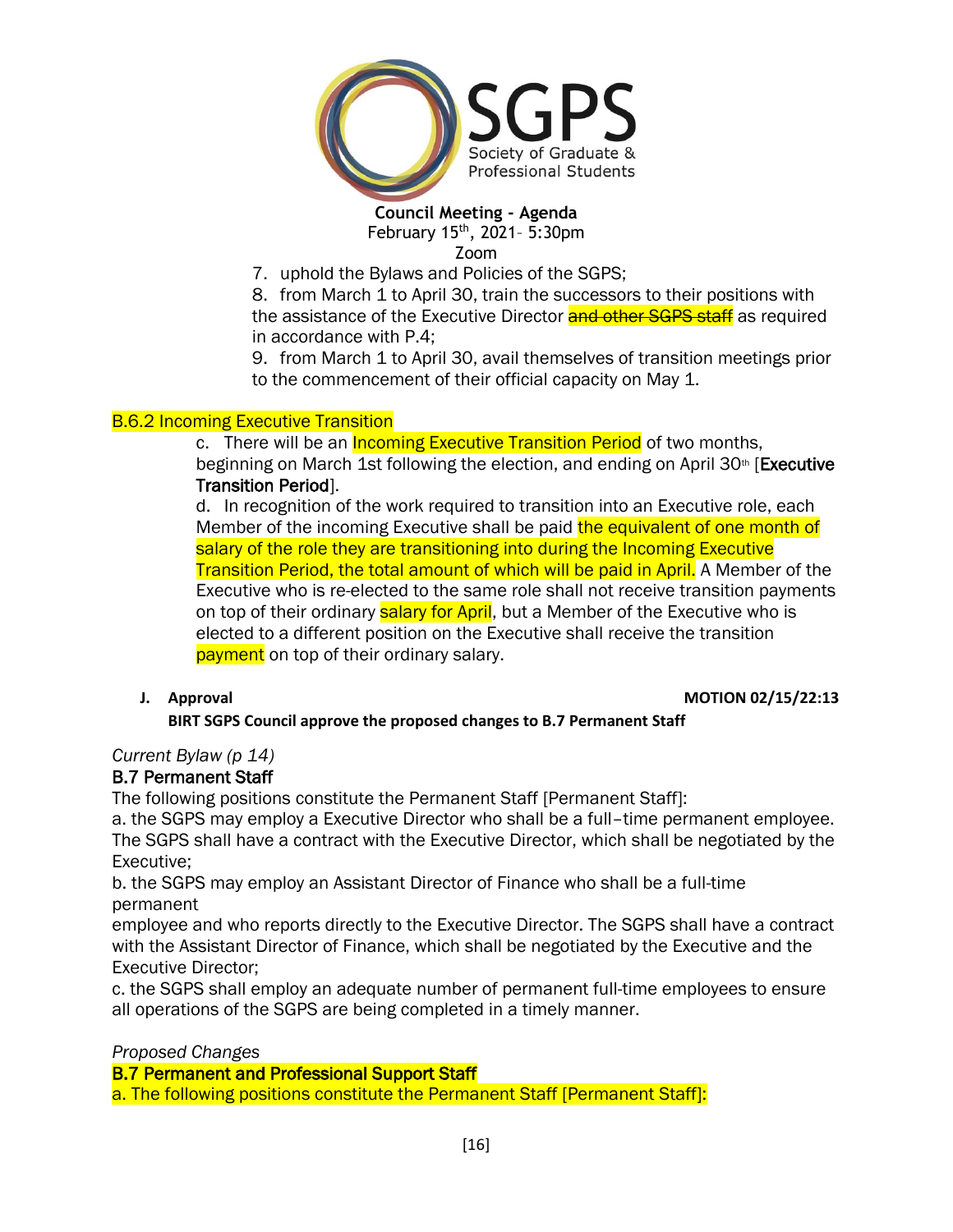**Council Meeting - Agenda**
February 15th, 2021– 5:30pm
Zoom

7. uphold the Bylaws and Policies of the SGPS;
8. from March 1 to April 30, train the successors to their positions with the assistance of the Executive Director ~~and other SGPS staff~~ as required in accordance with P.4;
9. from March 1 to April 30, avail themselves of transition meetings prior to the commencement of their official capacity on May 1.

B.6.2 Incoming Executive Transition

c. There will be an Incoming Executive Transition Period of two months, beginning on March 1st following the election, and ending on April 30th [**Executive Transition Period**].

d. In recognition of the work required to transition into an Executive role, each Member of the incoming Executive shall be paid the equivalent of one month of salary of the role they are transitioning into during the Incoming Executive Transition Period, the total amount of which will be paid in April. A Member of the Executive who is re-elected to the same role shall not receive transition payments on top of their ordinary salary for April, but a Member of the Executive who is elected to a different position on the Executive shall receive the transition payment on top of their ordinary salary.

**J. Approval** **MOTION 02/15/22:13**

**BIRT SGPS Council approve the proposed changes to B.7 Permanent Staff**

*Current Bylaw (p 14)*

B.7 Permanent Staff

The following positions constitute the Permanent Staff [Permanent Staff]:

a. the SGPS may employ a Executive Director who shall be a full–time permanent employee. The SGPS shall have a contract with the Executive Director, which shall be negotiated by the Executive;

b. the SGPS may employ an Assistant Director of Finance who shall be a full-time permanent employee and who reports directly to the Executive Director. The SGPS shall have a contract with the Assistant Director of Finance, which shall be negotiated by the Executive and the Executive Director;

c. the SGPS shall employ an adequate number of permanent full-time employees to ensure all operations of the SGPS are being completed in a timely manner.

*Proposed Changes*

B.7 Permanent and Professional Support Staff

a. The following positions constitute the Permanent Staff [Permanent Staff]: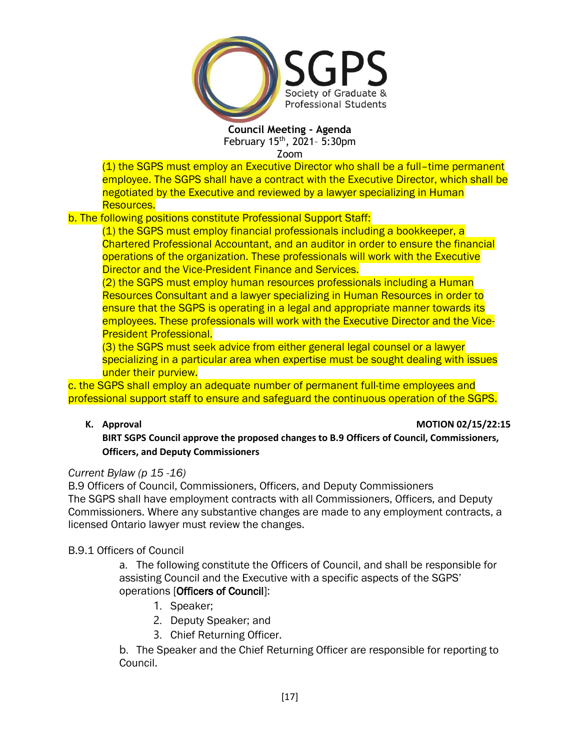(1) the SGPS must employ an Executive Director who shall be a full–time permanent employee. The SGPS shall have a contract with the Executive Director, which shall be negotiated by the Executive and reviewed by a lawyer specializing in Human Resources.

b. The following positions constitute Professional Support Staff:

(1) the SGPS must employ financial professionals including a bookkeeper, a Chartered Professional Accountant, and an auditor in order to ensure the financial operations of the organization. These professionals will work with the Executive Director and the Vice-President Finance and Services.

(2) the SGPS must employ human resources professionals including a Human Resources Consultant and a lawyer specializing in Human Resources in order to ensure that the SGPS is operating in a legal and appropriate manner towards its employees. These professionals will work with the Executive Director and the Vice-President Professional.

(3) the SGPS must seek advice from either general legal counsel or a lawyer specializing in a particular area when expertise must be sought dealing with issues under their purview.

c. the SGPS shall employ an adequate number of permanent full-time employees and professional support staff to ensure and safeguard the continuous operation of the SGPS.

**K. Approval** **MOTION 02/15/22:15**

**BIRT SGPS Council approve the proposed changes to B.9 Officers of Council, Commissioners, Officers, and Deputy Commissioners**

*Current Bylaw (p 15 -16)*

B.9 Officers of Council, Commissioners, Officers, and Deputy Commissioners

The SGPS shall have employment contracts with all Commissioners, Officers, and Deputy Commissioners. Where any substantive changes are made to any employment contracts, a licensed Ontario lawyer must review the changes.

B.9.1 Officers of Council

a. The following constitute the Officers of Council, and shall be responsible for assisting Council and the Executive with a specific aspects of the SGPS' operations [Officers of Council]:

1. Speaker;
2. Deputy Speaker; and
3. Chief Returning Officer.

b. The Speaker and the Chief Returning Officer are responsible for reporting to Council.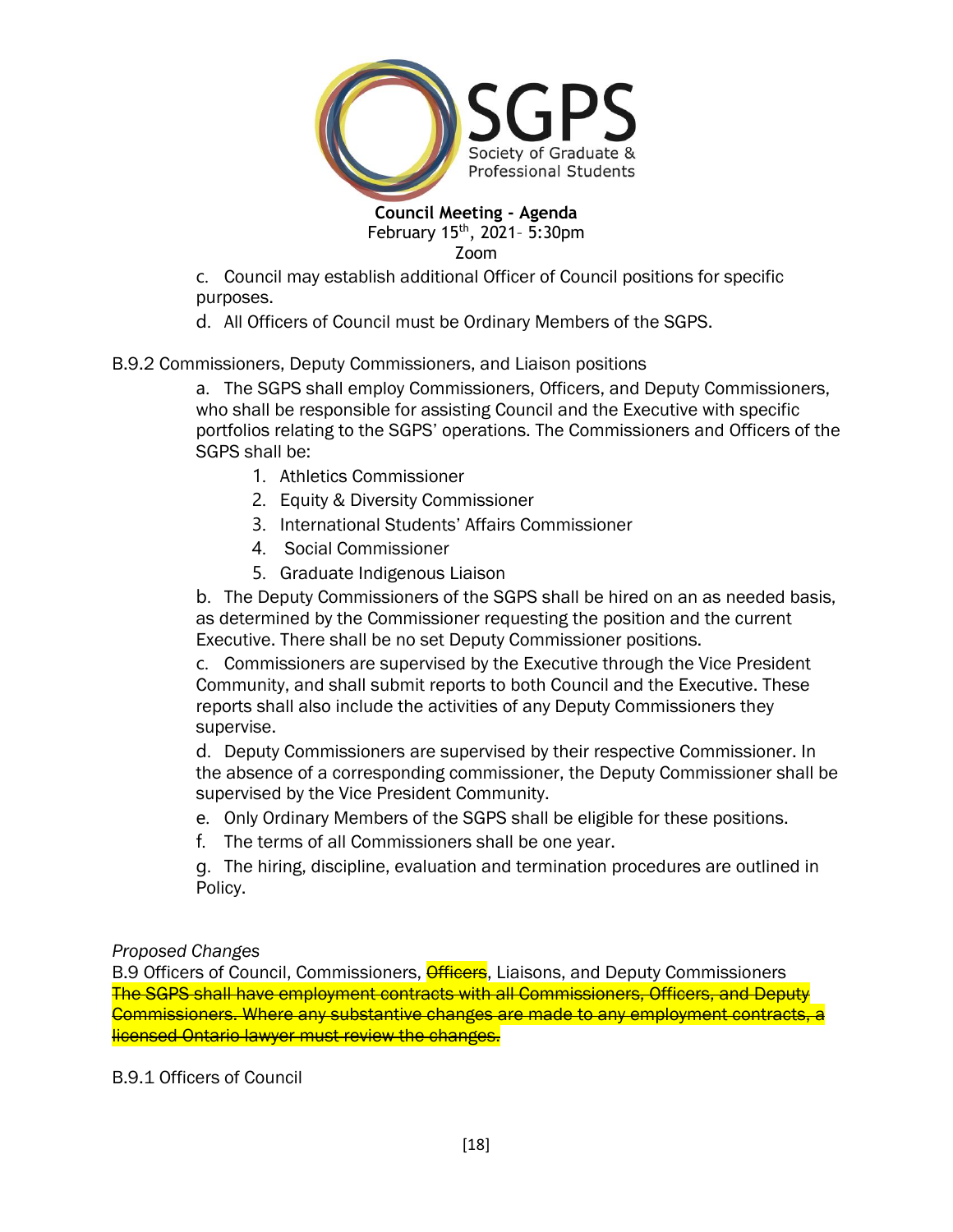c. Council may establish additional Officer of Council positions for specific purposes.

d. All Officers of Council must be Ordinary Members of the SGPS.

B.9.2 Commissioners, Deputy Commissioners, and Liaison positions

a. The SGPS shall employ Commissioners, Officers, and Deputy Commissioners, who shall be responsible for assisting Council and the Executive with specific portfolios relating to the SGPS' operations. The Commissioners and Officers of the SGPS shall be:

1. Athletics Commissioner
2. Equity & Diversity Commissioner
3. International Students' Affairs Commissioner
4. Social Commissioner
5. Graduate Indigenous Liaison

b. The Deputy Commissioners of the SGPS shall be hired on an as needed basis, as determined by the Commissioner requesting the position and the current Executive. There shall be no set Deputy Commissioner positions.

c. Commissioners are supervised by the Executive through the Vice President Community, and shall submit reports to both Council and the Executive. These reports shall also include the activities of any Deputy Commissioners they supervise.

d. Deputy Commissioners are supervised by their respective Commissioner. In the absence of a corresponding commissioner, the Deputy Commissioner shall be supervised by the Vice President Community.

e. Only Ordinary Members of the SGPS shall be eligible for these positions.

f. The terms of all Commissioners shall be one year.

g. The hiring, discipline, evaluation and termination procedures are outlined in Policy.

*Proposed Changes*

B.9 Officers of Council, Commissioners, ~~Officers~~, Liaisons, and Deputy Commissioners

~~The SGPS shall have employment contracts with all Commissioners, Officers, and Deputy Commissioners. Where any substantive changes are made to any employment contracts, a licensed Ontario lawyer must review the changes.~~

B.9.1 Officers of Council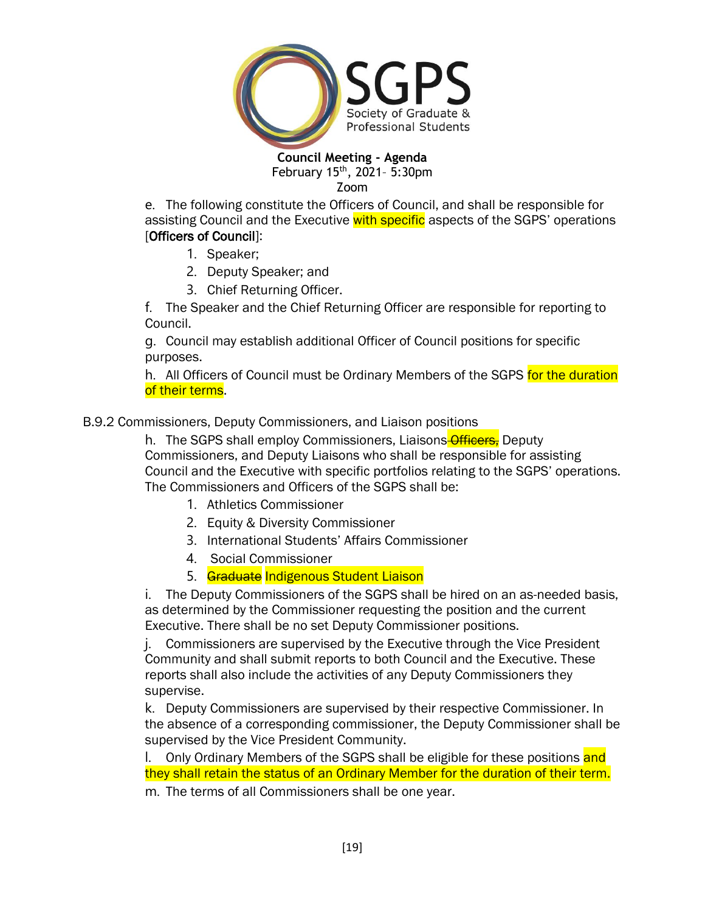e. The following constitute the Officers of Council, and shall be responsible for assisting Council and the Executive with specific aspects of the SGPS' operations [**Officers of Council**]:

1. Speaker;
2. Deputy Speaker; and
3. Chief Returning Officer.

f. The Speaker and the Chief Returning Officer are responsible for reporting to Council.

g. Council may establish additional Officer of Council positions for specific purposes.

h. All Officers of Council must be Ordinary Members of the SGPS for the duration of their terms.

B.9.2 Commissioners, Deputy Commissioners, and Liaison positions

h. The SGPS shall employ Commissioners, Liaisons ~~Officers,~~ Deputy Commissioners, and Deputy Liaisons who shall be responsible for assisting Council and the Executive with specific portfolios relating to the SGPS' operations. The Commissioners and Officers of the SGPS shall be:

1. Athletics Commissioner
2. Equity & Diversity Commissioner
3. International Students' Affairs Commissioner
4. Social Commissioner
5. ~~Graduate~~ Indigenous Student Liaison

i. The Deputy Commissioners of the SGPS shall be hired on an as-needed basis, as determined by the Commissioner requesting the position and the current Executive. There shall be no set Deputy Commissioner positions.

j. Commissioners are supervised by the Executive through the Vice President Community and shall submit reports to both Council and the Executive. These reports shall also include the activities of any Deputy Commissioners they supervise.

k. Deputy Commissioners are supervised by their respective Commissioner. In the absence of a corresponding commissioner, the Deputy Commissioner shall be supervised by the Vice President Community.

l. Only Ordinary Members of the SGPS shall be eligible for these positions and they shall retain the status of an Ordinary Member for the duration of their term.

m. The terms of all Commissioners shall be one year.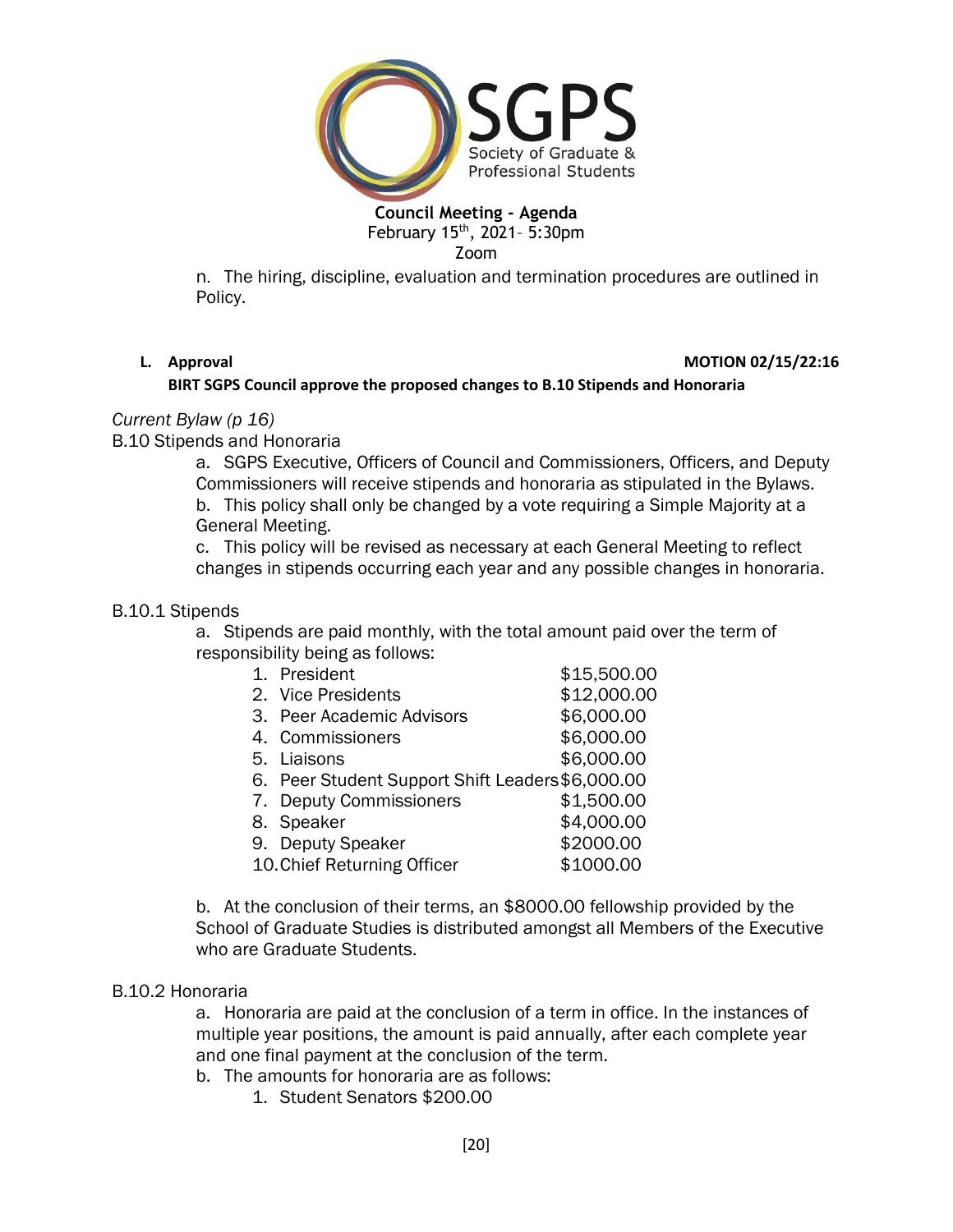n. The hiring, discipline, evaluation and termination procedures are outlined in Policy.

**L. Approval** **MOTION 02/15/22:16**

**BIRT SGPS Council approve the proposed changes to B.10 Stipends and Honoraria**

*Current Bylaw (p 16)*

B.10 Stipends and Honoraria

a. SGPS Executive, Officers of Council and Commissioners, Officers, and Deputy Commissioners will receive stipends and honoraria as stipulated in the Bylaws.

b. This policy shall only be changed by a vote requiring a Simple Majority at a General Meeting.

c. This policy will be revised as necessary at each General Meeting to reflect changes in stipends occurring each year and any possible changes in honoraria.

B.10.1 Stipends

a. Stipends are paid monthly, with the total amount paid over the term of responsibility being as follows:

| | |
|---|---|
| 1. President | $15,500.00 |
| 2. Vice Presidents | $12,000.00 |
| 3. Peer Academic Advisors | $6,000.00 |
| 4. Commissioners | $6,000.00 |
| 5. Liaisons | $6,000.00 |
| 6. Peer Student Support Shift Leaders | $6,000.00 |
| 7. Deputy Commissioners | $1,500.00 |
| 8. Speaker | $4,000.00 |
| 9. Deputy Speaker | $2000.00 |
| 10. Chief Returning Officer | $1000.00 |

b. At the conclusion of their terms, an $8000.00 fellowship provided by the School of Graduate Studies is distributed amongst all Members of the Executive who are Graduate Students.

B.10.2 Honoraria

a. Honoraria are paid at the conclusion of a term in office. In the instances of multiple year positions, the amount is paid annually, after each complete year and one final payment at the conclusion of the term.

b. The amounts for honoraria are as follows:

1. Student Senators $200.00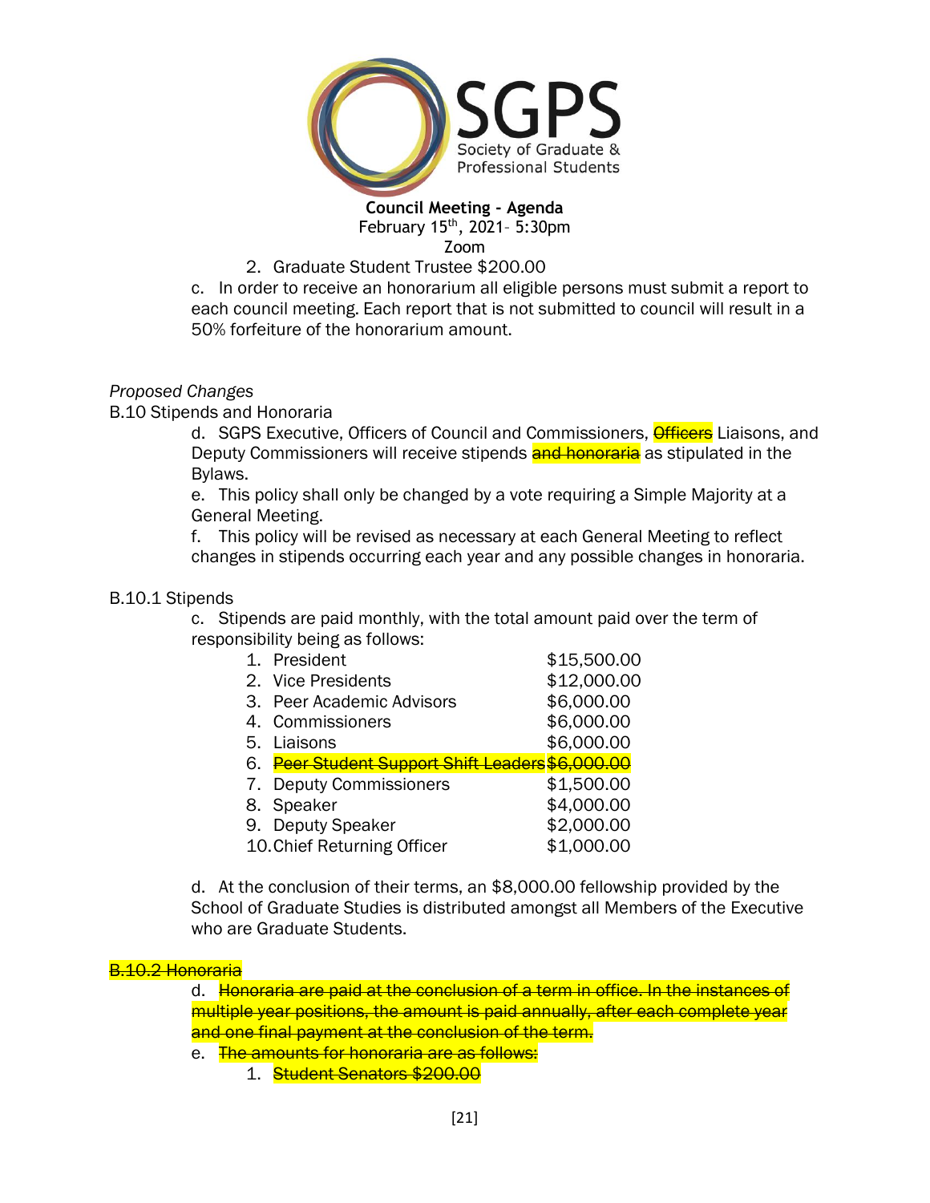2. Graduate Student Trustee $200.00

c. In order to receive an honorarium all eligible persons must submit a report to each council meeting. Each report that is not submitted to council will result in a 50% forfeiture of the honorarium amount.

*Proposed Changes*

B.10 Stipends and Honoraria

d. SGPS Executive, Officers of Council and Commissioners, ~~Officers~~ Liaisons, and Deputy Commissioners will receive stipends ~~and honoraria~~ as stipulated in the Bylaws.

e. This policy shall only be changed by a vote requiring a Simple Majority at a General Meeting.

f. This policy will be revised as necessary at each General Meeting to reflect changes in stipends occurring each year and any possible changes in honoraria.

B.10.1 Stipends

c. Stipends are paid monthly, with the total amount paid over the term of responsibility being as follows:

| | |
|---|---|
| 1. President | $15,500.00 |
| 2. Vice Presidents | $12,000.00 |
| 3. Peer Academic Advisors | $6,000.00 |
| 4. Commissioners | $6,000.00 |
| 5. Liaisons | $6,000.00 |
| 6. ~~Peer Student Support Shift Leaders~~ | ~~$6,000.00~~ |
| 7. Deputy Commissioners | $1,500.00 |
| 8. Speaker | $4,000.00 |
| 9. Deputy Speaker | $2,000.00 |
| 10. Chief Returning Officer | $1,000.00 |

d. At the conclusion of their terms, an $8,000.00 fellowship provided by the School of Graduate Studies is distributed amongst all Members of the Executive who are Graduate Students.

~~B.10.2 Honoraria~~

d. ~~Honoraria are paid at the conclusion of a term in office. In the instances of multiple year positions, the amount is paid annually, after each complete year and one final payment at the conclusion of the term.~~

e. ~~The amounts for honoraria are as follows:~~

1. ~~Student Senators $200.00~~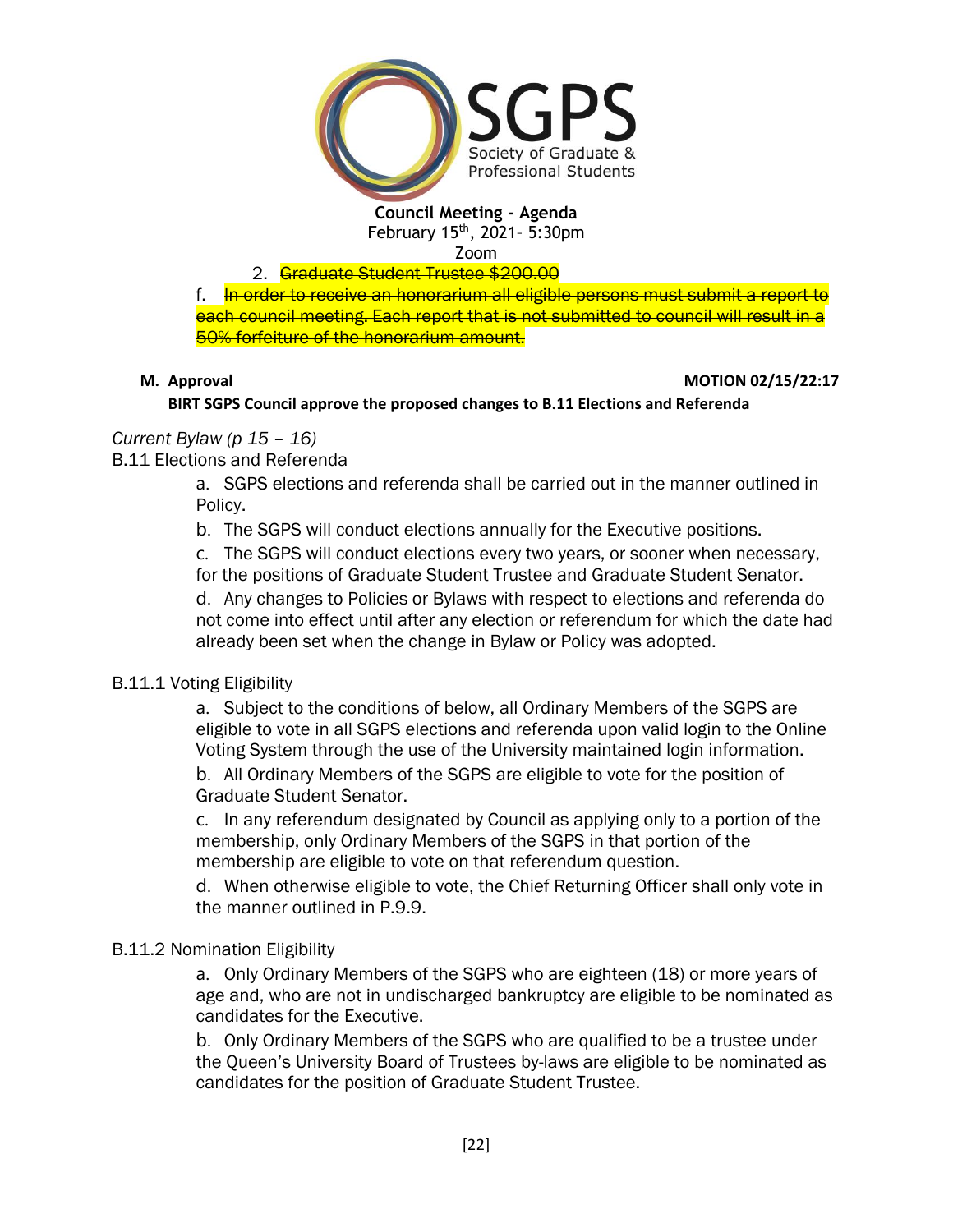2. ~~Graduate Student Trustee $200.00~~

f. ~~In order to receive an honorarium all eligible persons must submit a report to each council meeting. Each report that is not submitted to council will result in a 50% forfeiture of the honorarium amount.~~

**M. Approval** **MOTION 02/15/22:17**

**BIRT SGPS Council approve the proposed changes to B.11 Elections and Referenda**

*Current Bylaw (p 15 – 16)*

B.11 Elections and Referenda

a. SGPS elections and referenda shall be carried out in the manner outlined in Policy.

b. The SGPS will conduct elections annually for the Executive positions.

c. The SGPS will conduct elections every two years, or sooner when necessary, for the positions of Graduate Student Trustee and Graduate Student Senator.

d. Any changes to Policies or Bylaws with respect to elections and referenda do not come into effect until after any election or referendum for which the date had already been set when the change in Bylaw or Policy was adopted.

B.11.1 Voting Eligibility

a. Subject to the conditions of below, all Ordinary Members of the SGPS are eligible to vote in all SGPS elections and referenda upon valid login to the Online Voting System through the use of the University maintained login information.

b. All Ordinary Members of the SGPS are eligible to vote for the position of Graduate Student Senator.

c. In any referendum designated by Council as applying only to a portion of the membership, only Ordinary Members of the SGPS in that portion of the membership are eligible to vote on that referendum question.

d. When otherwise eligible to vote, the Chief Returning Officer shall only vote in the manner outlined in P.9.9.

B.11.2 Nomination Eligibility

a. Only Ordinary Members of the SGPS who are eighteen (18) or more years of age and, who are not in undischarged bankruptcy are eligible to be nominated as candidates for the Executive.

b. Only Ordinary Members of the SGPS who are qualified to be a trustee under the Queen's University Board of Trustees by-laws are eligible to be nominated as candidates for the position of Graduate Student Trustee.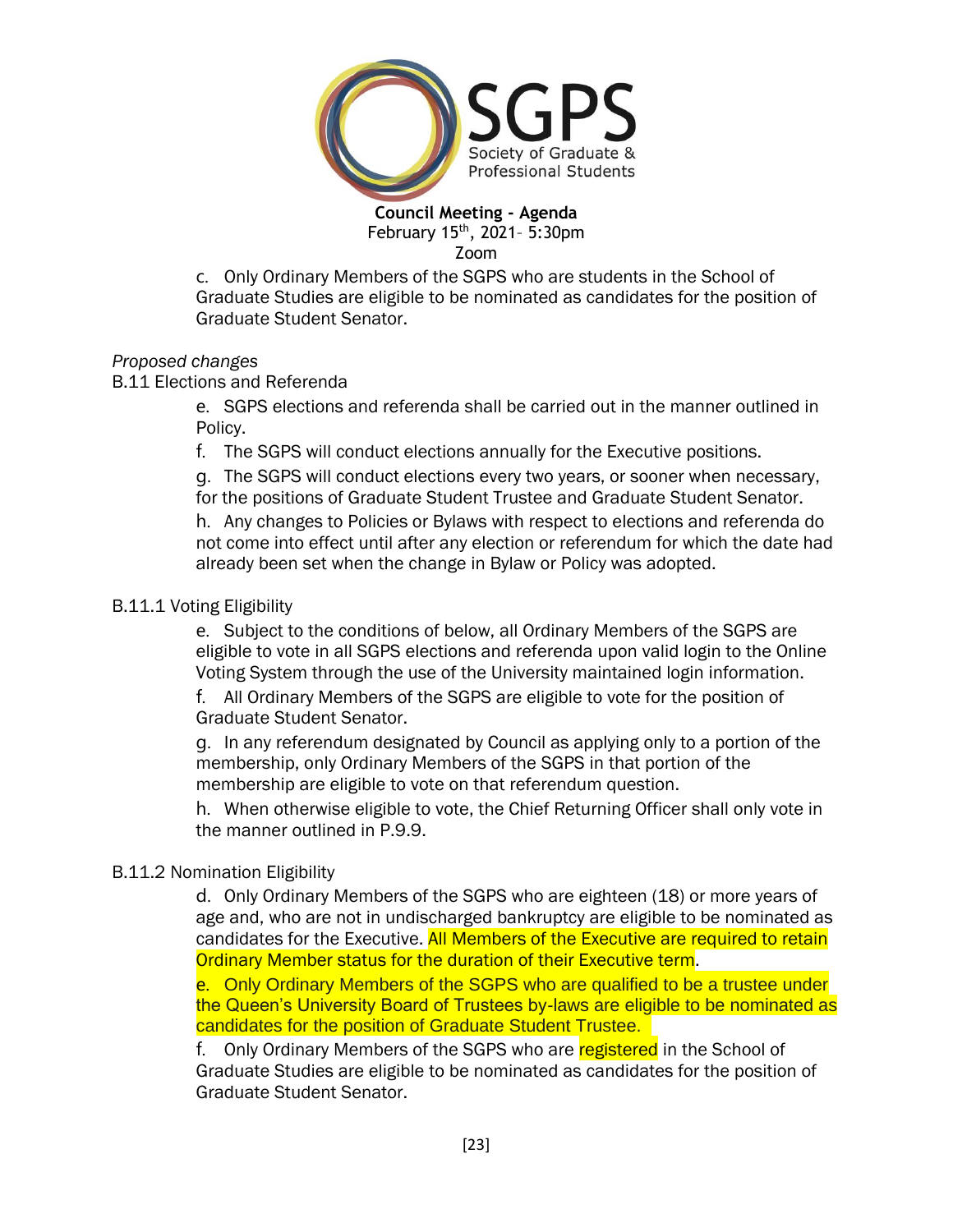c. Only Ordinary Members of the SGPS who are students in the School of Graduate Studies are eligible to be nominated as candidates for the position of Graduate Student Senator.

*Proposed changes*

B.11 Elections and Referenda

e. SGPS elections and referenda shall be carried out in the manner outlined in Policy.

f. The SGPS will conduct elections annually for the Executive positions.

g. The SGPS will conduct elections every two years, or sooner when necessary, for the positions of Graduate Student Trustee and Graduate Student Senator.

h. Any changes to Policies or Bylaws with respect to elections and referenda do not come into effect until after any election or referendum for which the date had already been set when the change in Bylaw or Policy was adopted.

B.11.1 Voting Eligibility

e. Subject to the conditions of below, all Ordinary Members of the SGPS are eligible to vote in all SGPS elections and referenda upon valid login to the Online Voting System through the use of the University maintained login information.

f. All Ordinary Members of the SGPS are eligible to vote for the position of Graduate Student Senator.

g. In any referendum designated by Council as applying only to a portion of the membership, only Ordinary Members of the SGPS in that portion of the membership are eligible to vote on that referendum question.

h. When otherwise eligible to vote, the Chief Returning Officer shall only vote in the manner outlined in P.9.9.

B.11.2 Nomination Eligibility

d. Only Ordinary Members of the SGPS who are eighteen (18) or more years of age and, who are not in undischarged bankruptcy are eligible to be nominated as candidates for the Executive. All Members of the Executive are required to retain Ordinary Member status for the duration of their Executive term.

e. Only Ordinary Members of the SGPS who are qualified to be a trustee under the Queen's University Board of Trustees by-laws are eligible to be nominated as candidates for the position of Graduate Student Trustee.

f. Only Ordinary Members of the SGPS who are registered in the School of Graduate Studies are eligible to be nominated as candidates for the position of Graduate Student Senator.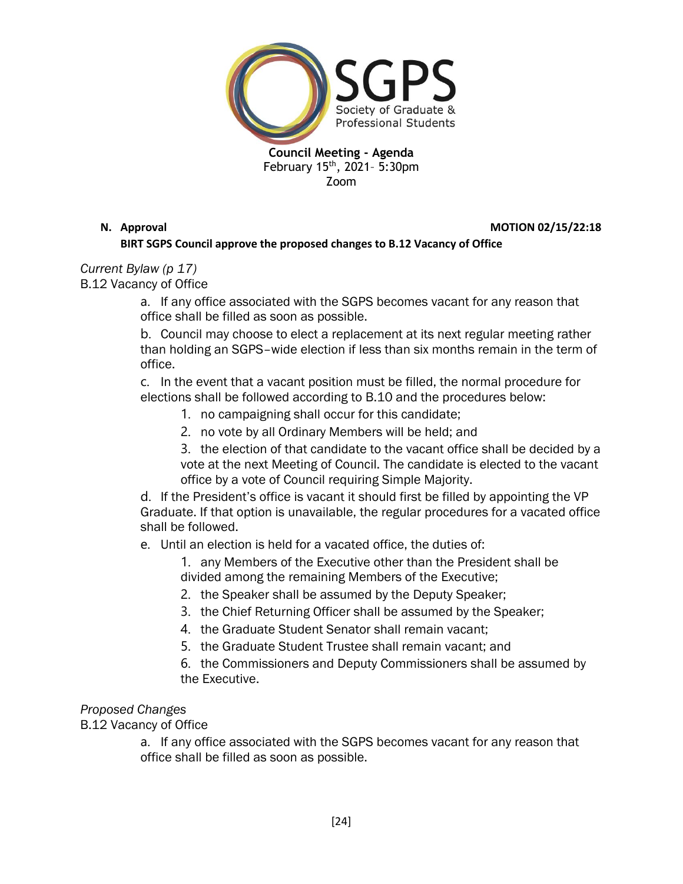**Council Meeting - Agenda**
February 15th, 2021– 5:30pm
Zoom

**N. Approval** **MOTION 02/15/22:18**

**BIRT SGPS Council approve the proposed changes to B.12 Vacancy of Office**

*Current Bylaw (p 17)*

B.12 Vacancy of Office

a. If any office associated with the SGPS becomes vacant for any reason that office shall be filled as soon as possible.

b. Council may choose to elect a replacement at its next regular meeting rather than holding an SGPS–wide election if less than six months remain in the term of office.

c. In the event that a vacant position must be filled, the normal procedure for elections shall be followed according to B.10 and the procedures below:

1. no campaigning shall occur for this candidate;
2. no vote by all Ordinary Members will be held; and
3. the election of that candidate to the vacant office shall be decided by a vote at the next Meeting of Council. The candidate is elected to the vacant office by a vote of Council requiring Simple Majority.

d. If the President's office is vacant it should first be filled by appointing the VP Graduate. If that option is unavailable, the regular procedures for a vacated office shall be followed.

e. Until an election is held for a vacated office, the duties of:

1. any Members of the Executive other than the President shall be divided among the remaining Members of the Executive;
2. the Speaker shall be assumed by the Deputy Speaker;
3. the Chief Returning Officer shall be assumed by the Speaker;
4. the Graduate Student Senator shall remain vacant;
5. the Graduate Student Trustee shall remain vacant; and
6. the Commissioners and Deputy Commissioners shall be assumed by the Executive.

*Proposed Changes*

B.12 Vacancy of Office

a. If any office associated with the SGPS becomes vacant for any reason that office shall be filled as soon as possible.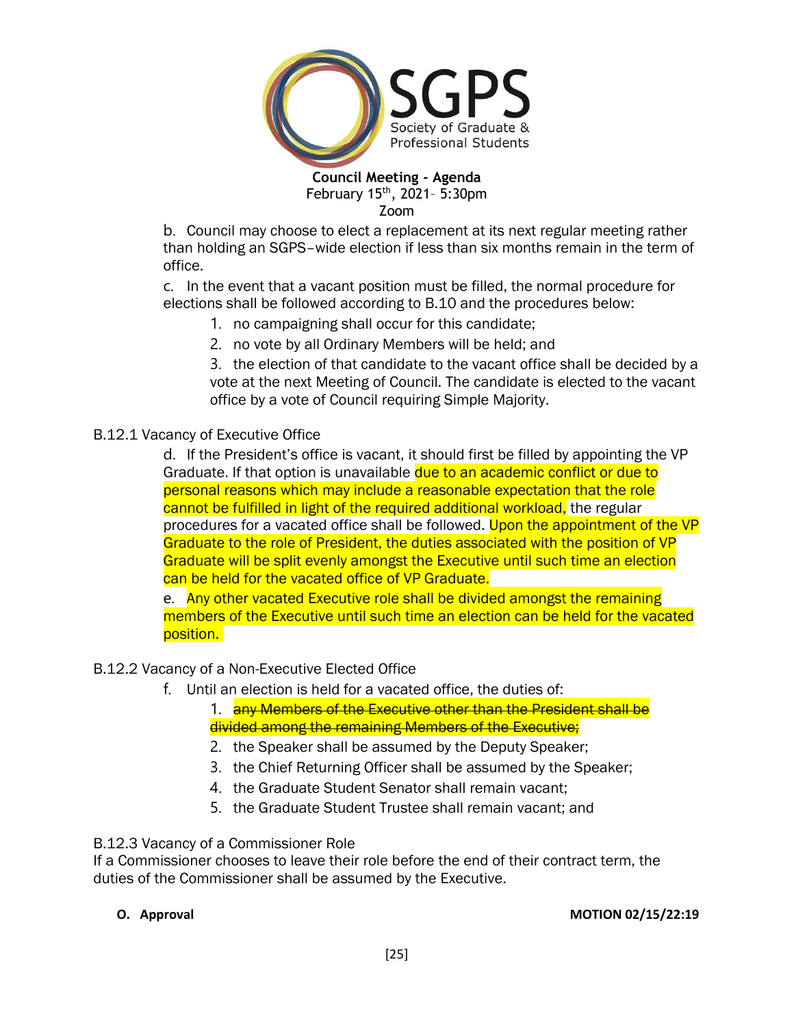**Council Meeting - Agenda**
February 15th, 2021– 5:30pm
Zoom

b. Council may choose to elect a replacement at its next regular meeting rather than holding an SGPS–wide election if less than six months remain in the term of office.

c. In the event that a vacant position must be filled, the normal procedure for elections shall be followed according to B.10 and the procedures below:

1. no campaigning shall occur for this candidate;
2. no vote by all Ordinary Members will be held; and
3. the election of that candidate to the vacant office shall be decided by a vote at the next Meeting of Council. The candidate is elected to the vacant office by a vote of Council requiring Simple Majority.

B.12.1 Vacancy of Executive Office

d. If the President's office is vacant, it should first be filled by appointing the VP Graduate. If that option is unavailable due to an academic conflict or due to personal reasons which may include a reasonable expectation that the role cannot be fulfilled in light of the required additional workload, the regular procedures for a vacated office shall be followed. Upon the appointment of the VP Graduate to the role of President, the duties associated with the position of VP Graduate will be split evenly amongst the Executive until such time an election can be held for the vacated office of VP Graduate.

e. Any other vacated Executive role shall be divided amongst the remaining members of the Executive until such time an election can be held for the vacated position.

B.12.2 Vacancy of a Non-Executive Elected Office

f. Until an election is held for a vacated office, the duties of:

1. ~~any Members of the Executive other than the President shall be divided among the remaining Members of the Executive;~~
2. the Speaker shall be assumed by the Deputy Speaker;
3. the Chief Returning Officer shall be assumed by the Speaker;
4. the Graduate Student Senator shall remain vacant;
5. the Graduate Student Trustee shall remain vacant; and

B.12.3 Vacancy of a Commissioner Role

If a Commissioner chooses to leave their role before the end of their contract term, the duties of the Commissioner shall be assumed by the Executive.

**O. Approval** **MOTION 02/15/22:19**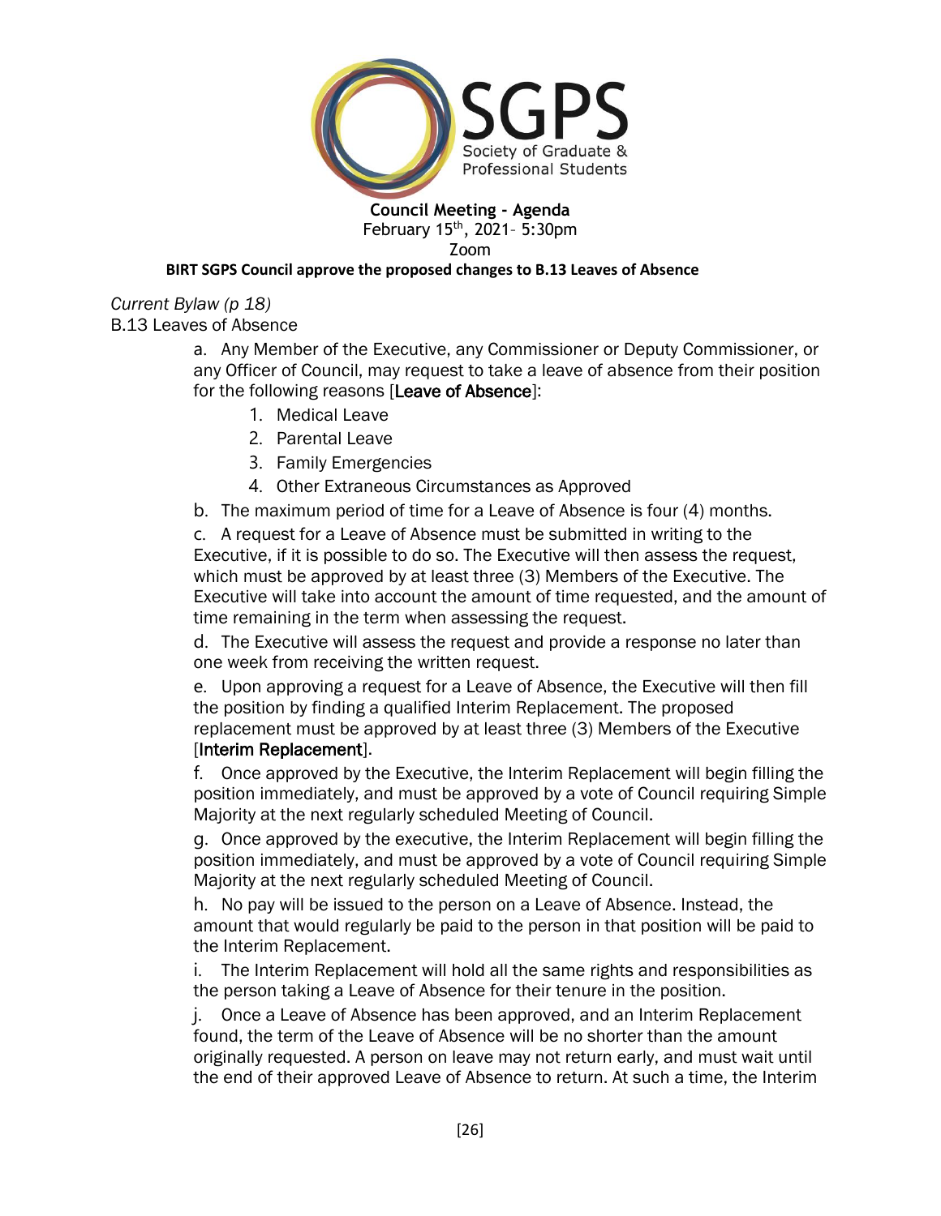**Council Meeting - Agenda**
February 15th, 2021– 5:30pm
Zoom

**BIRT SGPS Council approve the proposed changes to B.13 Leaves of Absence**

*Current Bylaw (p 18)*

B.13 Leaves of Absence

a. Any Member of the Executive, any Commissioner or Deputy Commissioner, or any Officer of Council, may request to take a leave of absence from their position for the following reasons [Leave of Absence]:

1. Medical Leave
2. Parental Leave
3. Family Emergencies
4. Other Extraneous Circumstances as Approved

b. The maximum period of time for a Leave of Absence is four (4) months.

c. A request for a Leave of Absence must be submitted in writing to the Executive, if it is possible to do so. The Executive will then assess the request, which must be approved by at least three (3) Members of the Executive. The Executive will take into account the amount of time requested, and the amount of time remaining in the term when assessing the request.

d. The Executive will assess the request and provide a response no later than one week from receiving the written request.

e. Upon approving a request for a Leave of Absence, the Executive will then fill the position by finding a qualified Interim Replacement. The proposed replacement must be approved by at least three (3) Members of the Executive [Interim Replacement].

f. Once approved by the Executive, the Interim Replacement will begin filling the position immediately, and must be approved by a vote of Council requiring Simple Majority at the next regularly scheduled Meeting of Council.

g. Once approved by the executive, the Interim Replacement will begin filling the position immediately, and must be approved by a vote of Council requiring Simple Majority at the next regularly scheduled Meeting of Council.

h. No pay will be issued to the person on a Leave of Absence. Instead, the amount that would regularly be paid to the person in that position will be paid to the Interim Replacement.

i. The Interim Replacement will hold all the same rights and responsibilities as the person taking a Leave of Absence for their tenure in the position.

j. Once a Leave of Absence has been approved, and an Interim Replacement found, the term of the Leave of Absence will be no shorter than the amount originally requested. A person on leave may not return early, and must wait until the end of their approved Leave of Absence to return. At such a time, the Interim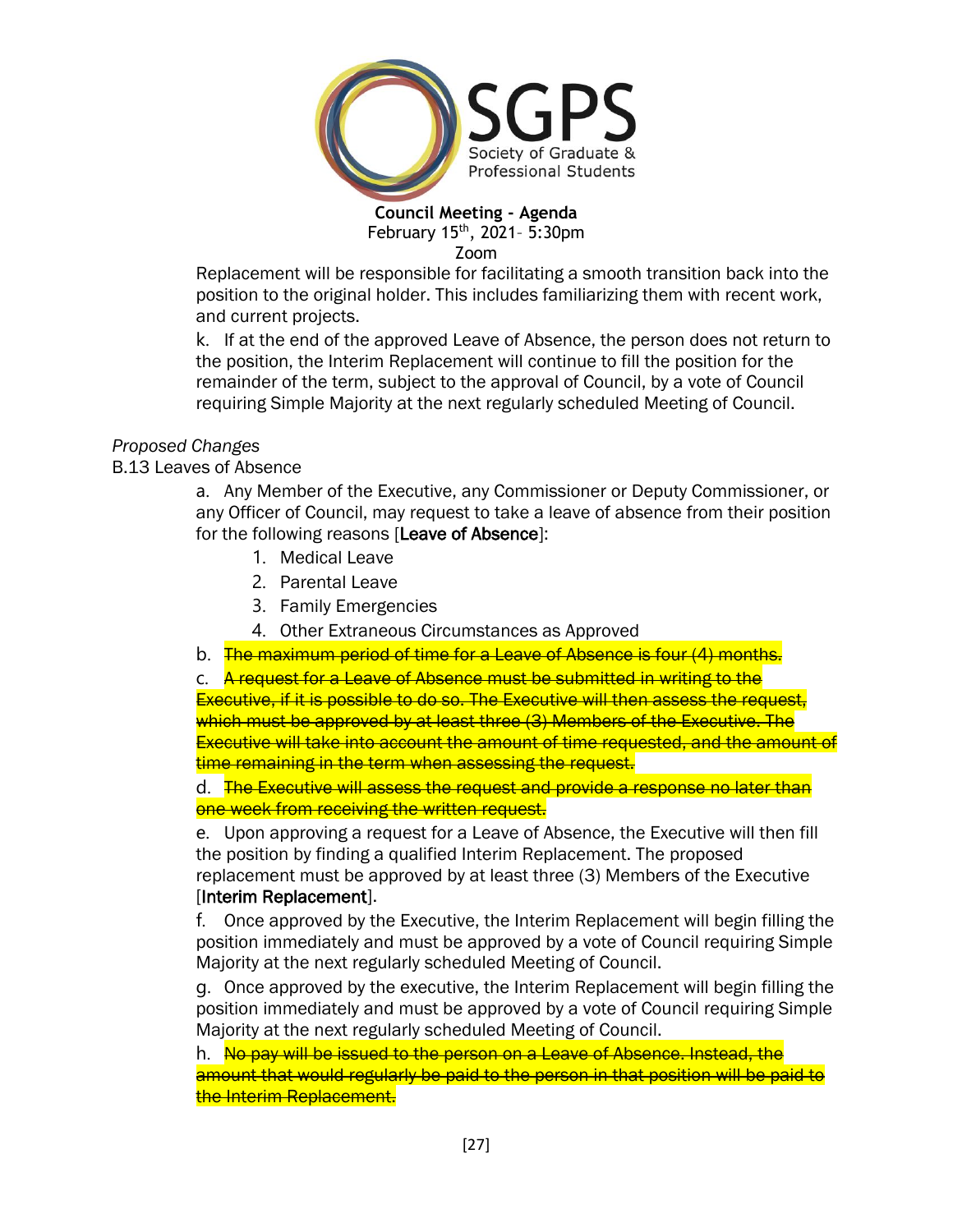Replacement will be responsible for facilitating a smooth transition back into the position to the original holder. This includes familiarizing them with recent work, and current projects.

k. If at the end of the approved Leave of Absence, the person does not return to the position, the Interim Replacement will continue to fill the position for the remainder of the term, subject to the approval of Council, by a vote of Council requiring Simple Majority at the next regularly scheduled Meeting of Council.

*Proposed Changes*

B.13 Leaves of Absence

a. Any Member of the Executive, any Commissioner or Deputy Commissioner, or any Officer of Council, may request to take a leave of absence from their position for the following reasons [**Leave of Absence**]:

1. Medical Leave
2. Parental Leave
3. Family Emergencies
4. Other Extraneous Circumstances as Approved

b. ~~The maximum period of time for a Leave of Absence is four (4) months.~~

c. ~~A request for a Leave of Absence must be submitted in writing to the Executive, if it is possible to do so. The Executive will then assess the request, which must be approved by at least three (3) Members of the Executive. The Executive will take into account the amount of time requested, and the amount of time remaining in the term when assessing the request.~~

d. ~~The Executive will assess the request and provide a response no later than one week from receiving the written request.~~

e. Upon approving a request for a Leave of Absence, the Executive will then fill the position by finding a qualified Interim Replacement. The proposed replacement must be approved by at least three (3) Members of the Executive [**Interim Replacement**].

f. Once approved by the Executive, the Interim Replacement will begin filling the position immediately and must be approved by a vote of Council requiring Simple Majority at the next regularly scheduled Meeting of Council.

g. Once approved by the executive, the Interim Replacement will begin filling the position immediately and must be approved by a vote of Council requiring Simple Majority at the next regularly scheduled Meeting of Council.

h. ~~No pay will be issued to the person on a Leave of Absence. Instead, the amount that would regularly be paid to the person in that position will be paid to the Interim Replacement.~~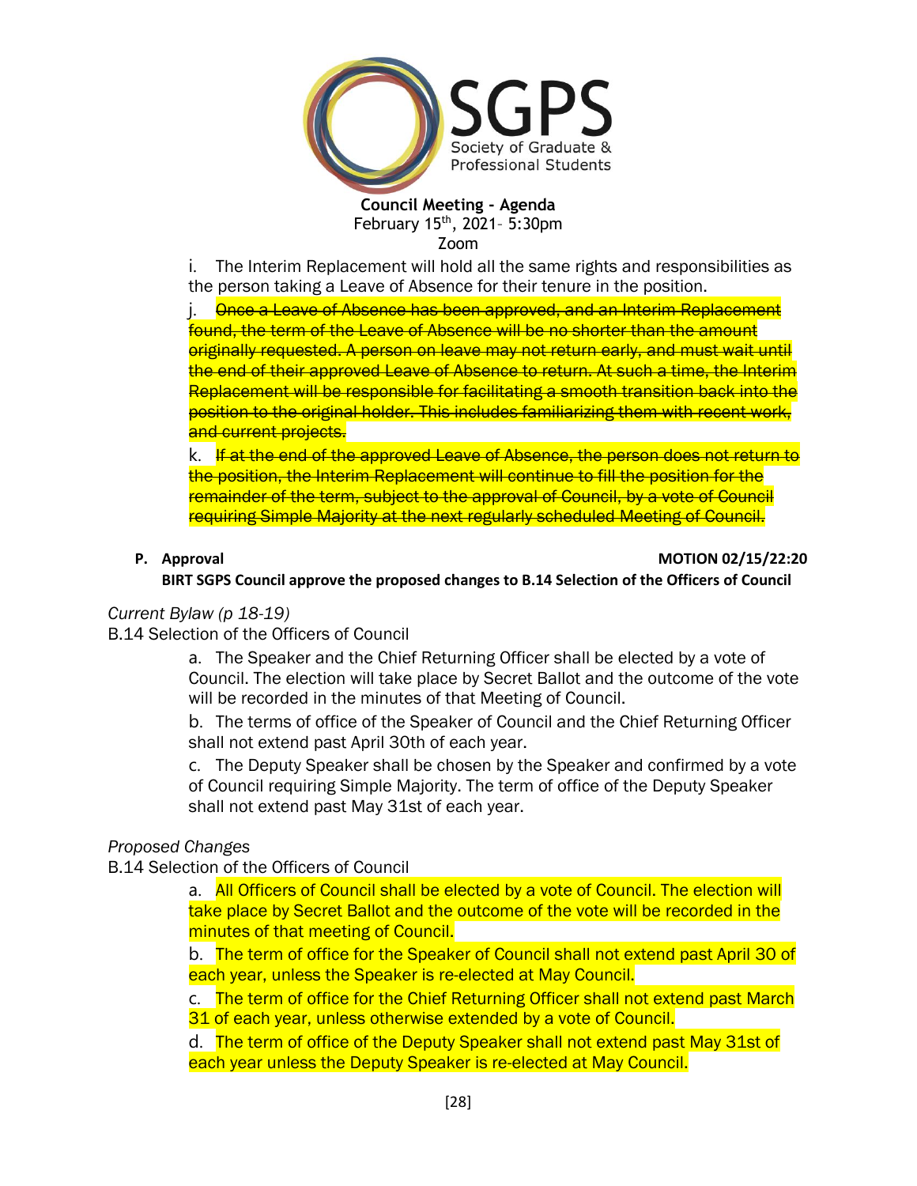i. The Interim Replacement will hold all the same rights and responsibilities as the person taking a Leave of Absence for their tenure in the position.

j. ~~Once a Leave of Absence has been approved, and an Interim Replacement found, the term of the Leave of Absence will be no shorter than the amount originally requested. A person on leave may not return early, and must wait until the end of their approved Leave of Absence to return. At such a time, the Interim Replacement will be responsible for facilitating a smooth transition back into the position to the original holder. This includes familiarizing them with recent work, and current projects.~~

k. ~~If at the end of the approved Leave of Absence, the person does not return to the position, the Interim Replacement will continue to fill the position for the remainder of the term, subject to the approval of Council, by a vote of Council requiring Simple Majority at the next regularly scheduled Meeting of Council.~~

**P. Approval** **MOTION 02/15/22:20**

**BIRT SGPS Council approve the proposed changes to B.14 Selection of the Officers of Council**

*Current Bylaw (p 18-19)*

B.14 Selection of the Officers of Council

a. The Speaker and the Chief Returning Officer shall be elected by a vote of Council. The election will take place by Secret Ballot and the outcome of the vote will be recorded in the minutes of that Meeting of Council.

b. The terms of office of the Speaker of Council and the Chief Returning Officer shall not extend past April 30th of each year.

c. The Deputy Speaker shall be chosen by the Speaker and confirmed by a vote of Council requiring Simple Majority. The term of office of the Deputy Speaker shall not extend past May 31st of each year.

*Proposed Changes*

B.14 Selection of the Officers of Council

a. All Officers of Council shall be elected by a vote of Council. The election will take place by Secret Ballot and the outcome of the vote will be recorded in the minutes of that meeting of Council.

b. The term of office for the Speaker of Council shall not extend past April 30 of each year, unless the Speaker is re-elected at May Council.

c. The term of office for the Chief Returning Officer shall not extend past March 31 of each year, unless otherwise extended by a vote of Council.

d. The term of office of the Deputy Speaker shall not extend past May 31st of each year unless the Deputy Speaker is re-elected at May Council.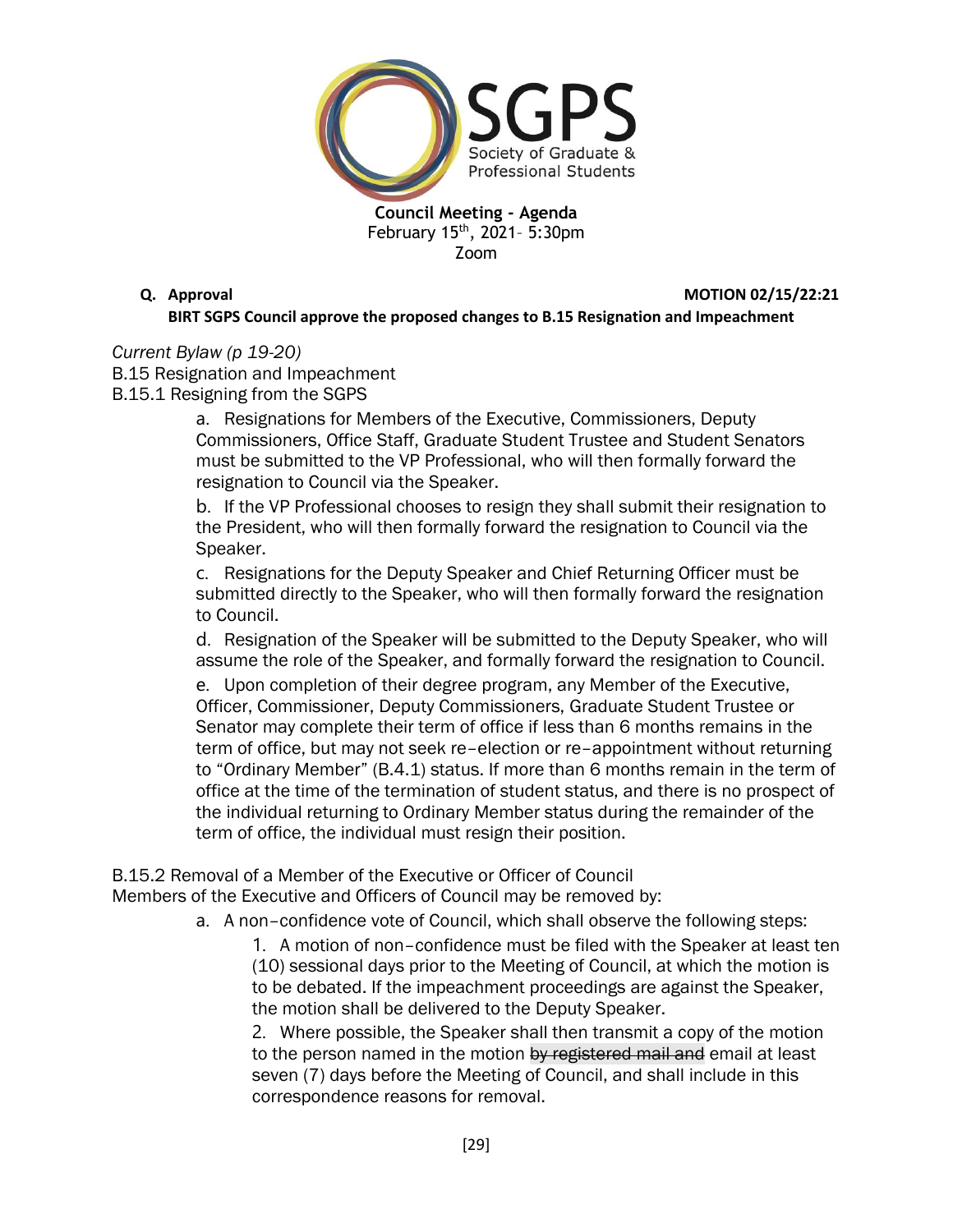**Council Meeting - Agenda**
February 15th, 2021– 5:30pm
Zoom

**Q. Approval** **MOTION 02/15/22:21**

**BIRT SGPS Council approve the proposed changes to B.15 Resignation and Impeachment**

*Current Bylaw (p 19-20)*

B.15 Resignation and Impeachment

B.15.1 Resigning from the SGPS

a. Resignations for Members of the Executive, Commissioners, Deputy Commissioners, Office Staff, Graduate Student Trustee and Student Senators must be submitted to the VP Professional, who will then formally forward the resignation to Council via the Speaker.

b. If the VP Professional chooses to resign they shall submit their resignation to the President, who will then formally forward the resignation to Council via the Speaker.

c. Resignations for the Deputy Speaker and Chief Returning Officer must be submitted directly to the Speaker, who will then formally forward the resignation to Council.

d. Resignation of the Speaker will be submitted to the Deputy Speaker, who will assume the role of the Speaker, and formally forward the resignation to Council.

e. Upon completion of their degree program, any Member of the Executive, Officer, Commissioner, Deputy Commissioners, Graduate Student Trustee or Senator may complete their term of office if less than 6 months remains in the term of office, but may not seek re–election or re–appointment without returning to "Ordinary Member" (B.4.1) status. If more than 6 months remain in the term of office at the time of the termination of student status, and there is no prospect of the individual returning to Ordinary Member status during the remainder of the term of office, the individual must resign their position.

B.15.2 Removal of a Member of the Executive or Officer of Council

Members of the Executive and Officers of Council may be removed by:

a. A non–confidence vote of Council, which shall observe the following steps:

1. A motion of non–confidence must be filed with the Speaker at least ten (10) sessional days prior to the Meeting of Council, at which the motion is to be debated. If the impeachment proceedings are against the Speaker, the motion shall be delivered to the Deputy Speaker.

2. Where possible, the Speaker shall then transmit a copy of the motion to the person named in the motion ~~by registered mail and~~ email at least seven (7) days before the Meeting of Council, and shall include in this correspondence reasons for removal.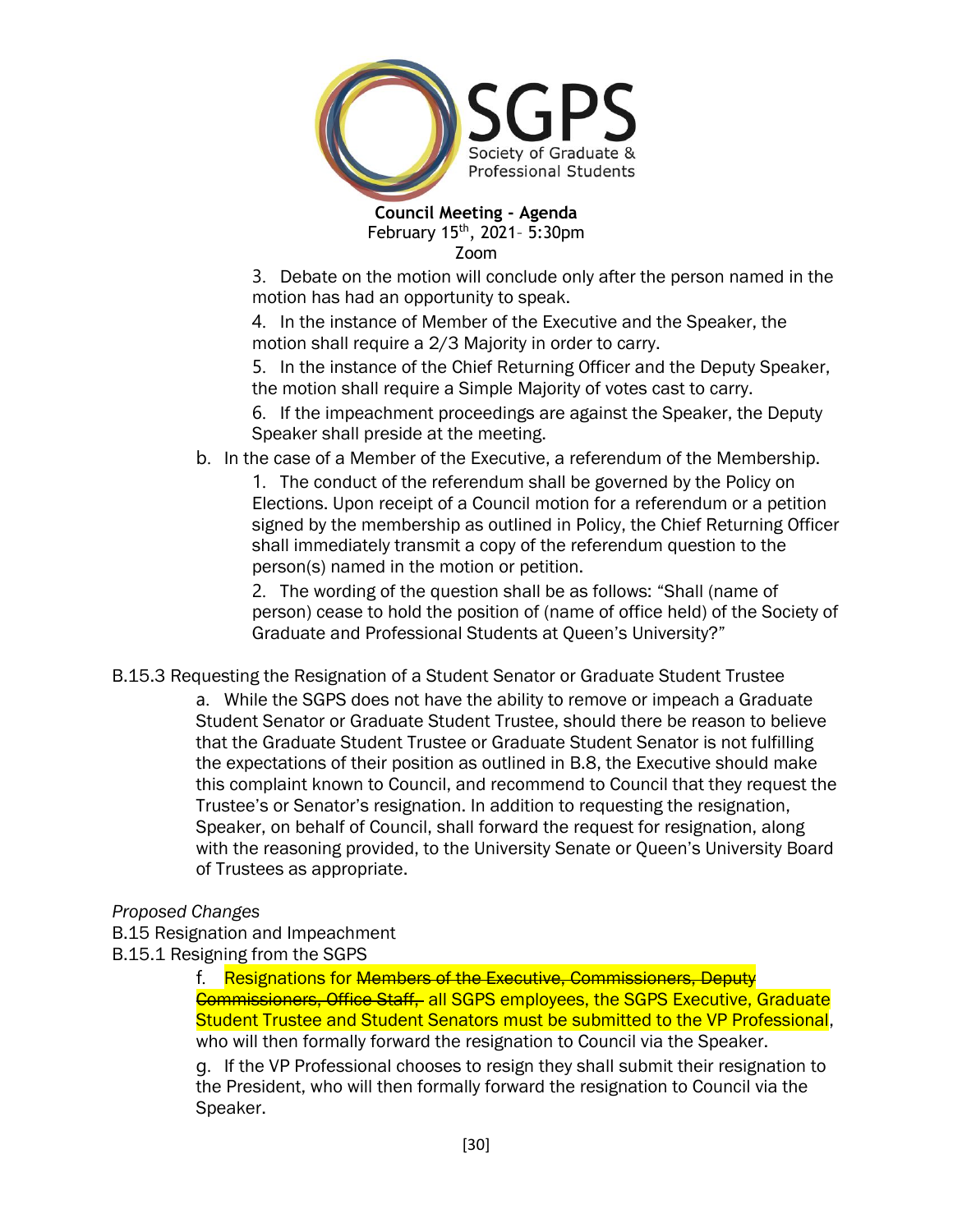3. Debate on the motion will conclude only after the person named in the motion has had an opportunity to speak.

4. In the instance of Member of the Executive and the Speaker, the motion shall require a 2/3 Majority in order to carry.

5. In the instance of the Chief Returning Officer and the Deputy Speaker, the motion shall require a Simple Majority of votes cast to carry.

6. If the impeachment proceedings are against the Speaker, the Deputy Speaker shall preside at the meeting.

b. In the case of a Member of the Executive, a referendum of the Membership.

1. The conduct of the referendum shall be governed by the Policy on Elections. Upon receipt of a Council motion for a referendum or a petition signed by the membership as outlined in Policy, the Chief Returning Officer shall immediately transmit a copy of the referendum question to the person(s) named in the motion or petition.

2. The wording of the question shall be as follows: "Shall (name of person) cease to hold the position of (name of office held) of the Society of Graduate and Professional Students at Queen's University?"

B.15.3 Requesting the Resignation of a Student Senator or Graduate Student Trustee

a. While the SGPS does not have the ability to remove or impeach a Graduate Student Senator or Graduate Student Trustee, should there be reason to believe that the Graduate Student Trustee or Graduate Student Senator is not fulfilling the expectations of their position as outlined in B.8, the Executive should make this complaint known to Council, and recommend to Council that they request the Trustee's or Senator's resignation. In addition to requesting the resignation, Speaker, on behalf of Council, shall forward the request for resignation, along with the reasoning provided, to the University Senate or Queen's University Board of Trustees as appropriate.

*Proposed Changes*

B.15 Resignation and Impeachment

B.15.1 Resigning from the SGPS

f. Resignations for ~~Members of the Executive, Commissioners, Deputy Commissioners, Office Staff,~~ all SGPS employees, the SGPS Executive, Graduate Student Trustee and Student Senators must be submitted to the VP Professional, who will then formally forward the resignation to Council via the Speaker.

g. If the VP Professional chooses to resign they shall submit their resignation to the President, who will then formally forward the resignation to Council via the Speaker.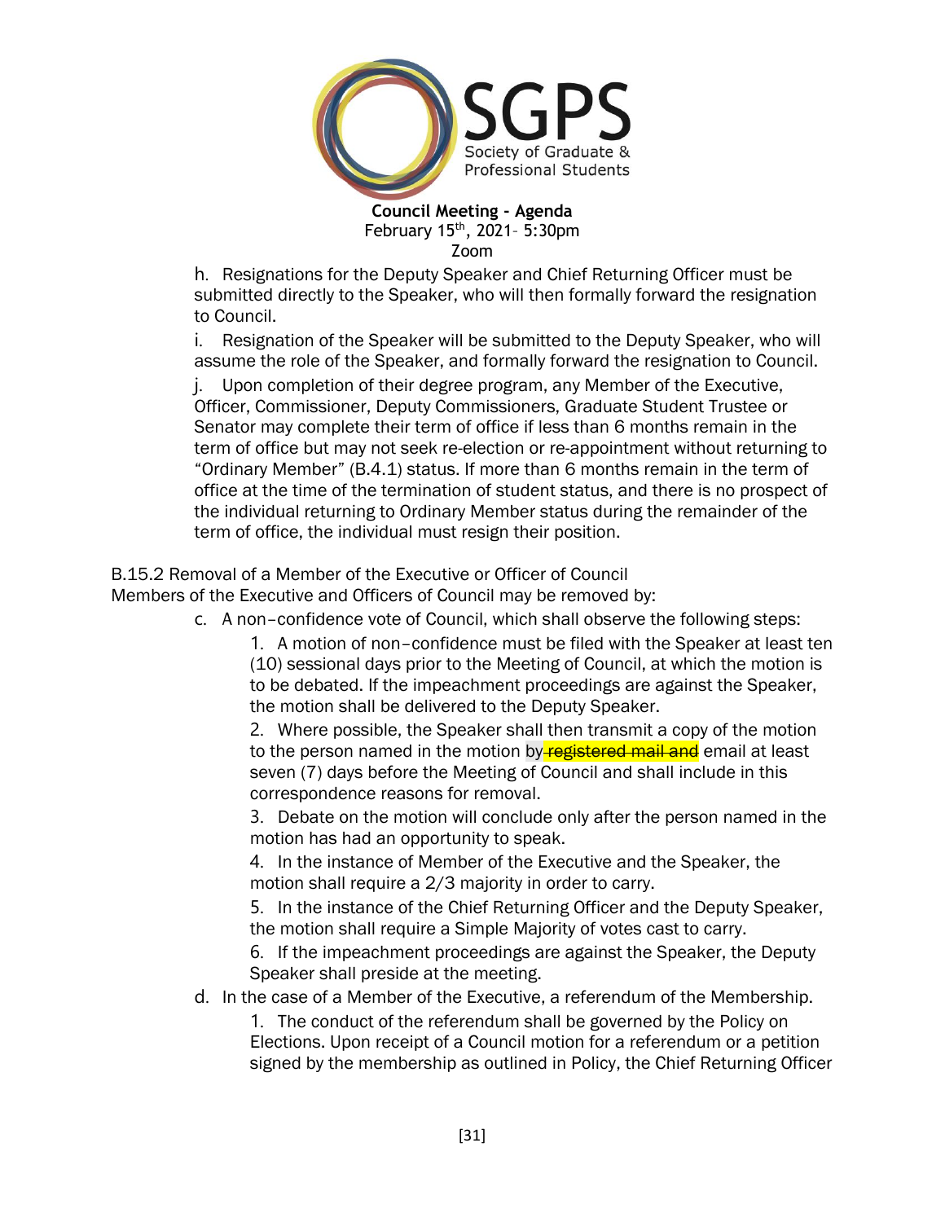h. Resignations for the Deputy Speaker and Chief Returning Officer must be submitted directly to the Speaker, who will then formally forward the resignation to Council.

i. Resignation of the Speaker will be submitted to the Deputy Speaker, who will assume the role of the Speaker, and formally forward the resignation to Council.

j. Upon completion of their degree program, any Member of the Executive, Officer, Commissioner, Deputy Commissioners, Graduate Student Trustee or Senator may complete their term of office if less than 6 months remain in the term of office but may not seek re-election or re-appointment without returning to "Ordinary Member" (B.4.1) status. If more than 6 months remain in the term of office at the time of the termination of student status, and there is no prospect of the individual returning to Ordinary Member status during the remainder of the term of office, the individual must resign their position.

B.15.2 Removal of a Member of the Executive or Officer of Council

Members of the Executive and Officers of Council may be removed by:

c. A non–confidence vote of Council, which shall observe the following steps:

1. A motion of non–confidence must be filed with the Speaker at least ten (10) sessional days prior to the Meeting of Council, at which the motion is to be debated. If the impeachment proceedings are against the Speaker, the motion shall be delivered to the Deputy Speaker.

2. Where possible, the Speaker shall then transmit a copy of the motion to the person named in the motion by ~~registered mail and~~ email at least seven (7) days before the Meeting of Council and shall include in this correspondence reasons for removal.

3. Debate on the motion will conclude only after the person named in the motion has had an opportunity to speak.

4. In the instance of Member of the Executive and the Speaker, the motion shall require a 2/3 majority in order to carry.

5. In the instance of the Chief Returning Officer and the Deputy Speaker, the motion shall require a Simple Majority of votes cast to carry.

6. If the impeachment proceedings are against the Speaker, the Deputy Speaker shall preside at the meeting.

d. In the case of a Member of the Executive, a referendum of the Membership.

1. The conduct of the referendum shall be governed by the Policy on Elections. Upon receipt of a Council motion for a referendum or a petition signed by the membership as outlined in Policy, the Chief Returning Officer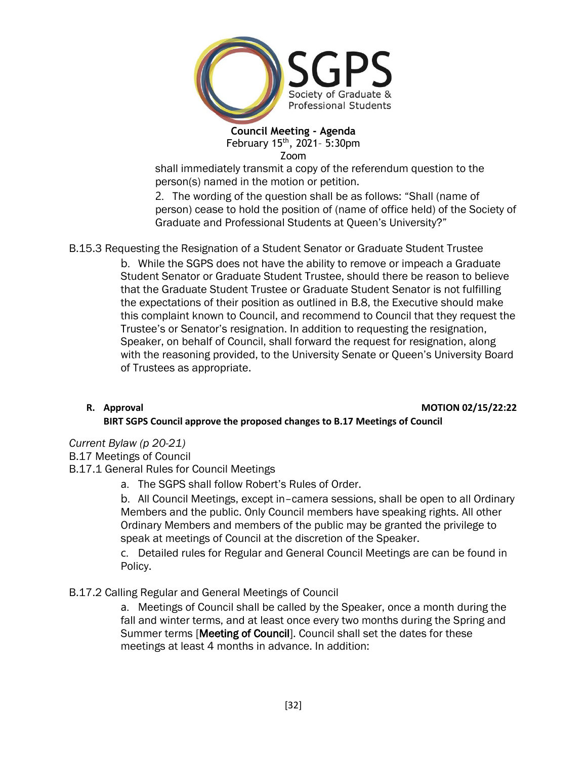shall immediately transmit a copy of the referendum question to the person(s) named in the motion or petition.

2. The wording of the question shall be as follows: "Shall (name of person) cease to hold the position of (name of office held) of the Society of Graduate and Professional Students at Queen's University?"

B.15.3 Requesting the Resignation of a Student Senator or Graduate Student Trustee

b. While the SGPS does not have the ability to remove or impeach a Graduate Student Senator or Graduate Student Trustee, should there be reason to believe that the Graduate Student Trustee or Graduate Student Senator is not fulfilling the expectations of their position as outlined in B.8, the Executive should make this complaint known to Council, and recommend to Council that they request the Trustee's or Senator's resignation. In addition to requesting the resignation, Speaker, on behalf of Council, shall forward the request for resignation, along with the reasoning provided, to the University Senate or Queen's University Board of Trustees as appropriate.

**R. Approval** **MOTION 02/15/22:22**

**BIRT SGPS Council approve the proposed changes to B.17 Meetings of Council**

*Current Bylaw (p 20-21)*

B.17 Meetings of Council

B.17.1 General Rules for Council Meetings

a. The SGPS shall follow Robert's Rules of Order.

b. All Council Meetings, except in–camera sessions, shall be open to all Ordinary Members and the public. Only Council members have speaking rights. All other Ordinary Members and members of the public may be granted the privilege to speak at meetings of Council at the discretion of the Speaker.

c. Detailed rules for Regular and General Council Meetings are can be found in Policy.

B.17.2 Calling Regular and General Meetings of Council

a. Meetings of Council shall be called by the Speaker, once a month during the fall and winter terms, and at least once every two months during the Spring and Summer terms [Meeting of Council]. Council shall set the dates for these meetings at least 4 months in advance. In addition: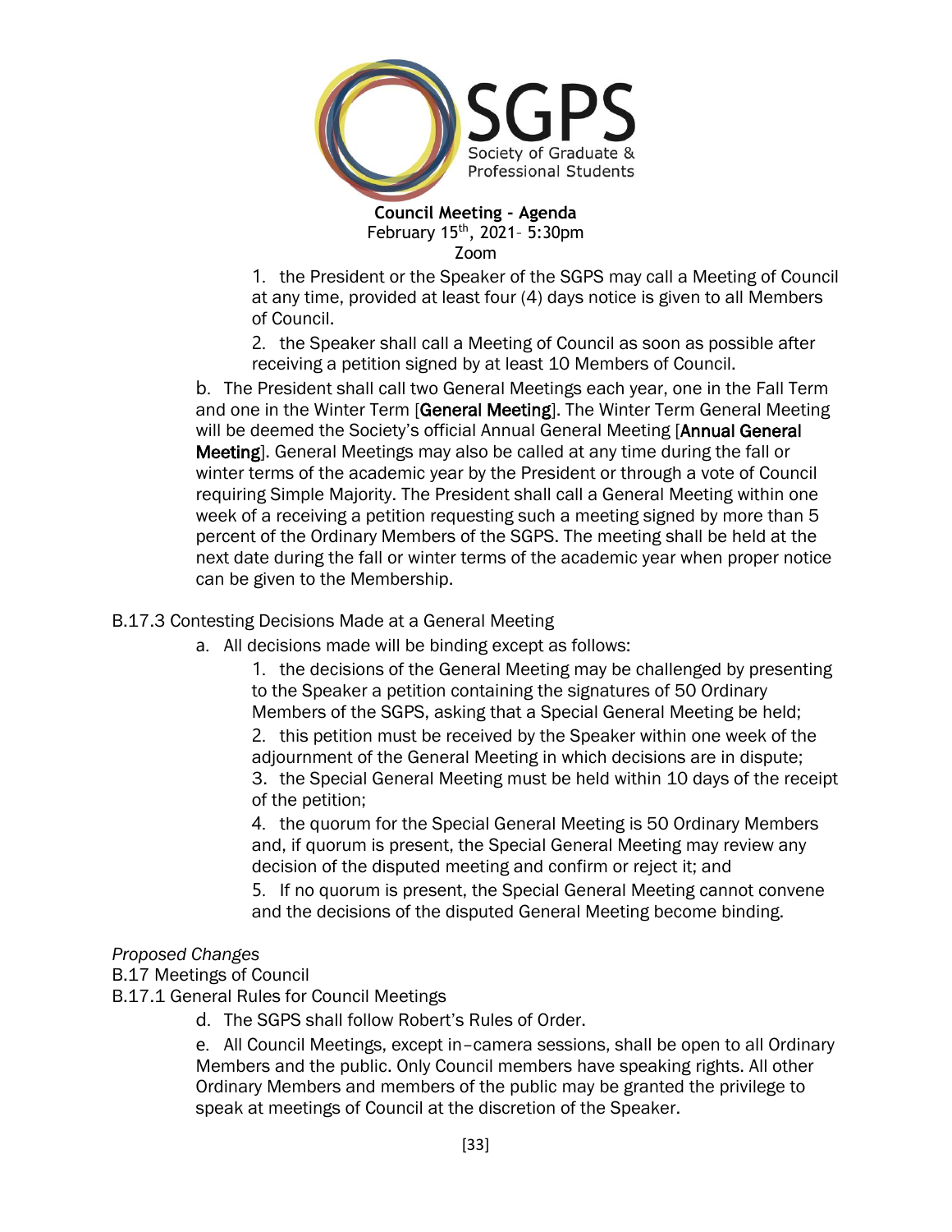1. the President or the Speaker of the SGPS may call a Meeting of Council at any time, provided at least four (4) days notice is given to all Members of Council.

2. the Speaker shall call a Meeting of Council as soon as possible after receiving a petition signed by at least 10 Members of Council.

b. The President shall call two General Meetings each year, one in the Fall Term and one in the Winter Term [**General Meeting**]. The Winter Term General Meeting will be deemed the Society's official Annual General Meeting [**Annual General Meeting**]. General Meetings may also be called at any time during the fall or winter terms of the academic year by the President or through a vote of Council requiring Simple Majority. The President shall call a General Meeting within one week of a receiving a petition requesting such a meeting signed by more than 5 percent of the Ordinary Members of the SGPS. The meeting shall be held at the next date during the fall or winter terms of the academic year when proper notice can be given to the Membership.

B.17.3 Contesting Decisions Made at a General Meeting

a. All decisions made will be binding except as follows:

1. the decisions of the General Meeting may be challenged by presenting to the Speaker a petition containing the signatures of 50 Ordinary Members of the SGPS, asking that a Special General Meeting be held;
2. this petition must be received by the Speaker within one week of the adjournment of the General Meeting in which decisions are in dispute;
3. the Special General Meeting must be held within 10 days of the receipt of the petition;
4. the quorum for the Special General Meeting is 50 Ordinary Members and, if quorum is present, the Special General Meeting may review any decision of the disputed meeting and confirm or reject it; and
5. If no quorum is present, the Special General Meeting cannot convene and the decisions of the disputed General Meeting become binding.

*Proposed Changes*

B.17 Meetings of Council

B.17.1 General Rules for Council Meetings

d. The SGPS shall follow Robert's Rules of Order.

e. All Council Meetings, except in–camera sessions, shall be open to all Ordinary Members and the public. Only Council members have speaking rights. All other Ordinary Members and members of the public may be granted the privilege to speak at meetings of Council at the discretion of the Speaker.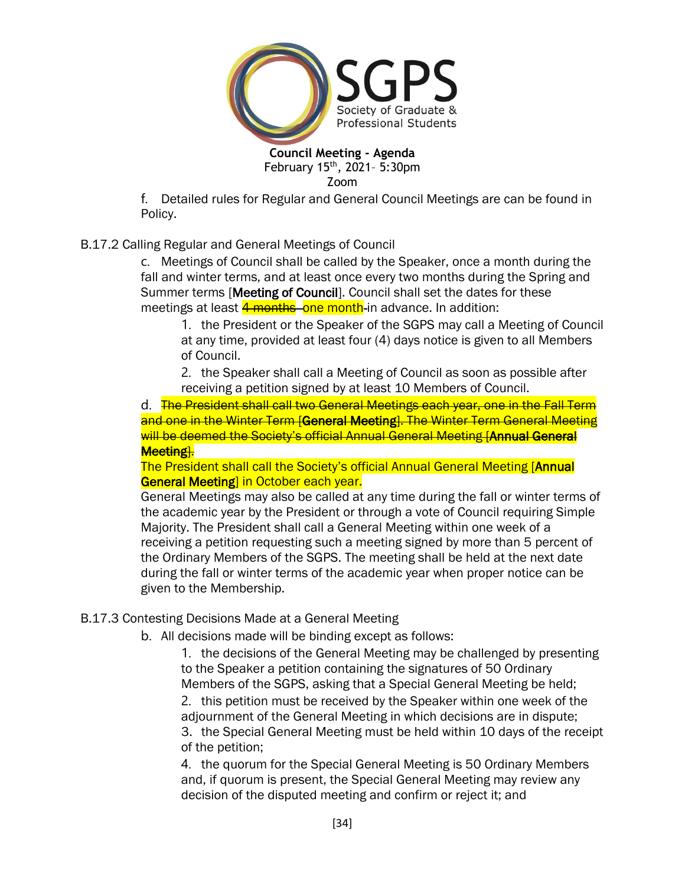**Council Meeting - Agenda**
February 15th, 2021– 5:30pm
Zoom

f. Detailed rules for Regular and General Council Meetings are can be found in Policy.

B.17.2 Calling Regular and General Meetings of Council

c. Meetings of Council shall be called by the Speaker, once a month during the fall and winter terms, and at least once every two months during the Spring and Summer terms [**Meeting of Council**]. Council shall set the dates for these meetings at least ~~4 months~~ one month in advance. In addition:

1. the President or the Speaker of the SGPS may call a Meeting of Council at any time, provided at least four (4) days notice is given to all Members of Council.
2. the Speaker shall call a Meeting of Council as soon as possible after receiving a petition signed by at least 10 Members of Council.

d. ~~The President shall call two General Meetings each year, one in the Fall Term and one in the Winter Term [**General Meeting**]. The Winter Term General Meeting will be deemed the Society's official Annual General Meeting [**Annual General Meeting**].~~

The President shall call the Society's official Annual General Meeting [**Annual General Meeting**] in October each year.

General Meetings may also be called at any time during the fall or winter terms of the academic year by the President or through a vote of Council requiring Simple Majority. The President shall call a General Meeting within one week of a receiving a petition requesting such a meeting signed by more than 5 percent of the Ordinary Members of the SGPS. The meeting shall be held at the next date during the fall or winter terms of the academic year when proper notice can be given to the Membership.

B.17.3 Contesting Decisions Made at a General Meeting

b. All decisions made will be binding except as follows:

1. the decisions of the General Meeting may be challenged by presenting to the Speaker a petition containing the signatures of 50 Ordinary Members of the SGPS, asking that a Special General Meeting be held;
2. this petition must be received by the Speaker within one week of the adjournment of the General Meeting in which decisions are in dispute;
3. the Special General Meeting must be held within 10 days of the receipt of the petition;
4. the quorum for the Special General Meeting is 50 Ordinary Members and, if quorum is present, the Special General Meeting may review any decision of the disputed meeting and confirm or reject it; and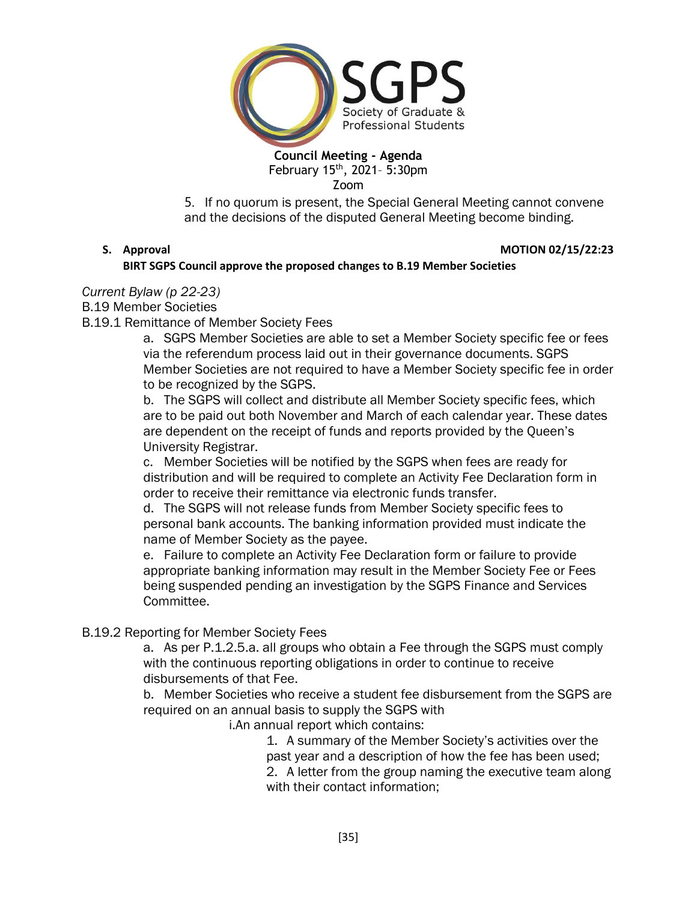5. If no quorum is present, the Special General Meeting cannot convene and the decisions of the disputed General Meeting become binding.

**S. Approval** **MOTION 02/15/22:23**

**BIRT SGPS Council approve the proposed changes to B.19 Member Societies**

*Current Bylaw (p 22-23)*

B.19 Member Societies

B.19.1 Remittance of Member Society Fees

a. SGPS Member Societies are able to set a Member Society specific fee or fees via the referendum process laid out in their governance documents. SGPS Member Societies are not required to have a Member Society specific fee in order to be recognized by the SGPS.

b. The SGPS will collect and distribute all Member Society specific fees, which are to be paid out both November and March of each calendar year. These dates are dependent on the receipt of funds and reports provided by the Queen's University Registrar.

c. Member Societies will be notified by the SGPS when fees are ready for distribution and will be required to complete an Activity Fee Declaration form in order to receive their remittance via electronic funds transfer.

d. The SGPS will not release funds from Member Society specific fees to personal bank accounts. The banking information provided must indicate the name of Member Society as the payee.

e. Failure to complete an Activity Fee Declaration form or failure to provide appropriate banking information may result in the Member Society Fee or Fees being suspended pending an investigation by the SGPS Finance and Services Committee.

B.19.2 Reporting for Member Society Fees

a. As per P.1.2.5.a. all groups who obtain a Fee through the SGPS must comply with the continuous reporting obligations in order to continue to receive disbursements of that Fee.

b. Member Societies who receive a student fee disbursement from the SGPS are required on an annual basis to supply the SGPS with

i. An annual report which contains:

1. A summary of the Member Society's activities over the past year and a description of how the fee has been used;
2. A letter from the group naming the executive team along with their contact information;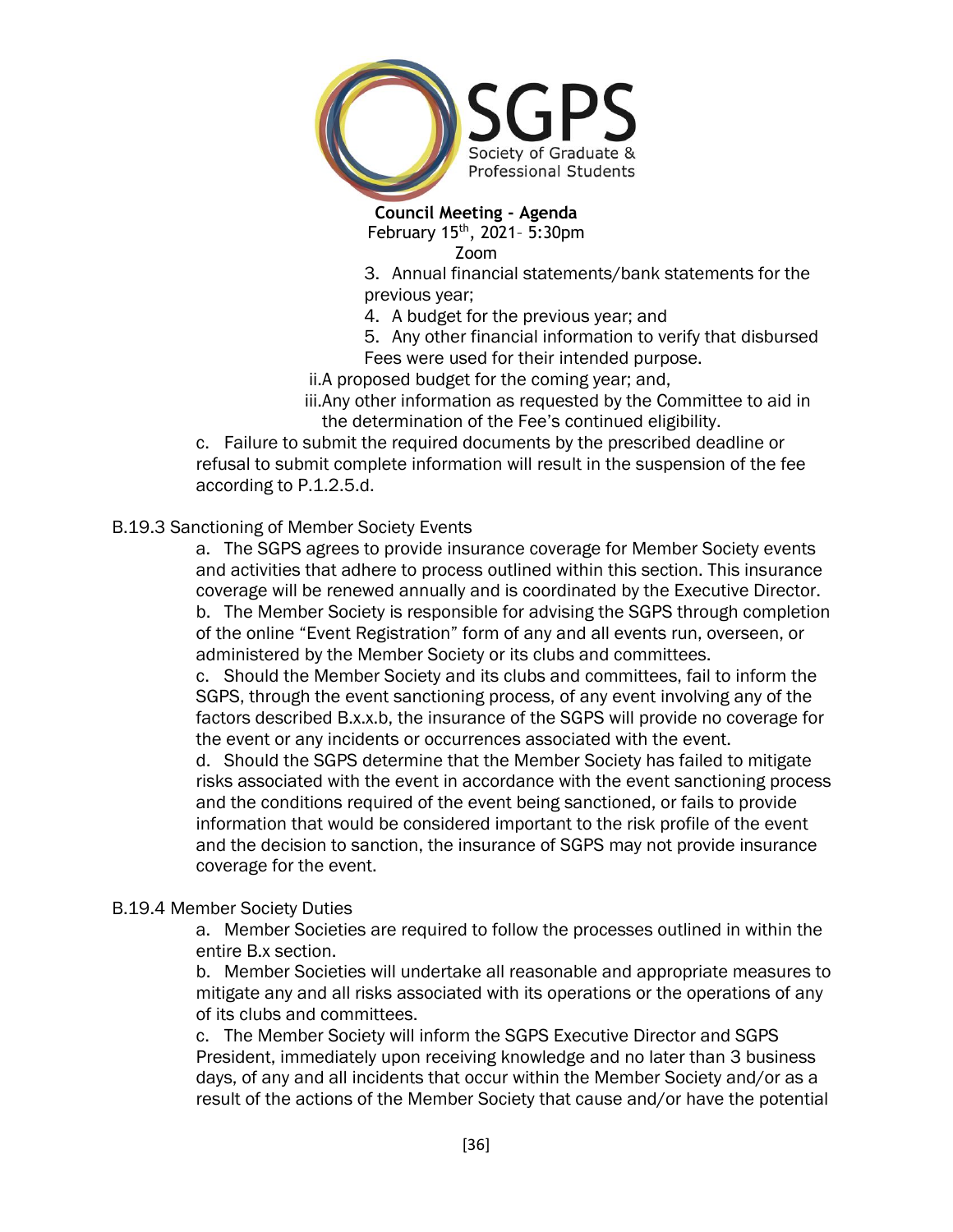3. Annual financial statements/bank statements for the previous year;
4. A budget for the previous year; and
5. Any other financial information to verify that disbursed Fees were used for their intended purpose.

ii. A proposed budget for the coming year; and,

iii. Any other information as requested by the Committee to aid in the determination of the Fee's continued eligibility.

c. Failure to submit the required documents by the prescribed deadline or refusal to submit complete information will result in the suspension of the fee according to P.1.2.5.d.

B.19.3 Sanctioning of Member Society Events

a. The SGPS agrees to provide insurance coverage for Member Society events and activities that adhere to process outlined within this section. This insurance coverage will be renewed annually and is coordinated by the Executive Director.

b. The Member Society is responsible for advising the SGPS through completion of the online "Event Registration" form of any and all events run, overseen, or administered by the Member Society or its clubs and committees.

c. Should the Member Society and its clubs and committees, fail to inform the SGPS, through the event sanctioning process, of any event involving any of the factors described B.x.x.b, the insurance of the SGPS will provide no coverage for the event or any incidents or occurrences associated with the event.

d. Should the SGPS determine that the Member Society has failed to mitigate risks associated with the event in accordance with the event sanctioning process and the conditions required of the event being sanctioned, or fails to provide information that would be considered important to the risk profile of the event and the decision to sanction, the insurance of SGPS may not provide insurance coverage for the event.

B.19.4 Member Society Duties

a. Member Societies are required to follow the processes outlined in within the entire B.x section.

b. Member Societies will undertake all reasonable and appropriate measures to mitigate any and all risks associated with its operations or the operations of any of its clubs and committees.

c. The Member Society will inform the SGPS Executive Director and SGPS President, immediately upon receiving knowledge and no later than 3 business days, of any and all incidents that occur within the Member Society and/or as a result of the actions of the Member Society that cause and/or have the potential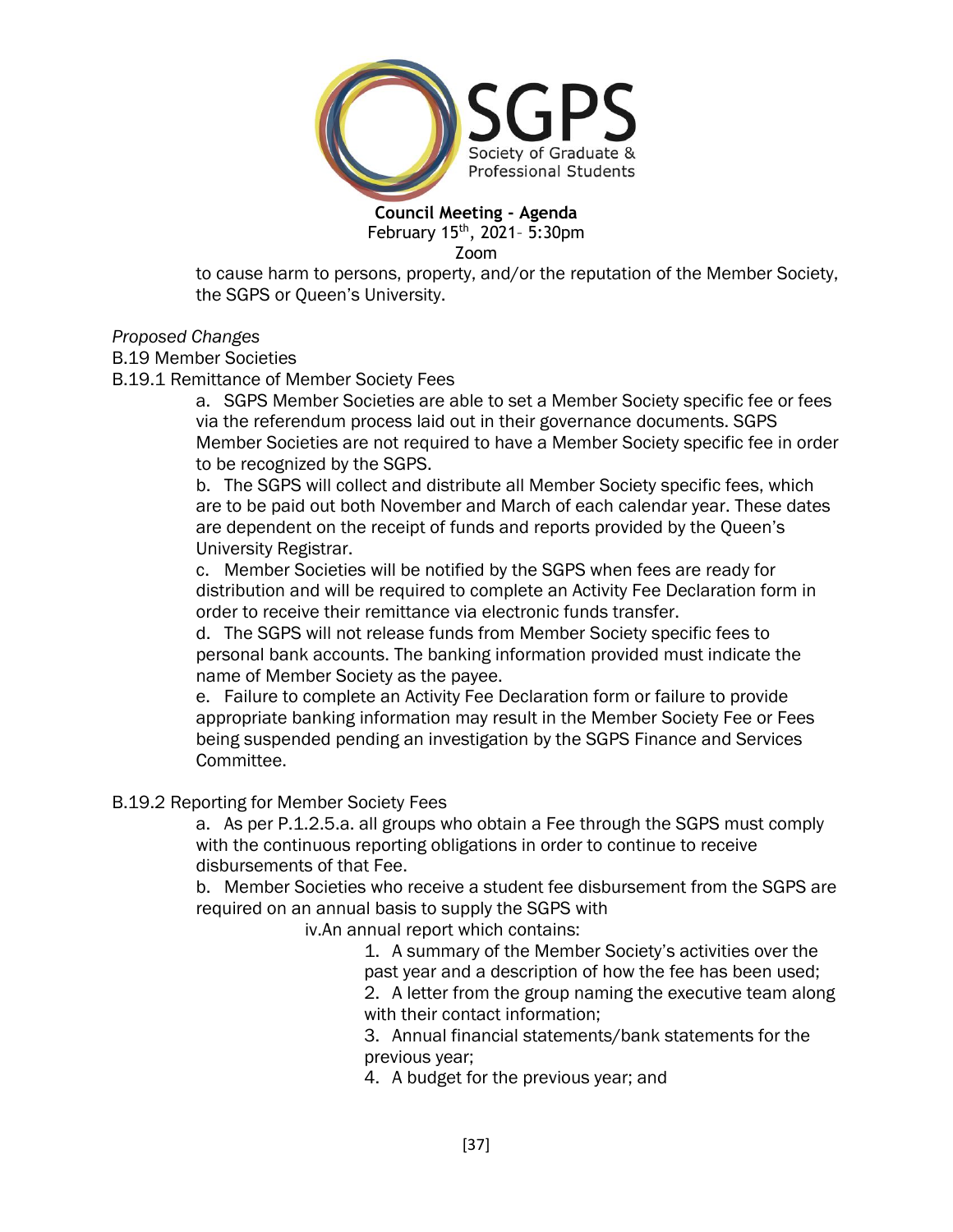to cause harm to persons, property, and/or the reputation of the Member Society, the SGPS or Queen's University.

*Proposed Changes*

B.19 Member Societies

B.19.1 Remittance of Member Society Fees

a. SGPS Member Societies are able to set a Member Society specific fee or fees via the referendum process laid out in their governance documents. SGPS Member Societies are not required to have a Member Society specific fee in order to be recognized by the SGPS.

b. The SGPS will collect and distribute all Member Society specific fees, which are to be paid out both November and March of each calendar year. These dates are dependent on the receipt of funds and reports provided by the Queen's University Registrar.

c. Member Societies will be notified by the SGPS when fees are ready for distribution and will be required to complete an Activity Fee Declaration form in order to receive their remittance via electronic funds transfer.

d. The SGPS will not release funds from Member Society specific fees to personal bank accounts. The banking information provided must indicate the name of Member Society as the payee.

e. Failure to complete an Activity Fee Declaration form or failure to provide appropriate banking information may result in the Member Society Fee or Fees being suspended pending an investigation by the SGPS Finance and Services Committee.

B.19.2 Reporting for Member Society Fees

a. As per P.1.2.5.a. all groups who obtain a Fee through the SGPS must comply with the continuous reporting obligations in order to continue to receive disbursements of that Fee.

b. Member Societies who receive a student fee disbursement from the SGPS are required on an annual basis to supply the SGPS with

iv. An annual report which contains:

1. A summary of the Member Society's activities over the past year and a description of how the fee has been used;
2. A letter from the group naming the executive team along with their contact information;
3. Annual financial statements/bank statements for the previous year;
4. A budget for the previous year; and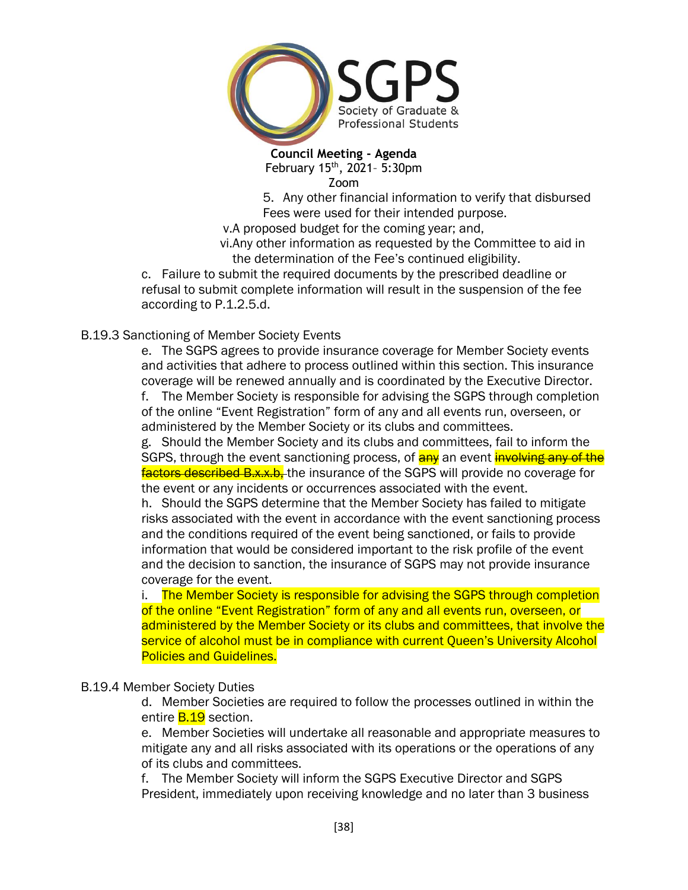5. Any other financial information to verify that disbursed Fees were used for their intended purpose.

v. A proposed budget for the coming year; and,

vi. Any other information as requested by the Committee to aid in the determination of the Fee's continued eligibility.

c. Failure to submit the required documents by the prescribed deadline or refusal to submit complete information will result in the suspension of the fee according to P.1.2.5.d.

B.19.3 Sanctioning of Member Society Events

e. The SGPS agrees to provide insurance coverage for Member Society events and activities that adhere to process outlined within this section. This insurance coverage will be renewed annually and is coordinated by the Executive Director.

f. The Member Society is responsible for advising the SGPS through completion of the online "Event Registration" form of any and all events run, overseen, or administered by the Member Society or its clubs and committees.

g. Should the Member Society and its clubs and committees, fail to inform the SGPS, through the event sanctioning process, of any an event ~~involving any of the factors described B.x.x.b,~~ the insurance of the SGPS will provide no coverage for the event or any incidents or occurrences associated with the event.

h. Should the SGPS determine that the Member Society has failed to mitigate risks associated with the event in accordance with the event sanctioning process and the conditions required of the event being sanctioned, or fails to provide information that would be considered important to the risk profile of the event and the decision to sanction, the insurance of SGPS may not provide insurance coverage for the event.

i. The Member Society is responsible for advising the SGPS through completion of the online "Event Registration" form of any and all events run, overseen, or administered by the Member Society or its clubs and committees, that involve the service of alcohol must be in compliance with current Queen's University Alcohol Policies and Guidelines.

B.19.4 Member Society Duties

d. Member Societies are required to follow the processes outlined in within the entire B.19 section.

e. Member Societies will undertake all reasonable and appropriate measures to mitigate any and all risks associated with its operations or the operations of any of its clubs and committees.

f. The Member Society will inform the SGPS Executive Director and SGPS President, immediately upon receiving knowledge and no later than 3 business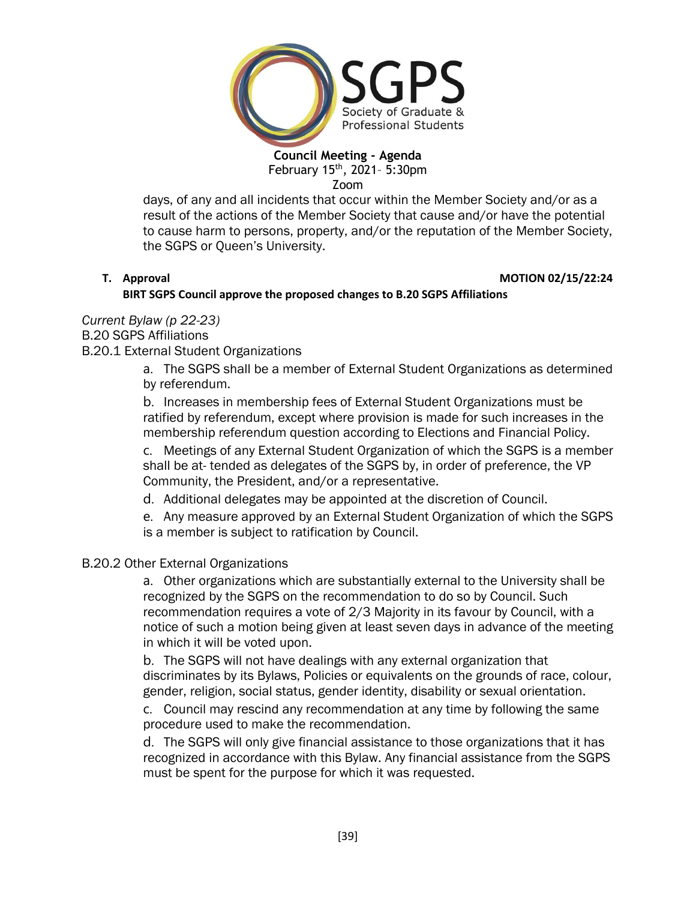days, of any and all incidents that occur within the Member Society and/or as a result of the actions of the Member Society that cause and/or have the potential to cause harm to persons, property, and/or the reputation of the Member Society, the SGPS or Queen's University.

**T. Approval** **MOTION 02/15/22:24**

**BIRT SGPS Council approve the proposed changes to B.20 SGPS Affiliations**

*Current Bylaw (p 22-23)*

B.20 SGPS Affiliations

B.20.1 External Student Organizations

a. The SGPS shall be a member of External Student Organizations as determined by referendum.

b. Increases in membership fees of External Student Organizations must be ratified by referendum, except where provision is made for such increases in the membership referendum question according to Elections and Financial Policy.

c. Meetings of any External Student Organization of which the SGPS is a member shall be at- tended as delegates of the SGPS by, in order of preference, the VP Community, the President, and/or a representative.

d. Additional delegates may be appointed at the discretion of Council.

e. Any measure approved by an External Student Organization of which the SGPS is a member is subject to ratification by Council.

B.20.2 Other External Organizations

a. Other organizations which are substantially external to the University shall be recognized by the SGPS on the recommendation to do so by Council. Such recommendation requires a vote of 2/3 Majority in its favour by Council, with a notice of such a motion being given at least seven days in advance of the meeting in which it will be voted upon.

b. The SGPS will not have dealings with any external organization that discriminates by its Bylaws, Policies or equivalents on the grounds of race, colour, gender, religion, social status, gender identity, disability or sexual orientation.

c. Council may rescind any recommendation at any time by following the same procedure used to make the recommendation.

d. The SGPS will only give financial assistance to those organizations that it has recognized in accordance with this Bylaw. Any financial assistance from the SGPS must be spent for the purpose for which it was requested.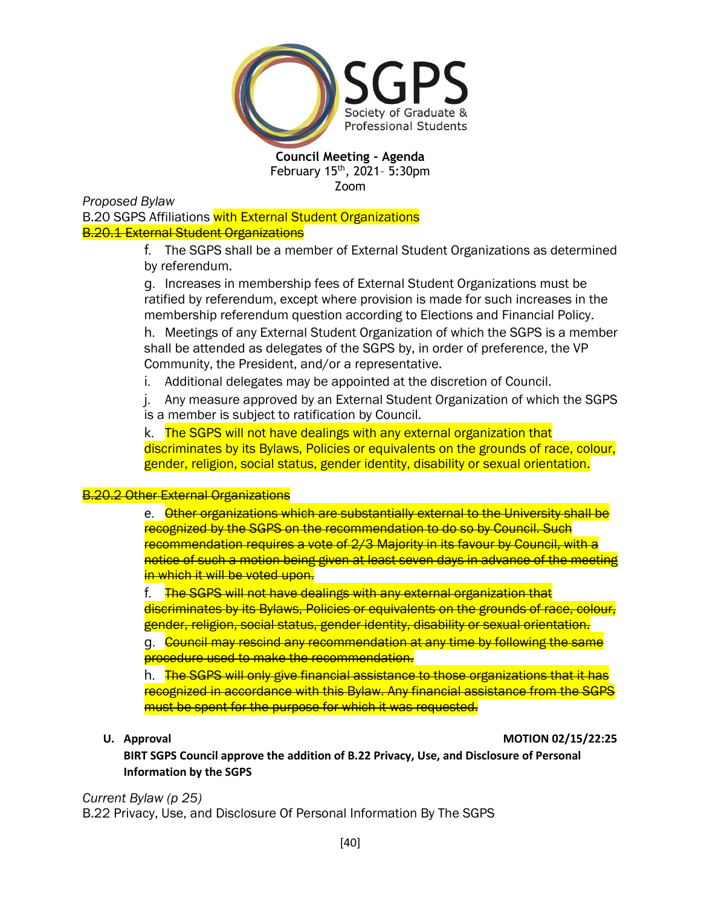**Council Meeting - Agenda**
February 15th, 2021– 5:30pm
Zoom

*Proposed Bylaw*

B.20 SGPS Affiliations with External Student Organizations

~~B.20.1 External Student Organizations~~

f. The SGPS shall be a member of External Student Organizations as determined by referendum.

g. Increases in membership fees of External Student Organizations must be ratified by referendum, except where provision is made for such increases in the membership referendum question according to Elections and Financial Policy.

h. Meetings of any External Student Organization of which the SGPS is a member shall be attended as delegates of the SGPS by, in order of preference, the VP Community, the President, and/or a representative.

i. Additional delegates may be appointed at the discretion of Council.

j. Any measure approved by an External Student Organization of which the SGPS is a member is subject to ratification by Council.

k. The SGPS will not have dealings with any external organization that discriminates by its Bylaws, Policies or equivalents on the grounds of race, colour, gender, religion, social status, gender identity, disability or sexual orientation.

~~B.20.2 Other External Organizations~~

e. ~~Other organizations which are substantially external to the University shall be recognized by the SGPS on the recommendation to do so by Council. Such recommendation requires a vote of 2/3 Majority in its favour by Council, with a notice of such a motion being given at least seven days in advance of the meeting in which it will be voted upon.~~

f. ~~The SGPS will not have dealings with any external organization that discriminates by its Bylaws, Policies or equivalents on the grounds of race, colour, gender, religion, social status, gender identity, disability or sexual orientation.~~

g. ~~Council may rescind any recommendation at any time by following the same procedure used to make the recommendation.~~

h. ~~The SGPS will only give financial assistance to those organizations that it has recognized in accordance with this Bylaw. Any financial assistance from the SGPS must be spent for the purpose for which it was requested.~~

**U. Approval** **MOTION 02/15/22:25**

**BIRT SGPS Council approve the addition of B.22 Privacy, Use, and Disclosure of Personal Information by the SGPS**

*Current Bylaw (p 25)*

B.22 Privacy, Use, and Disclosure Of Personal Information By The SGPS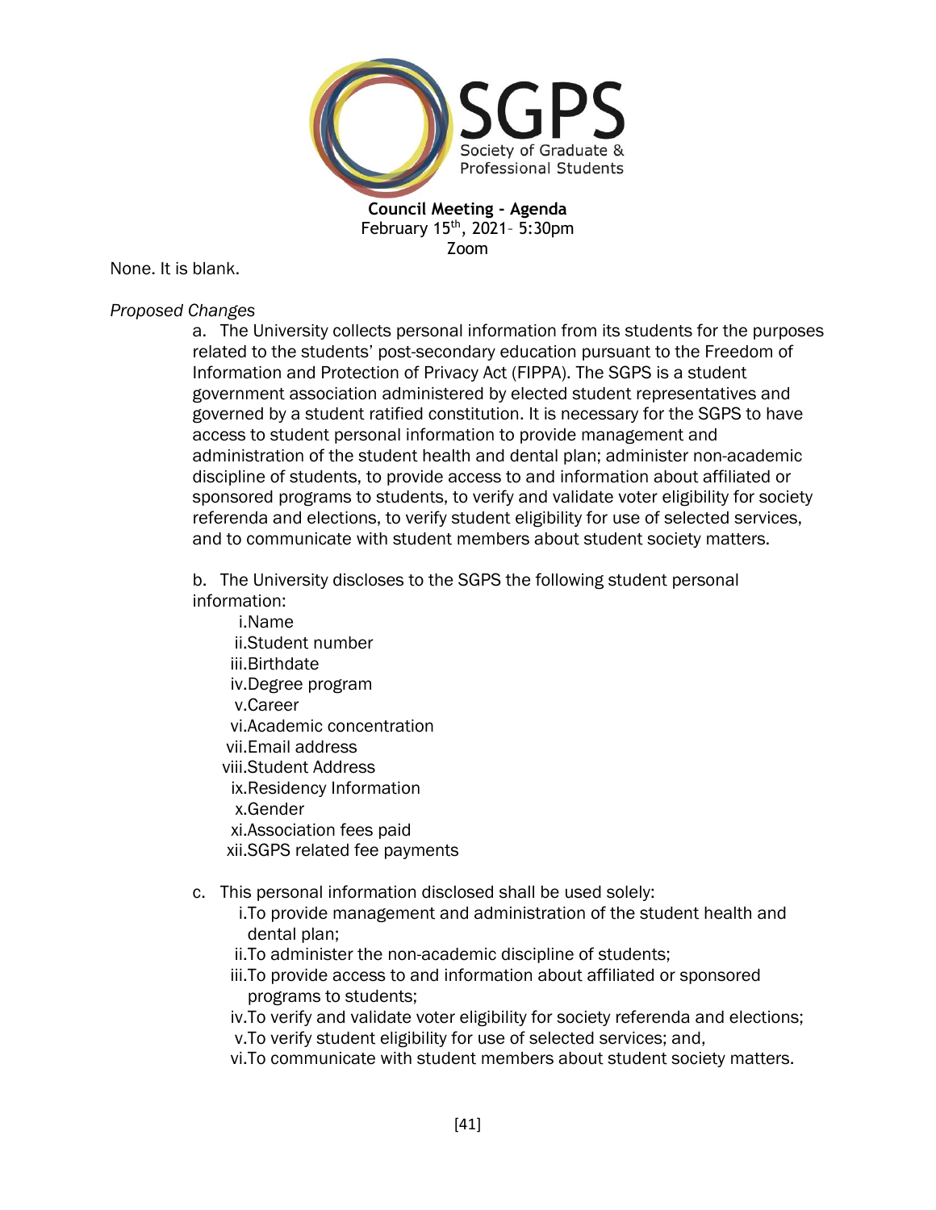None. It is blank.

*Proposed Changes*

a. The University collects personal information from its students for the purposes related to the students' post-secondary education pursuant to the Freedom of Information and Protection of Privacy Act (FIPPA). The SGPS is a student government association administered by elected student representatives and governed by a student ratified constitution. It is necessary for the SGPS to have access to student personal information to provide management and administration of the student health and dental plan; administer non-academic discipline of students, to provide access to and information about affiliated or sponsored programs to students, to verify and validate voter eligibility for society referenda and elections, to verify student eligibility for use of selected services, and to communicate with student members about student society matters.

b. The University discloses to the SGPS the following student personal information:

i. Name
ii. Student number
iii. Birthdate
iv. Degree program
v. Career
vi. Academic concentration
vii. Email address
viii. Student Address
ix. Residency Information
x. Gender
xi. Association fees paid
xii. SGPS related fee payments

c. This personal information disclosed shall be used solely:

i. To provide management and administration of the student health and dental plan;
ii. To administer the non-academic discipline of students;
iii. To provide access to and information about affiliated or sponsored programs to students;
iv. To verify and validate voter eligibility for society referenda and elections;
v. To verify student eligibility for use of selected services; and,
vi. To communicate with student members about student society matters.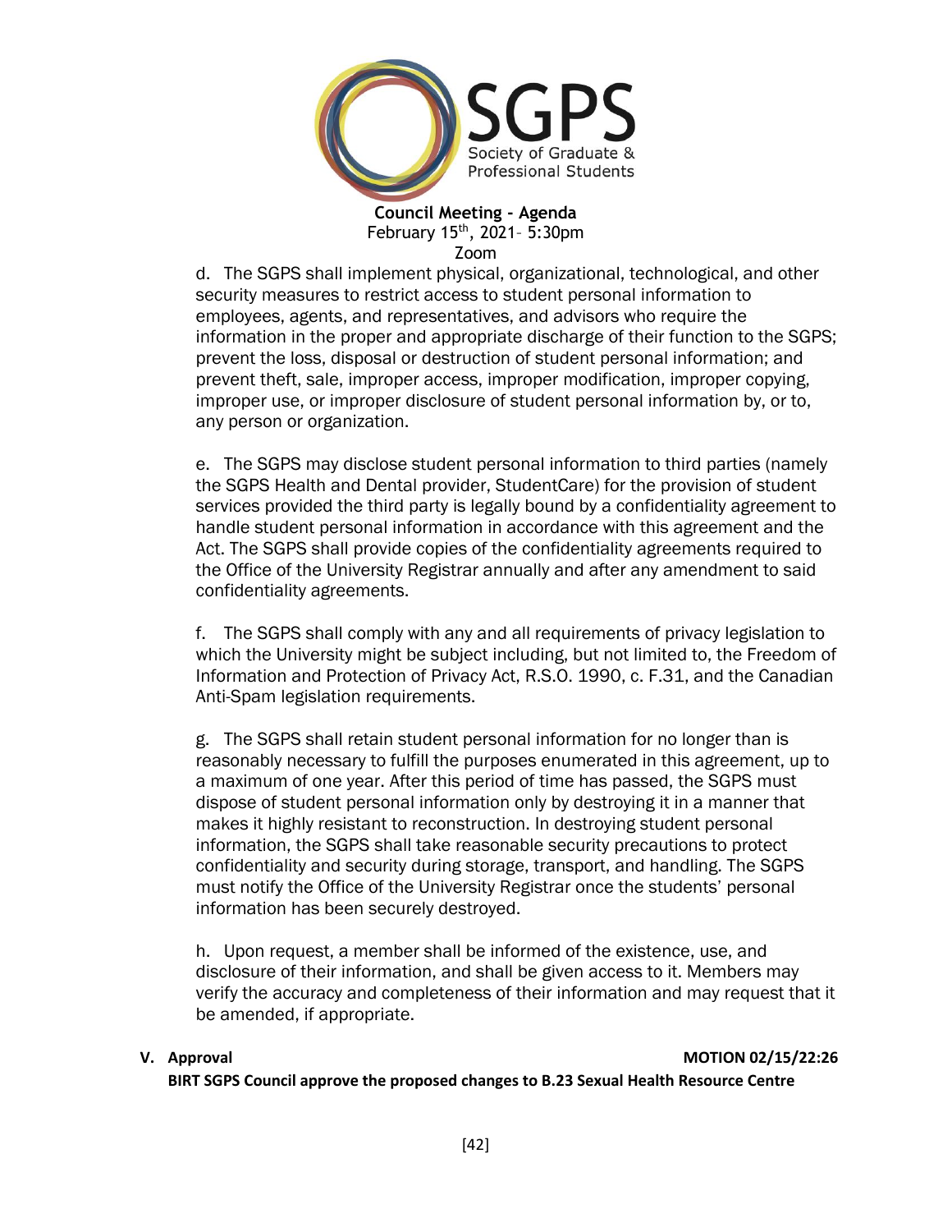d. The SGPS shall implement physical, organizational, technological, and other security measures to restrict access to student personal information to employees, agents, and representatives, and advisors who require the information in the proper and appropriate discharge of their function to the SGPS; prevent the loss, disposal or destruction of student personal information; and prevent theft, sale, improper access, improper modification, improper copying, improper use, or improper disclosure of student personal information by, or to, any person or organization.

e. The SGPS may disclose student personal information to third parties (namely the SGPS Health and Dental provider, StudentCare) for the provision of student services provided the third party is legally bound by a confidentiality agreement to handle student personal information in accordance with this agreement and the Act. The SGPS shall provide copies of the confidentiality agreements required to the Office of the University Registrar annually and after any amendment to said confidentiality agreements.

f. The SGPS shall comply with any and all requirements of privacy legislation to which the University might be subject including, but not limited to, the Freedom of Information and Protection of Privacy Act, R.S.O. 1990, c. F.31, and the Canadian Anti-Spam legislation requirements.

g. The SGPS shall retain student personal information for no longer than is reasonably necessary to fulfill the purposes enumerated in this agreement, up to a maximum of one year. After this period of time has passed, the SGPS must dispose of student personal information only by destroying it in a manner that makes it highly resistant to reconstruction. In destroying student personal information, the SGPS shall take reasonable security precautions to protect confidentiality and security during storage, transport, and handling. The SGPS must notify the Office of the University Registrar once the students' personal information has been securely destroyed.

h. Upon request, a member shall be informed of the existence, use, and disclosure of their information, and shall be given access to it. Members may verify the accuracy and completeness of their information and may request that it be amended, if appropriate.

**V. Approval** **MOTION 02/15/22:26**

**BIRT SGPS Council approve the proposed changes to B.23 Sexual Health Resource Centre**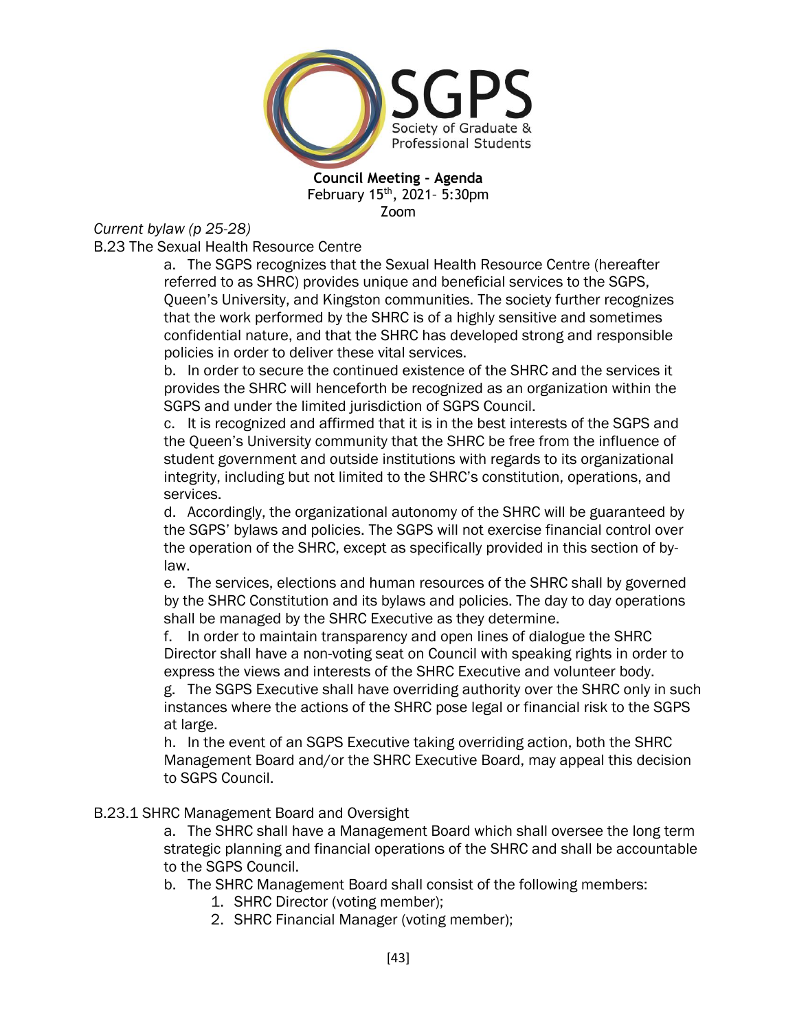*Current bylaw (p 25-28)*

B.23 The Sexual Health Resource Centre

a. The SGPS recognizes that the Sexual Health Resource Centre (hereafter referred to as SHRC) provides unique and beneficial services to the SGPS, Queen's University, and Kingston communities. The society further recognizes that the work performed by the SHRC is of a highly sensitive and sometimes confidential nature, and that the SHRC has developed strong and responsible policies in order to deliver these vital services.

b. In order to secure the continued existence of the SHRC and the services it provides the SHRC will henceforth be recognized as an organization within the SGPS and under the limited jurisdiction of SGPS Council.

c. It is recognized and affirmed that it is in the best interests of the SGPS and the Queen's University community that the SHRC be free from the influence of student government and outside institutions with regards to its organizational integrity, including but not limited to the SHRC's constitution, operations, and services.

d. Accordingly, the organizational autonomy of the SHRC will be guaranteed by the SGPS' bylaws and policies. The SGPS will not exercise financial control over the operation of the SHRC, except as specifically provided in this section of by-law.

e. The services, elections and human resources of the SHRC shall by governed by the SHRC Constitution and its bylaws and policies. The day to day operations shall be managed by the SHRC Executive as they determine.

f. In order to maintain transparency and open lines of dialogue the SHRC Director shall have a non-voting seat on Council with speaking rights in order to express the views and interests of the SHRC Executive and volunteer body.

g. The SGPS Executive shall have overriding authority over the SHRC only in such instances where the actions of the SHRC pose legal or financial risk to the SGPS at large.

h. In the event of an SGPS Executive taking overriding action, both the SHRC Management Board and/or the SHRC Executive Board, may appeal this decision to SGPS Council.

B.23.1 SHRC Management Board and Oversight

a. The SHRC shall have a Management Board which shall oversee the long term strategic planning and financial operations of the SHRC and shall be accountable to the SGPS Council.

b. The SHRC Management Board shall consist of the following members:

1. SHRC Director (voting member);
2. SHRC Financial Manager (voting member);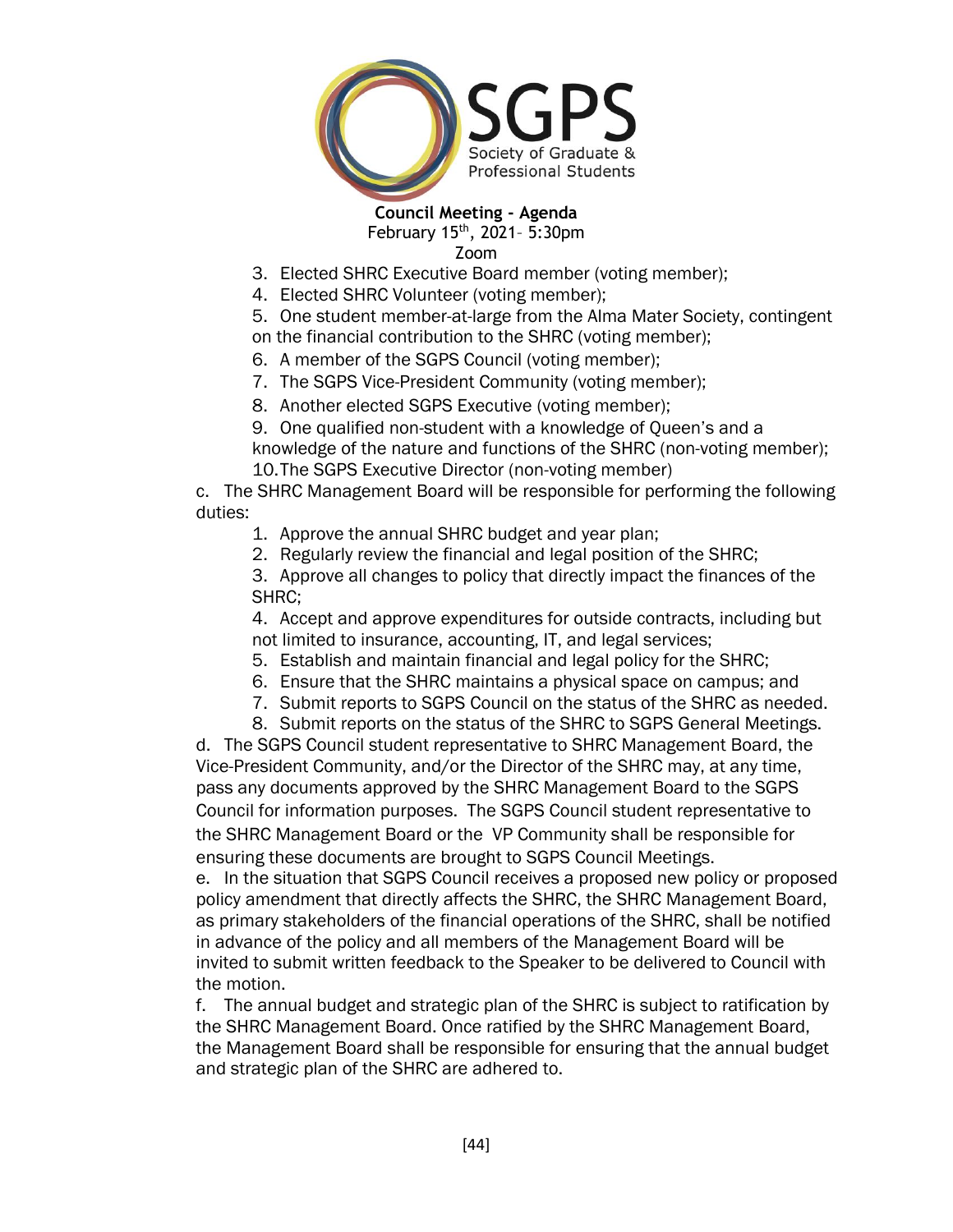3. Elected SHRC Executive Board member (voting member);
4. Elected SHRC Volunteer (voting member);
5. One student member-at-large from the Alma Mater Society, contingent on the financial contribution to the SHRC (voting member);
6. A member of the SGPS Council (voting member);
7. The SGPS Vice-President Community (voting member);
8. Another elected SGPS Executive (voting member);
9. One qualified non-student with a knowledge of Queen's and a knowledge of the nature and functions of the SHRC (non-voting member);
10. The SGPS Executive Director (non-voting member)

c. The SHRC Management Board will be responsible for performing the following duties:

1. Approve the annual SHRC budget and year plan;
2. Regularly review the financial and legal position of the SHRC;
3. Approve all changes to policy that directly impact the finances of the SHRC;
4. Accept and approve expenditures for outside contracts, including but not limited to insurance, accounting, IT, and legal services;
5. Establish and maintain financial and legal policy for the SHRC;
6. Ensure that the SHRC maintains a physical space on campus; and
7. Submit reports to SGPS Council on the status of the SHRC as needed.
8. Submit reports on the status of the SHRC to SGPS General Meetings.

d. The SGPS Council student representative to SHRC Management Board, the Vice-President Community, and/or the Director of the SHRC may, at any time, pass any documents approved by the SHRC Management Board to the SGPS Council for information purposes. The SGPS Council student representative to the SHRC Management Board or the VP Community shall be responsible for ensuring these documents are brought to SGPS Council Meetings.

e. In the situation that SGPS Council receives a proposed new policy or proposed policy amendment that directly affects the SHRC, the SHRC Management Board, as primary stakeholders of the financial operations of the SHRC, shall be notified in advance of the policy and all members of the Management Board will be invited to submit written feedback to the Speaker to be delivered to Council with the motion.

f. The annual budget and strategic plan of the SHRC is subject to ratification by the SHRC Management Board. Once ratified by the SHRC Management Board, the Management Board shall be responsible for ensuring that the annual budget and strategic plan of the SHRC are adhered to.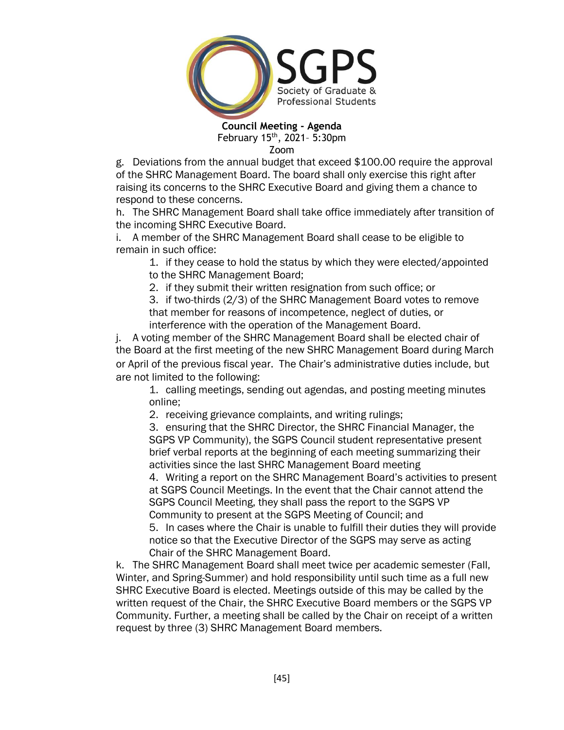g. Deviations from the annual budget that exceed $100.00 require the approval of the SHRC Management Board. The board shall only exercise this right after raising its concerns to the SHRC Executive Board and giving them a chance to respond to these concerns.

h. The SHRC Management Board shall take office immediately after transition of the incoming SHRC Executive Board.

i. A member of the SHRC Management Board shall cease to be eligible to remain in such office:

1. if they cease to hold the status by which they were elected/appointed to the SHRC Management Board;
2. if they submit their written resignation from such office; or
3. if two-thirds (2/3) of the SHRC Management Board votes to remove that member for reasons of incompetence, neglect of duties, or interference with the operation of the Management Board.

j. A voting member of the SHRC Management Board shall be elected chair of the Board at the first meeting of the new SHRC Management Board during March or April of the previous fiscal year. The Chair's administrative duties include, but are not limited to the following:

1. calling meetings, sending out agendas, and posting meeting minutes online;
2. receiving grievance complaints, and writing rulings;
3. ensuring that the SHRC Director, the SHRC Financial Manager, the SGPS VP Community), the SGPS Council student representative present brief verbal reports at the beginning of each meeting summarizing their activities since the last SHRC Management Board meeting
4. Writing a report on the SHRC Management Board's activities to present at SGPS Council Meetings. In the event that the Chair cannot attend the SGPS Council Meeting, they shall pass the report to the SGPS VP Community to present at the SGPS Meeting of Council; and
5. In cases where the Chair is unable to fulfill their duties they will provide notice so that the Executive Director of the SGPS may serve as acting Chair of the SHRC Management Board.

k. The SHRC Management Board shall meet twice per academic semester (Fall, Winter, and Spring-Summer) and hold responsibility until such time as a full new SHRC Executive Board is elected. Meetings outside of this may be called by the written request of the Chair, the SHRC Executive Board members or the SGPS VP Community. Further, a meeting shall be called by the Chair on receipt of a written request by three (3) SHRC Management Board members.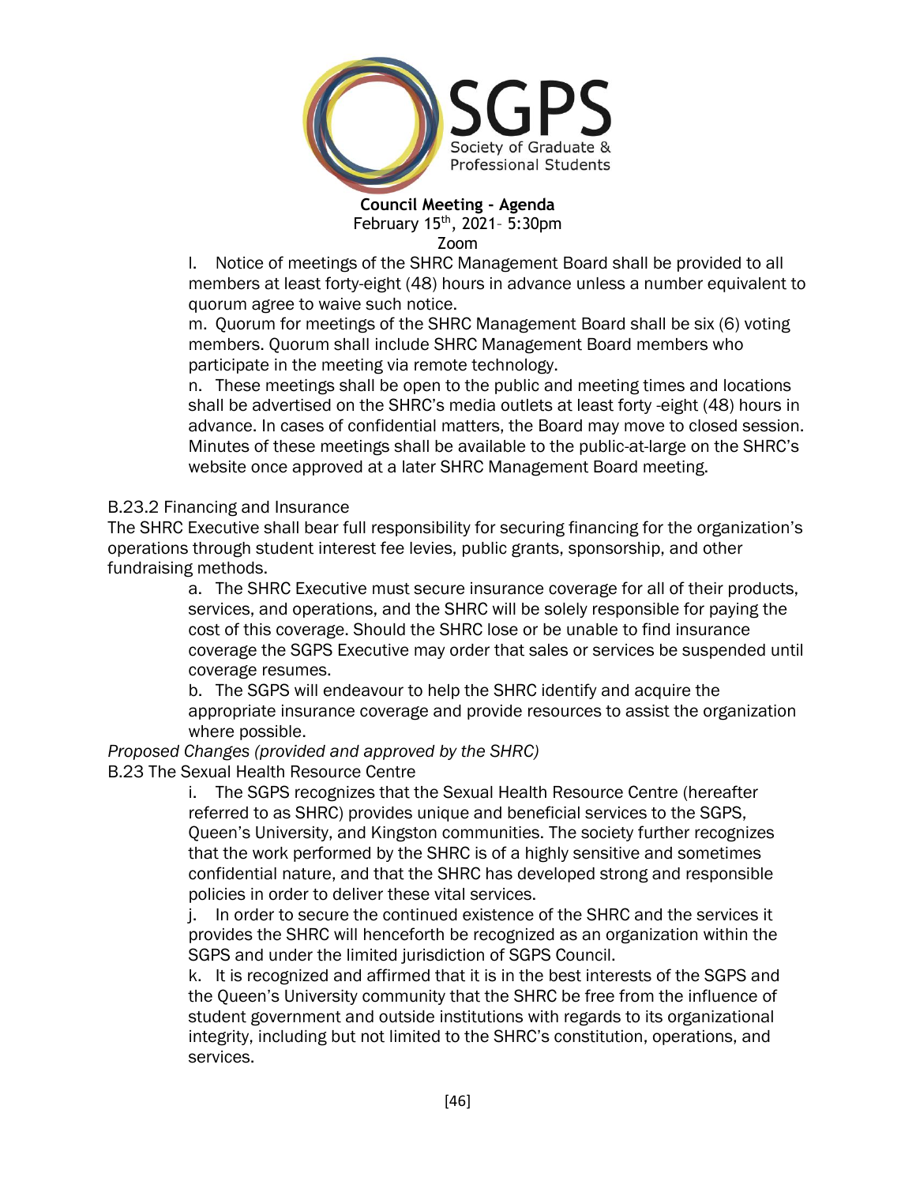l. Notice of meetings of the SHRC Management Board shall be provided to all members at least forty-eight (48) hours in advance unless a number equivalent to quorum agree to waive such notice.

m. Quorum for meetings of the SHRC Management Board shall be six (6) voting members. Quorum shall include SHRC Management Board members who participate in the meeting via remote technology.

n. These meetings shall be open to the public and meeting times and locations shall be advertised on the SHRC's media outlets at least forty -eight (48) hours in advance. In cases of confidential matters, the Board may move to closed session. Minutes of these meetings shall be available to the public-at-large on the SHRC's website once approved at a later SHRC Management Board meeting.

B.23.2 Financing and Insurance

The SHRC Executive shall bear full responsibility for securing financing for the organization's operations through student interest fee levies, public grants, sponsorship, and other fundraising methods.

a. The SHRC Executive must secure insurance coverage for all of their products, services, and operations, and the SHRC will be solely responsible for paying the cost of this coverage. Should the SHRC lose or be unable to find insurance coverage the SGPS Executive may order that sales or services be suspended until coverage resumes.

b. The SGPS will endeavour to help the SHRC identify and acquire the appropriate insurance coverage and provide resources to assist the organization where possible.

*Proposed Changes (provided and approved by the SHRC)*

B.23 The Sexual Health Resource Centre

i. The SGPS recognizes that the Sexual Health Resource Centre (hereafter referred to as SHRC) provides unique and beneficial services to the SGPS, Queen's University, and Kingston communities. The society further recognizes that the work performed by the SHRC is of a highly sensitive and sometimes confidential nature, and that the SHRC has developed strong and responsible policies in order to deliver these vital services.

j. In order to secure the continued existence of the SHRC and the services it provides the SHRC will henceforth be recognized as an organization within the SGPS and under the limited jurisdiction of SGPS Council.

k. It is recognized and affirmed that it is in the best interests of the SGPS and the Queen's University community that the SHRC be free from the influence of student government and outside institutions with regards to its organizational integrity, including but not limited to the SHRC's constitution, operations, and services.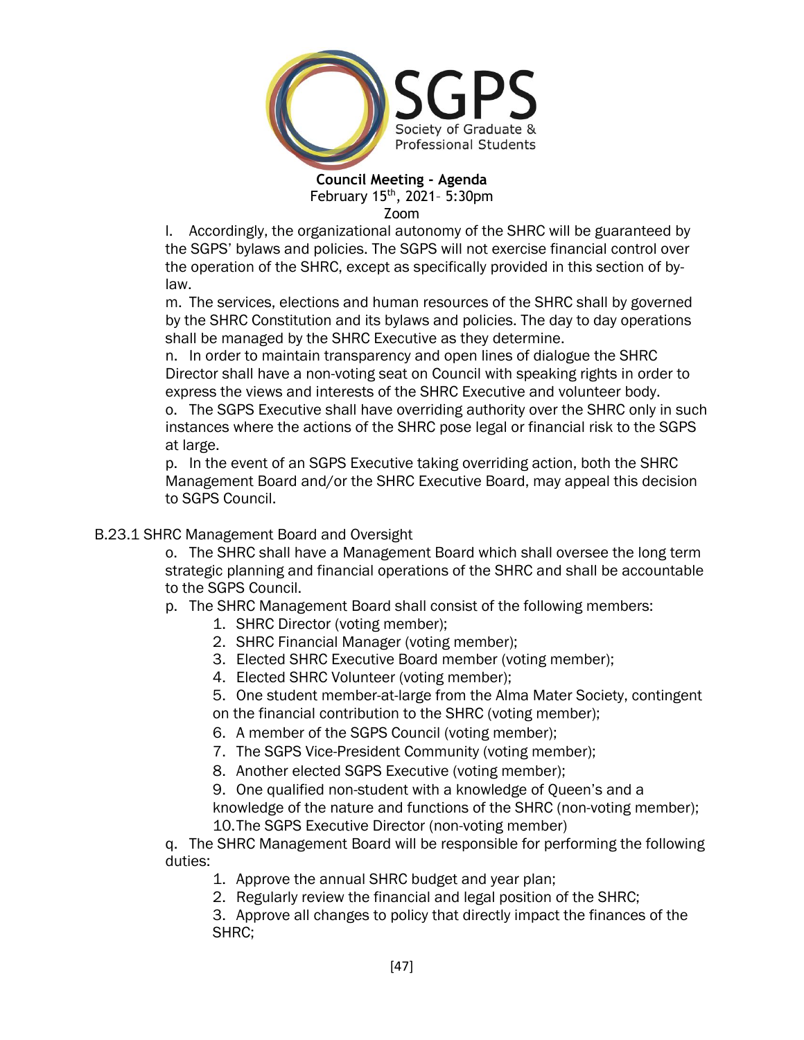l. Accordingly, the organizational autonomy of the SHRC will be guaranteed by the SGPS' bylaws and policies. The SGPS will not exercise financial control over the operation of the SHRC, except as specifically provided in this section of by-law.

m. The services, elections and human resources of the SHRC shall by governed by the SHRC Constitution and its bylaws and policies. The day to day operations shall be managed by the SHRC Executive as they determine.

n. In order to maintain transparency and open lines of dialogue the SHRC Director shall have a non-voting seat on Council with speaking rights in order to express the views and interests of the SHRC Executive and volunteer body.

o. The SGPS Executive shall have overriding authority over the SHRC only in such instances where the actions of the SHRC pose legal or financial risk to the SGPS at large.

p. In the event of an SGPS Executive taking overriding action, both the SHRC Management Board and/or the SHRC Executive Board, may appeal this decision to SGPS Council.

B.23.1 SHRC Management Board and Oversight

o. The SHRC shall have a Management Board which shall oversee the long term strategic planning and financial operations of the SHRC and shall be accountable to the SGPS Council.

p. The SHRC Management Board shall consist of the following members:

1. SHRC Director (voting member);
2. SHRC Financial Manager (voting member);
3. Elected SHRC Executive Board member (voting member);
4. Elected SHRC Volunteer (voting member);
5. One student member-at-large from the Alma Mater Society, contingent on the financial contribution to the SHRC (voting member);
6. A member of the SGPS Council (voting member);
7. The SGPS Vice-President Community (voting member);
8. Another elected SGPS Executive (voting member);
9. One qualified non-student with a knowledge of Queen's and a knowledge of the nature and functions of the SHRC (non-voting member);
10. The SGPS Executive Director (non-voting member)

q. The SHRC Management Board will be responsible for performing the following duties:

1. Approve the annual SHRC budget and year plan;
2. Regularly review the financial and legal position of the SHRC;
3. Approve all changes to policy that directly impact the finances of the SHRC;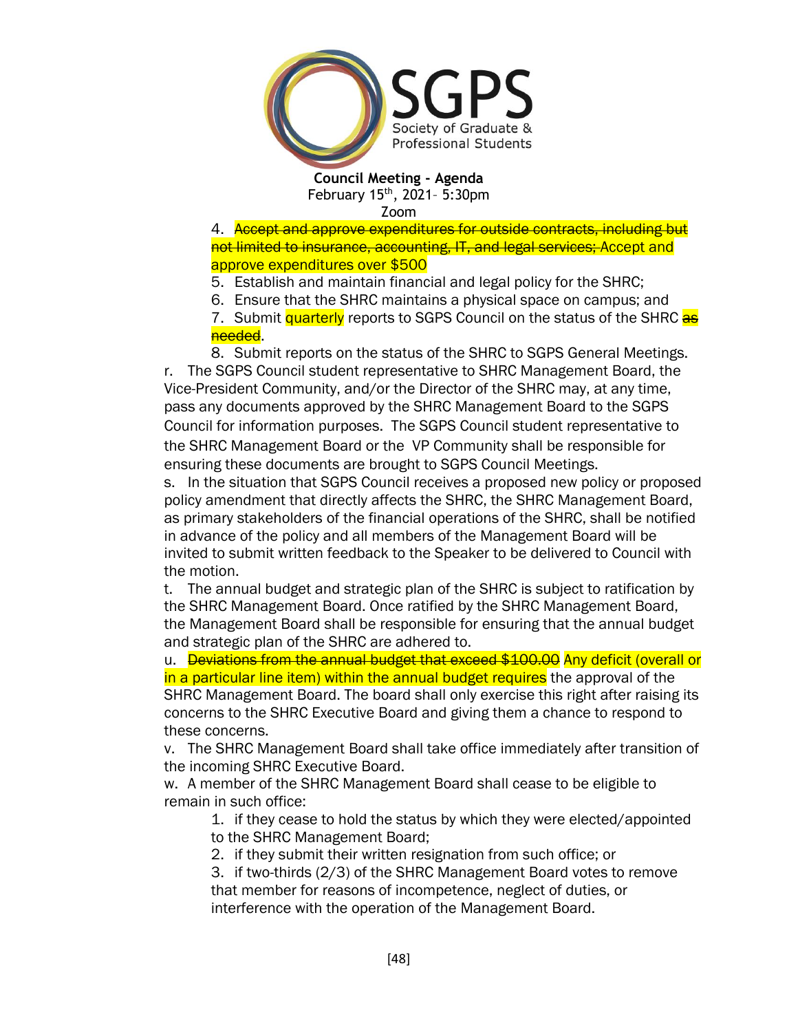4. ~~Accept and approve expenditures for outside contracts, including but not limited to insurance, accounting, IT, and legal services;~~ Accept and approve expenditures over $500
5. Establish and maintain financial and legal policy for the SHRC;
6. Ensure that the SHRC maintains a physical space on campus; and
7. Submit quarterly reports to SGPS Council on the status of the SHRC ~~as needed~~.
8. Submit reports on the status of the SHRC to SGPS General Meetings.

r. The SGPS Council student representative to SHRC Management Board, the Vice-President Community, and/or the Director of the SHRC may, at any time, pass any documents approved by the SHRC Management Board to the SGPS Council for information purposes. The SGPS Council student representative to the SHRC Management Board or the VP Community shall be responsible for ensuring these documents are brought to SGPS Council Meetings.

s. In the situation that SGPS Council receives a proposed new policy or proposed policy amendment that directly affects the SHRC, the SHRC Management Board, as primary stakeholders of the financial operations of the SHRC, shall be notified in advance of the policy and all members of the Management Board will be invited to submit written feedback to the Speaker to be delivered to Council with the motion.

t. The annual budget and strategic plan of the SHRC is subject to ratification by the SHRC Management Board. Once ratified by the SHRC Management Board, the Management Board shall be responsible for ensuring that the annual budget and strategic plan of the SHRC are adhered to.

u. ~~Deviations from the annual budget that exceed $100.00~~ Any deficit (overall or in a particular line item) within the annual budget requires the approval of the SHRC Management Board. The board shall only exercise this right after raising its concerns to the SHRC Executive Board and giving them a chance to respond to these concerns.

v. The SHRC Management Board shall take office immediately after transition of the incoming SHRC Executive Board.

w. A member of the SHRC Management Board shall cease to be eligible to remain in such office:

1. if they cease to hold the status by which they were elected/appointed to the SHRC Management Board;
2. if they submit their written resignation from such office; or
3. if two-thirds (2/3) of the SHRC Management Board votes to remove that member for reasons of incompetence, neglect of duties, or interference with the operation of the Management Board.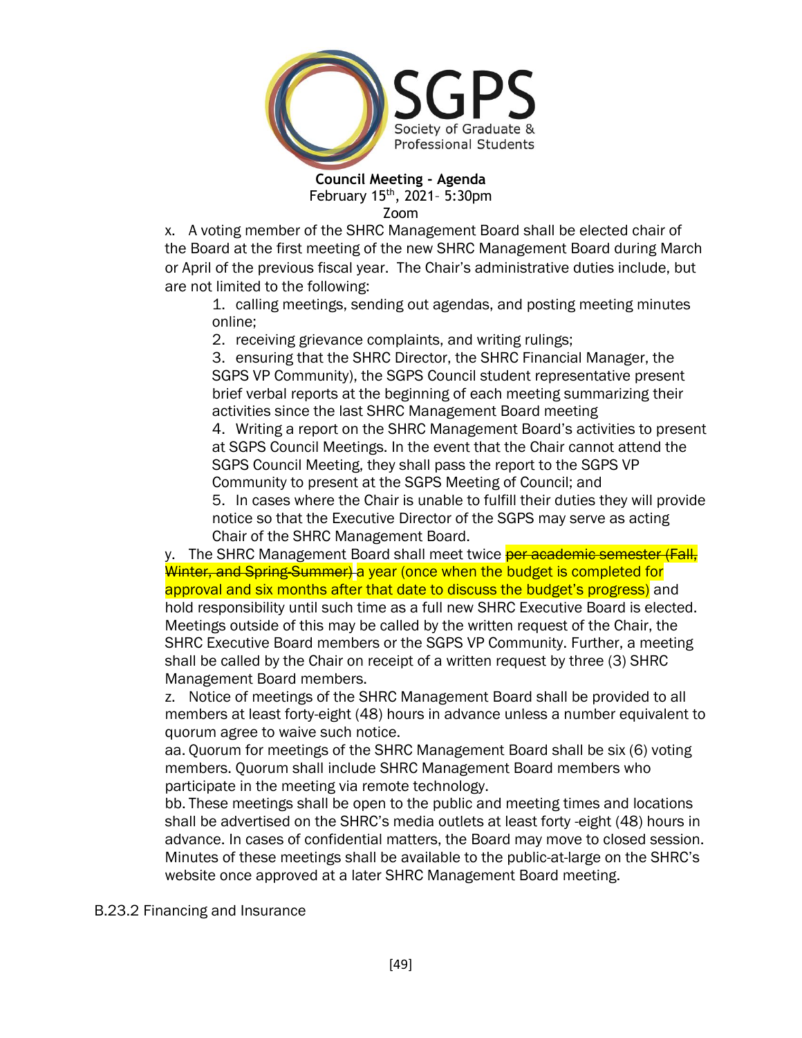x. A voting member of the SHRC Management Board shall be elected chair of the Board at the first meeting of the new SHRC Management Board during March or April of the previous fiscal year. The Chair's administrative duties include, but are not limited to the following:

1. calling meetings, sending out agendas, and posting meeting minutes online;
2. receiving grievance complaints, and writing rulings;
3. ensuring that the SHRC Director, the SHRC Financial Manager, the SGPS VP Community), the SGPS Council student representative present brief verbal reports at the beginning of each meeting summarizing their activities since the last SHRC Management Board meeting
4. Writing a report on the SHRC Management Board's activities to present at SGPS Council Meetings. In the event that the Chair cannot attend the SGPS Council Meeting, they shall pass the report to the SGPS VP Community to present at the SGPS Meeting of Council; and
5. In cases where the Chair is unable to fulfill their duties they will provide notice so that the Executive Director of the SGPS may serve as acting Chair of the SHRC Management Board.

y. The SHRC Management Board shall meet twice ~~per academic semester (Fall, Winter, and Spring-Summer)~~ a year (once when the budget is completed for approval and six months after that date to discuss the budget's progress) and hold responsibility until such time as a full new SHRC Executive Board is elected. Meetings outside of this may be called by the written request of the Chair, the SHRC Executive Board members or the SGPS VP Community. Further, a meeting shall be called by the Chair on receipt of a written request by three (3) SHRC Management Board members.

z. Notice of meetings of the SHRC Management Board shall be provided to all members at least forty-eight (48) hours in advance unless a number equivalent to quorum agree to waive such notice.

aa. Quorum for meetings of the SHRC Management Board shall be six (6) voting members. Quorum shall include SHRC Management Board members who participate in the meeting via remote technology.

bb. These meetings shall be open to the public and meeting times and locations shall be advertised on the SHRC's media outlets at least forty -eight (48) hours in advance. In cases of confidential matters, the Board may move to closed session. Minutes of these meetings shall be available to the public-at-large on the SHRC's website once approved at a later SHRC Management Board meeting.

B.23.2 Financing and Insurance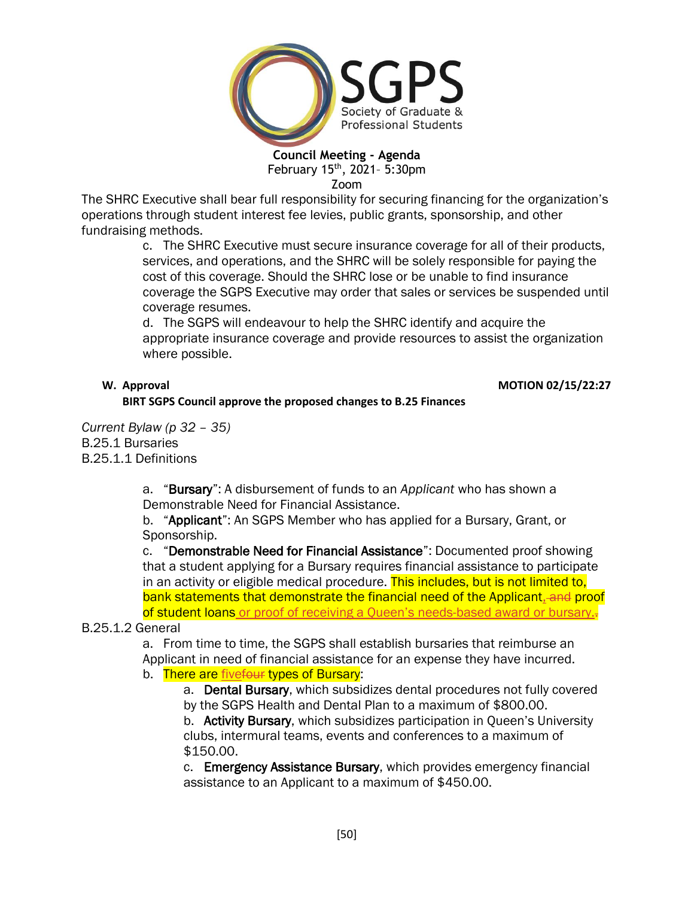The SHRC Executive shall bear full responsibility for securing financing for the organization's operations through student interest fee levies, public grants, sponsorship, and other fundraising methods.

c. The SHRC Executive must secure insurance coverage for all of their products, services, and operations, and the SHRC will be solely responsible for paying the cost of this coverage. Should the SHRC lose or be unable to find insurance coverage the SGPS Executive may order that sales or services be suspended until coverage resumes.

d. The SGPS will endeavour to help the SHRC identify and acquire the appropriate insurance coverage and provide resources to assist the organization where possible.

**W. Approval** **MOTION 02/15/22:27**

**BIRT SGPS Council approve the proposed changes to B.25 Finances**

*Current Bylaw (p 32 – 35)*

B.25.1 Bursaries

B.25.1.1 Definitions

a. "**Bursary**": A disbursement of funds to an *Applicant* who has shown a Demonstrable Need for Financial Assistance.

b. "**Applicant**": An SGPS Member who has applied for a Bursary, Grant, or Sponsorship.

c. "**Demonstrable Need for Financial Assistance**": Documented proof showing that a student applying for a Bursary requires financial assistance to participate in an activity or eligible medical procedure. This includes, but is not limited to, bank statements that demonstrate the financial need of the Applicant, ~~and~~ proof of student loans or proof of receiving a Queen's needs-based award or bursary.~~.~~

B.25.1.2 General

a. From time to time, the SGPS shall establish bursaries that reimburse an Applicant in need of financial assistance for an expense they have incurred.

b. There are five~~four~~ types of Bursary:

a. **Dental Bursary**, which subsidizes dental procedures not fully covered by the SGPS Health and Dental Plan to a maximum of $800.00.

b. **Activity Bursary**, which subsidizes participation in Queen's University clubs, intermural teams, events and conferences to a maximum of $150.00.

c. **Emergency Assistance Bursary**, which provides emergency financial assistance to an Applicant to a maximum of $450.00.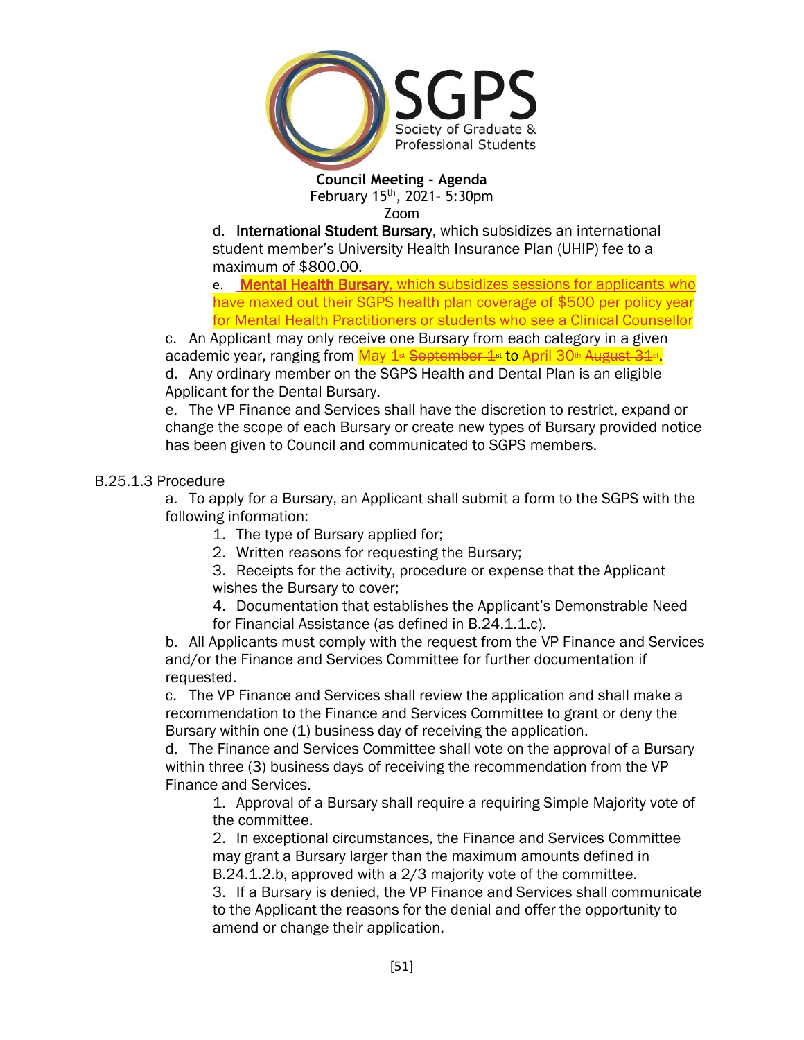d. **International Student Bursary**, which subsidizes an international student member's University Health Insurance Plan (UHIP) fee to a maximum of $800.00.

e. **Mental Health Bursary**, which subsidizes sessions for applicants who have maxed out their SGPS health plan coverage of $500 per policy year for Mental Health Practitioners or students who see a Clinical Counsellor

c. An Applicant may only receive one Bursary from each category in a given academic year, ranging from May 1st ~~September 1st~~ to April 30th ~~August 31st~~.

d. Any ordinary member on the SGPS Health and Dental Plan is an eligible Applicant for the Dental Bursary.

e. The VP Finance and Services shall have the discretion to restrict, expand or change the scope of each Bursary or create new types of Bursary provided notice has been given to Council and communicated to SGPS members.

B.25.1.3 Procedure

a. To apply for a Bursary, an Applicant shall submit a form to the SGPS with the following information:

1. The type of Bursary applied for;
2. Written reasons for requesting the Bursary;
3. Receipts for the activity, procedure or expense that the Applicant wishes the Bursary to cover;
4. Documentation that establishes the Applicant's Demonstrable Need for Financial Assistance (as defined in B.24.1.1.c).

b. All Applicants must comply with the request from the VP Finance and Services and/or the Finance and Services Committee for further documentation if requested.

c. The VP Finance and Services shall review the application and shall make a recommendation to the Finance and Services Committee to grant or deny the Bursary within one (1) business day of receiving the application.

d. The Finance and Services Committee shall vote on the approval of a Bursary within three (3) business days of receiving the recommendation from the VP Finance and Services.

1. Approval of a Bursary shall require a requiring Simple Majority vote of the committee.
2. In exceptional circumstances, the Finance and Services Committee may grant a Bursary larger than the maximum amounts defined in B.24.1.2.b, approved with a 2/3 majority vote of the committee.
3. If a Bursary is denied, the VP Finance and Services shall communicate to the Applicant the reasons for the denial and offer the opportunity to amend or change their application.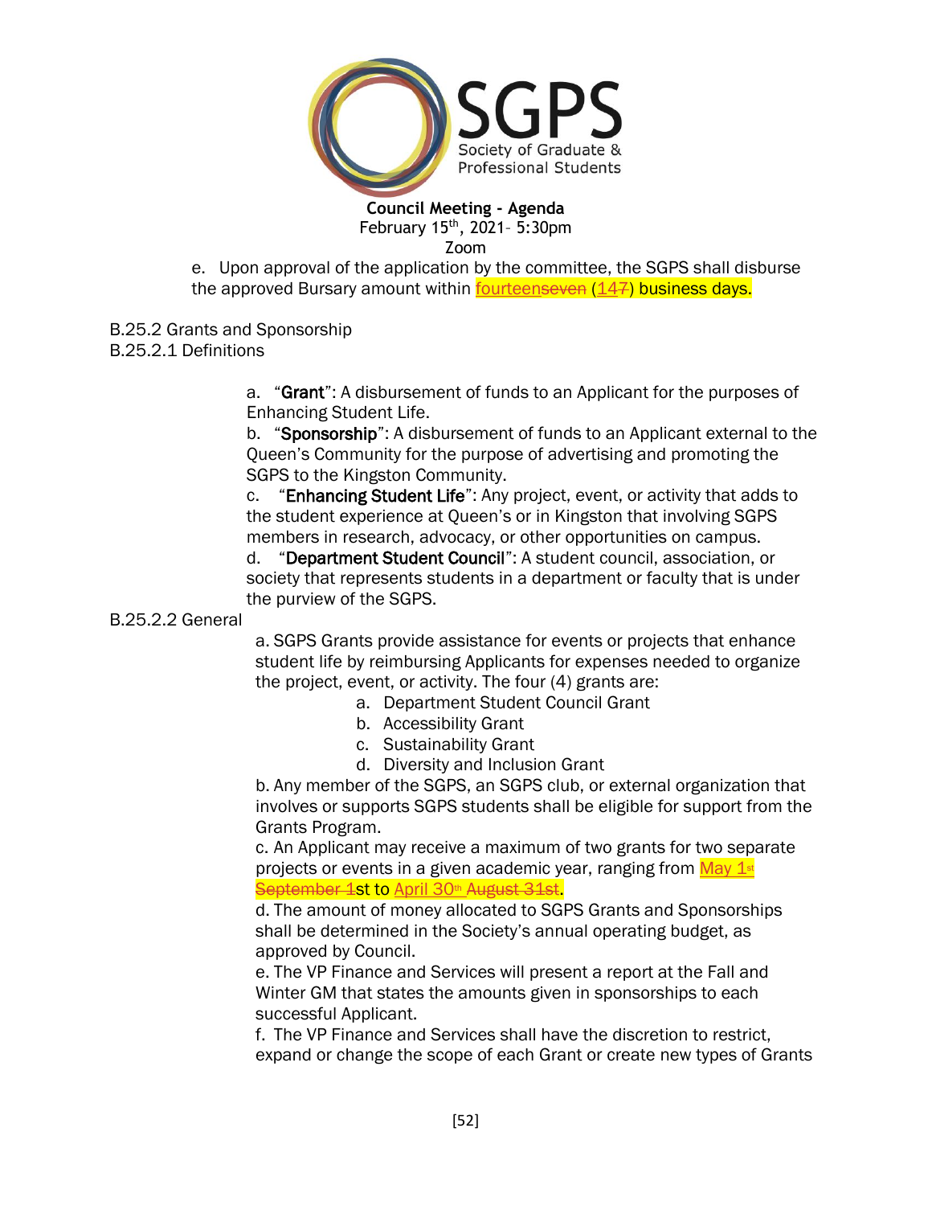Council Meeting - Agenda
February 15th, 2021– 5:30pm
Zoom

e. Upon approval of the application by the committee, the SGPS shall disburse the approved Bursary amount within ~~seven~~ fourteen (~~7~~14) business days.

B.25.2 Grants and Sponsorship

B.25.2.1 Definitions

a. "**Grant**": A disbursement of funds to an Applicant for the purposes of Enhancing Student Life.

b. "**Sponsorship**": A disbursement of funds to an Applicant external to the Queen's Community for the purpose of advertising and promoting the SGPS to the Kingston Community.

c. "**Enhancing Student Life**": Any project, event, or activity that adds to the student experience at Queen's or in Kingston that involving SGPS members in research, advocacy, or other opportunities on campus.

d. "**Department Student Council**": A student council, association, or society that represents students in a department or faculty that is under the purview of the SGPS.

B.25.2.2 General

a. SGPS Grants provide assistance for events or projects that enhance student life by reimbursing Applicants for expenses needed to organize the project, event, or activity. The four (4) grants are:

- a. Department Student Council Grant
- b. Accessibility Grant
- c. Sustainability Grant
- d. Diversity and Inclusion Grant

b. Any member of the SGPS, an SGPS club, or external organization that involves or supports SGPS students shall be eligible for support from the Grants Program.

c. An Applicant may receive a maximum of two grants for two separate projects or events in a given academic year, ranging from May 1st ~~September 1st~~ to April 30th ~~August 31st~~.

d. The amount of money allocated to SGPS Grants and Sponsorships shall be determined in the Society's annual operating budget, as approved by Council.

e. The VP Finance and Services will present a report at the Fall and Winter GM that states the amounts given in sponsorships to each successful Applicant.

f. The VP Finance and Services shall have the discretion to restrict, expand or change the scope of each Grant or create new types of Grants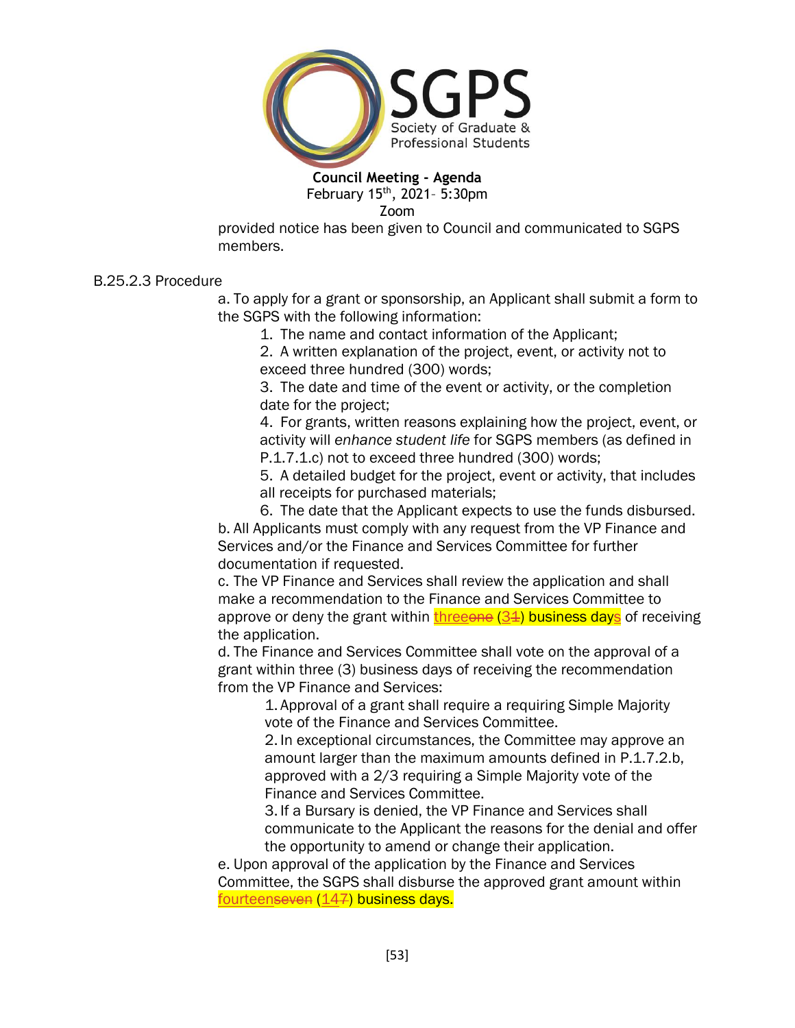provided notice has been given to Council and communicated to SGPS members.

B.25.2.3 Procedure

a. To apply for a grant or sponsorship, an Applicant shall submit a form to the SGPS with the following information:

1. The name and contact information of the Applicant;
2. A written explanation of the project, event, or activity not to exceed three hundred (300) words;
3. The date and time of the event or activity, or the completion date for the project;
4. For grants, written reasons explaining how the project, event, or activity will *enhance student life* for SGPS members (as defined in P.1.7.1.c) not to exceed three hundred (300) words;
5. A detailed budget for the project, event or activity, that includes all receipts for purchased materials;
6. The date that the Applicant expects to use the funds disbursed.

b. All Applicants must comply with any request from the VP Finance and Services and/or the Finance and Services Committee for further documentation if requested.

c. The VP Finance and Services shall review the application and shall make a recommendation to the Finance and Services Committee to approve or deny the grant within ~~one~~ three (~~1~~3) business day~~s~~s of receiving the application.

d. The Finance and Services Committee shall vote on the approval of a grant within three (3) business days of receiving the recommendation from the VP Finance and Services:

1. Approval of a grant shall require a requiring Simple Majority vote of the Finance and Services Committee.
2. In exceptional circumstances, the Committee may approve an amount larger than the maximum amounts defined in P.1.7.2.b, approved with a 2/3 requiring a Simple Majority vote of the Finance and Services Committee.
3. If a Bursary is denied, the VP Finance and Services shall communicate to the Applicant the reasons for the denial and offer the opportunity to amend or change their application.

e. Upon approval of the application by the Finance and Services Committee, the SGPS shall disburse the approved grant amount within fourteen~~seven~~ (14~~7~~) business days.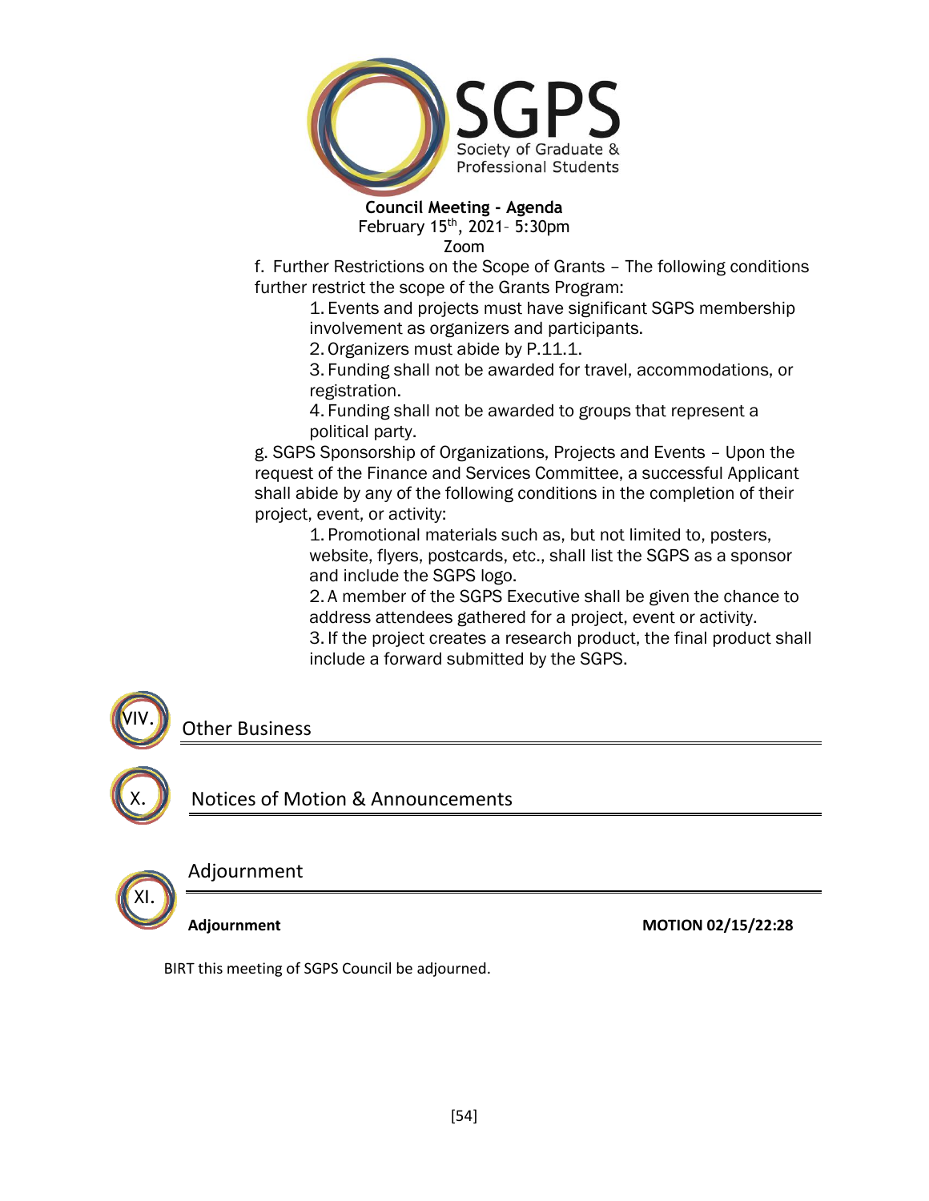**Council Meeting - Agenda**
February 15th, 2021– 5:30pm
Zoom

f. Further Restrictions on the Scope of Grants – The following conditions further restrict the scope of the Grants Program:

1. Events and projects must have significant SGPS membership involvement as organizers and participants.
2. Organizers must abide by P.11.1.
3. Funding shall not be awarded for travel, accommodations, or registration.
4. Funding shall not be awarded to groups that represent a political party.

g. SGPS Sponsorship of Organizations, Projects and Events – Upon the request of the Finance and Services Committee, a successful Applicant shall abide by any of the following conditions in the completion of their project, event, or activity:

1. Promotional materials such as, but not limited to, posters, website, flyers, postcards, etc., shall list the SGPS as a sponsor and include the SGPS logo.
2. A member of the SGPS Executive shall be given the chance to address attendees gathered for a project, event or activity.
3. If the project creates a research product, the final product shall include a forward submitted by the SGPS.

## VIV. Other Business

## X. Notices of Motion & Announcements

## XI. Adjournment

**Adjournment** **MOTION 02/15/22:28**

BIRT this meeting of SGPS Council be adjourned.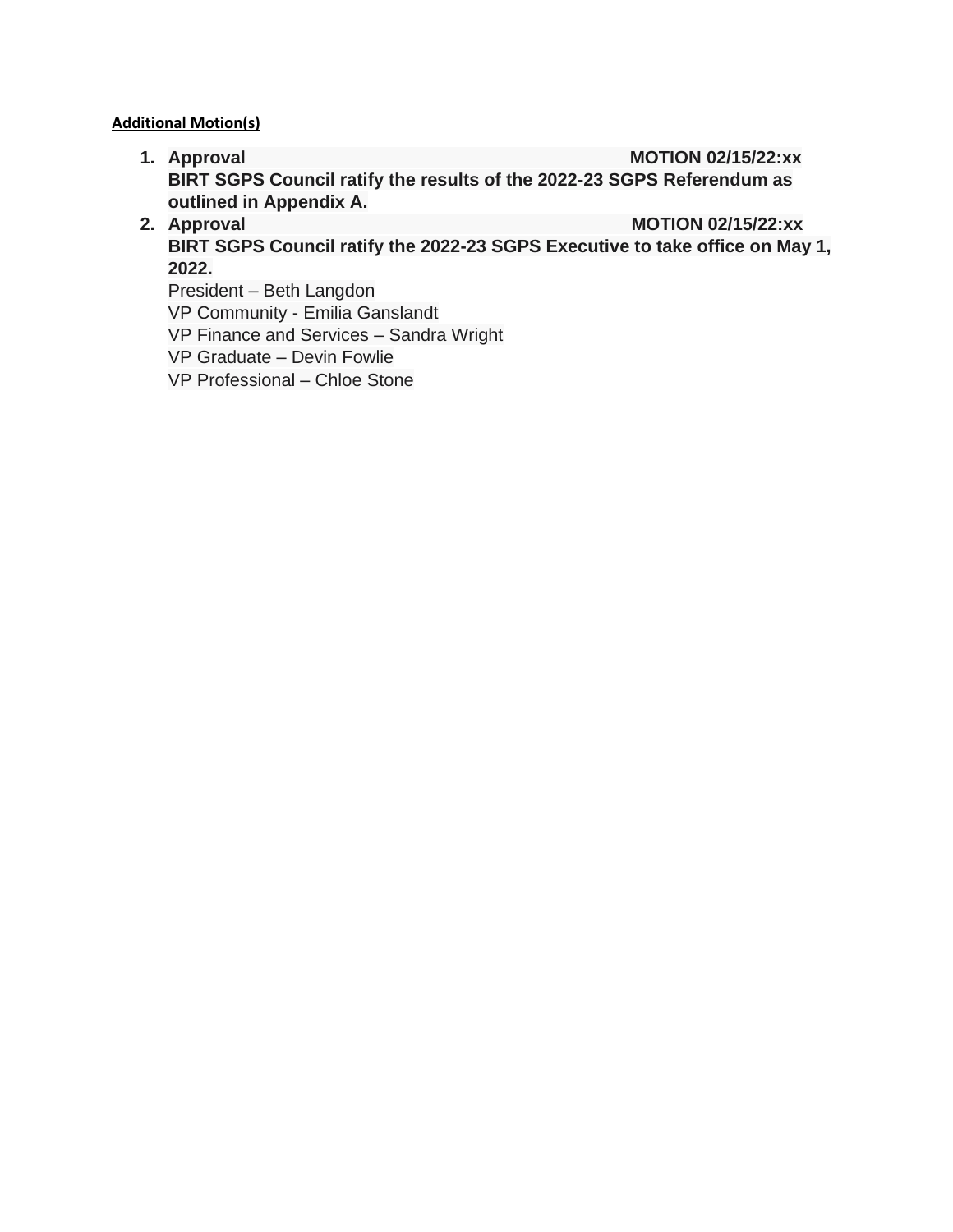**Additional Motion(s)**

1. **Approval** **MOTION 02/15/22:xx**
   **BIRT SGPS Council ratify the results of the 2022-23 SGPS Referendum as outlined in Appendix A.**
2. **Approval** **MOTION 02/15/22:xx**
   **BIRT SGPS Council ratify the 2022-23 SGPS Executive to take office on May 1, 2022.**
   President – Beth Langdon
   VP Community - Emilia Ganslandt
   VP Finance and Services – Sandra Wright
   VP Graduate – Devin Fowlie
   VP Professional – Chloe Stone